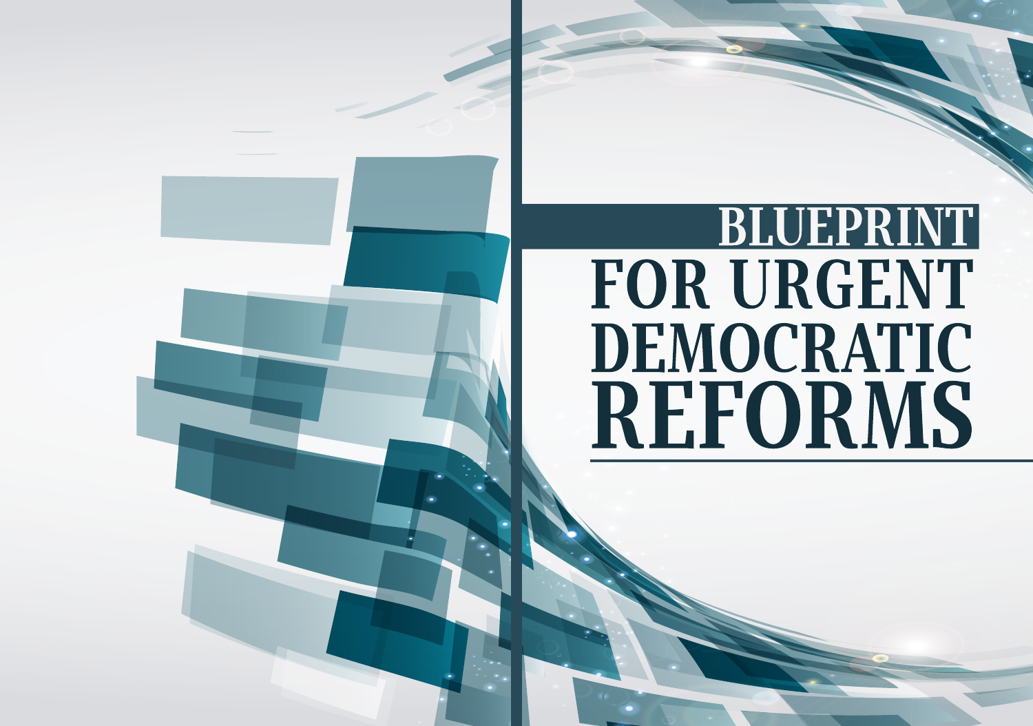# BLUEPRINT FOR URGENT DEMOCRATIC REFORMS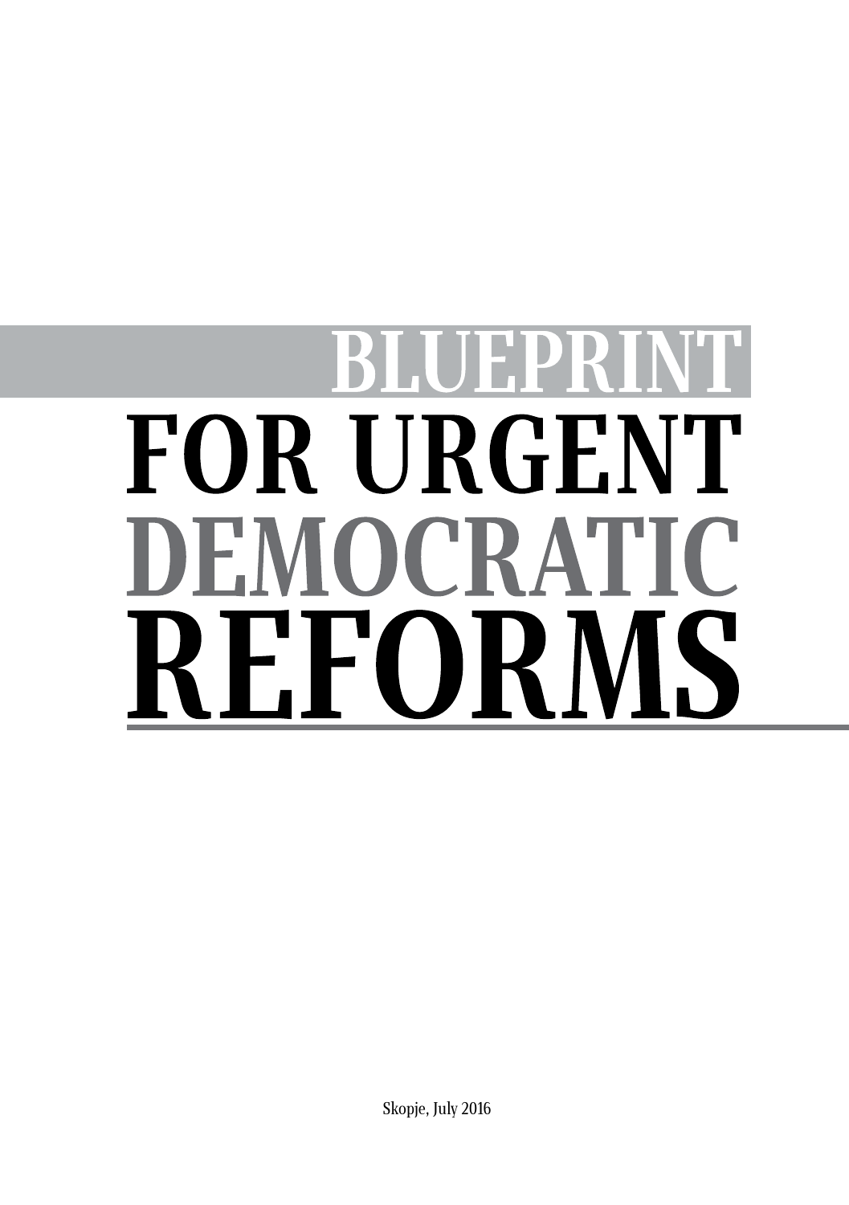# BLUEPRINT FOR URGENT DEMOCRATIC REFORMS

Skopje, July 2016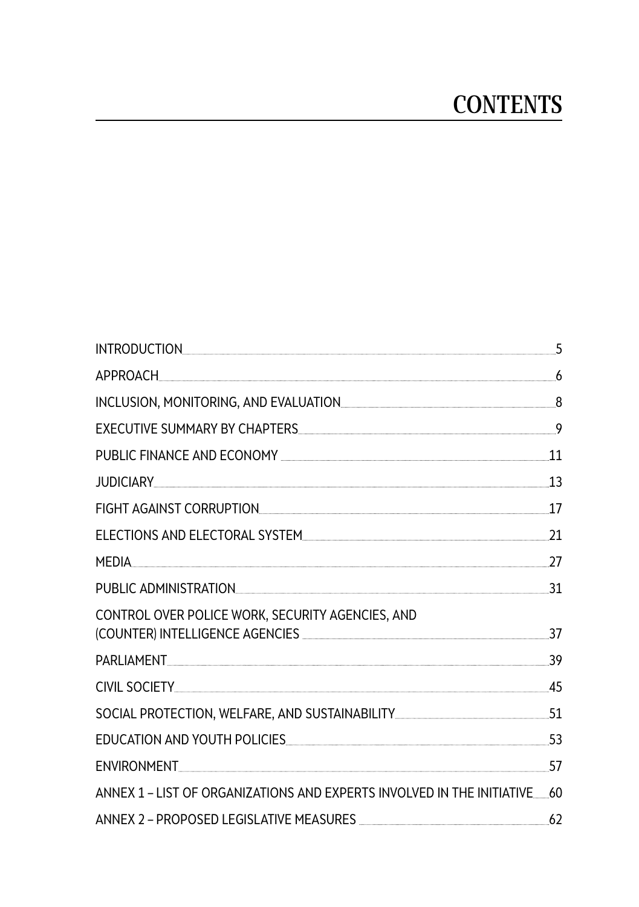# CONTENTS

| | |
|---|---|
| INTRODUCTION | 5 |
| APPROACH | 6 |
| INCLUSION, MONITORING, AND EVALUATION | 8 |
| EXECUTIVE SUMMARY BY CHAPTERS | 9 |
| PUBLIC FINANCE AND ECONOMY | 11 |
| JUDICIARY | 13 |
| FIGHT AGAINST CORRUPTION | 17 |
| ELECTIONS AND ELECTORAL SYSTEM | 21 |
| MEDIA | 27 |
| PUBLIC ADMINISTRATION | 31 |
| CONTROL OVER POLICE WORK, SECURITY AGENCIES, AND (COUNTER) INTELLIGENCE AGENCIES | 37 |
| PARLIAMENT | 39 |
| CIVIL SOCIETY | 45 |
| SOCIAL PROTECTION, WELFARE, AND SUSTAINABILITY | 51 |
| EDUCATION AND YOUTH POLICIES | 53 |
| ENVIRONMENT | 57 |
| ANNEX 1 – LIST OF ORGANIZATIONS AND EXPERTS INVOLVED IN THE INITIATIVE | 60 |
| ANNEX 2 – PROPOSED LEGISLATIVE MEASURES | 62 |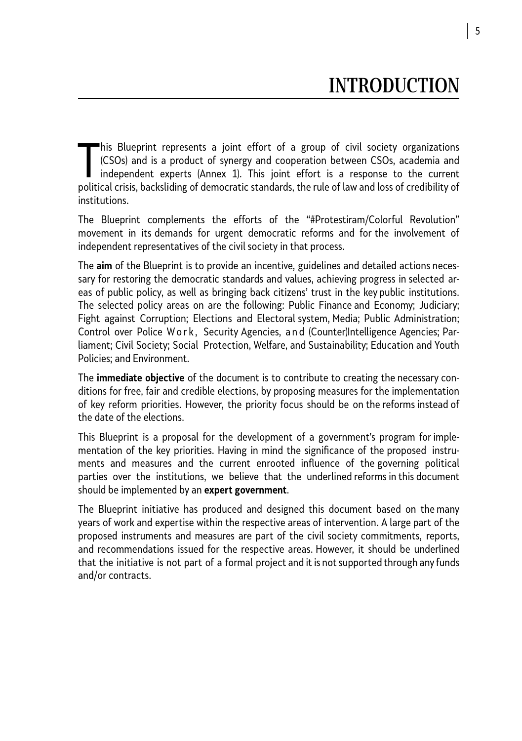# INTRODUCTION

This Blueprint represents a joint effort of a group of civil society organizations (CSOs) and is a product of synergy and cooperation between CSOs, academia and independent experts (Annex 1). This joint effort is a response to the current political crisis, backsliding of democratic standards, the rule of law and loss of credibility of institutions.

The Blueprint complements the efforts of the "#Protestiram/Colorful Revolution" movement in its demands for urgent democratic reforms and for the involvement of independent representatives of the civil society in that process.

The **aim** of the Blueprint is to provide an incentive, guidelines and detailed actions necessary for restoring the democratic standards and values, achieving progress in selected areas of public policy, as well as bringing back citizens' trust in the key public institutions. The selected policy areas on are the following: Public Finance and Economy; Judiciary; Fight against Corruption; Elections and Electoral system, Media; Public Administration; Control over Police Work, Security Agencies, and (Counter)Intelligence Agencies; Parliament; Civil Society; Social Protection, Welfare, and Sustainability; Education and Youth Policies; and Environment.

The **immediate objective** of the document is to contribute to creating the necessary conditions for free, fair and credible elections, by proposing measures for the implementation of key reform priorities. However, the priority focus should be on the reforms instead of the date of the elections.

This Blueprint is a proposal for the development of a government's program for implementation of the key priorities. Having in mind the significance of the proposed instruments and measures and the current enrooted influence of the governing political parties over the institutions, we believe that the underlined reforms in this document should be implemented by an **expert government**.

The Blueprint initiative has produced and designed this document based on the many years of work and expertise within the respective areas of intervention. A large part of the proposed instruments and measures are part of the civil society commitments, reports, and recommendations issued for the respective areas. However, it should be underlined that the initiative is not part of a formal project and it is not supported through any funds and/or contracts.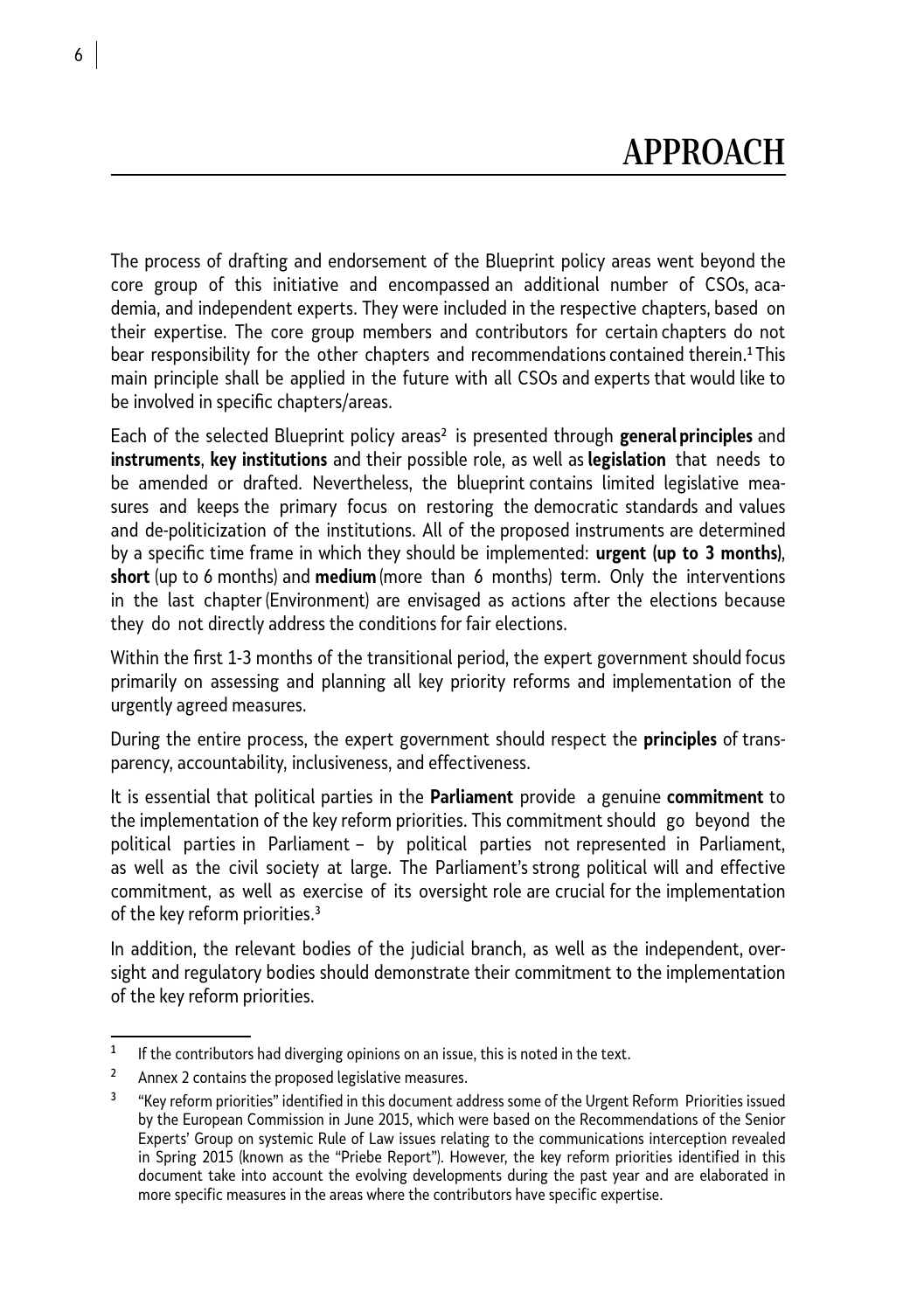# APPROACH

The process of drafting and endorsement of the Blueprint policy areas went beyond the core group of this initiative and encompassed an additional number of CSOs, academia, and independent experts. They were included in the respective chapters, based on their expertise. The core group members and contributors for certain chapters do not bear responsibility for the other chapters and recommendations contained therein.[1] This main principle shall be applied in the future with all CSOs and experts that would like to be involved in specific chapters/areas.

Each of the selected Blueprint policy areas[2] is presented through **general principles** and **instruments**, **key institutions** and their possible role, as well as **legislation** that needs to be amended or drafted. Nevertheless, the blueprint contains limited legislative measures and keeps the primary focus on restoring the democratic standards and values and de-politicization of the institutions. All of the proposed instruments are determined by a specific time frame in which they should be implemented: **urgent (up to 3 months)**, **short** (up to 6 months) and **medium** (more than 6 months) term. Only the interventions in the last chapter (Environment) are envisaged as actions after the elections because they do not directly address the conditions for fair elections.

Within the first 1-3 months of the transitional period, the expert government should focus primarily on assessing and planning all key priority reforms and implementation of the urgently agreed measures.

During the entire process, the expert government should respect the **principles** of transparency, accountability, inclusiveness, and effectiveness.

It is essential that political parties in the **Parliament** provide a genuine **commitment** to the implementation of the key reform priorities. This commitment should go beyond the political parties in Parliament – by political parties not represented in Parliament, as well as the civil society at large. The Parliament's strong political will and effective commitment, as well as exercise of its oversight role are crucial for the implementation of the key reform priorities.[3]

In addition, the relevant bodies of the judicial branch, as well as the independent, oversight and regulatory bodies should demonstrate their commitment to the implementation of the key reform priorities.

---

[1] If the contributors had diverging opinions on an issue, this is noted in the text.

[2] Annex 2 contains the proposed legislative measures.

[3] "Key reform priorities" identified in this document address some of the Urgent Reform Priorities issued by the European Commission in June 2015, which were based on the Recommendations of the Senior Experts' Group on systemic Rule of Law issues relating to the communications interception revealed in Spring 2015 (known as the "Priebe Report"). However, the key reform priorities identified in this document take into account the evolving developments during the past year and are elaborated in more specific measures in the areas where the contributors have specific expertise.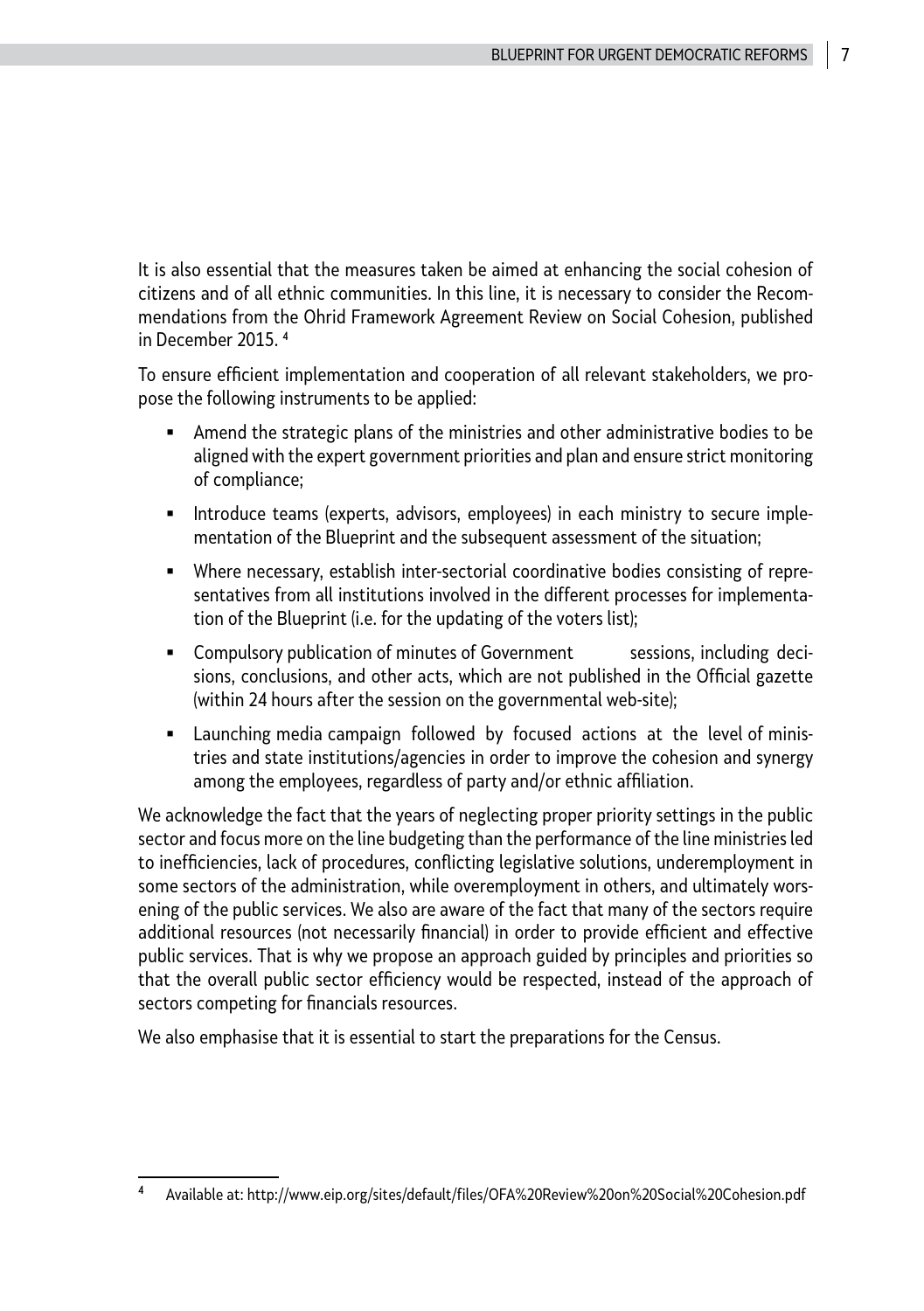It is also essential that the measures taken be aimed at enhancing the social cohesion of citizens and of all ethnic communities. In this line, it is necessary to consider the Recommendations from the Ohrid Framework Agreement Review on Social Cohesion, published in December 2015. [4]

To ensure efficient implementation and cooperation of all relevant stakeholders, we propose the following instruments to be applied:

- Amend the strategic plans of the ministries and other administrative bodies to be aligned with the expert government priorities and plan and ensure strict monitoring of compliance;
- Introduce teams (experts, advisors, employees) in each ministry to secure implementation of the Blueprint and the subsequent assessment of the situation;
- Where necessary, establish inter-sectorial coordinative bodies consisting of representatives from all institutions involved in the different processes for implementation of the Blueprint (i.e. for the updating of the voters list);
- Compulsory publication of minutes of Government sessions, including decisions, conclusions, and other acts, which are not published in the Official gazette (within 24 hours after the session on the governmental web-site);
- Launching media campaign followed by focused actions at the level of ministries and state institutions/agencies in order to improve the cohesion and synergy among the employees, regardless of party and/or ethnic affiliation.

We acknowledge the fact that the years of neglecting proper priority settings in the public sector and focus more on the line budgeting than the performance of the line ministries led to inefficiencies, lack of procedures, conflicting legislative solutions, underemployment in some sectors of the administration, while overemployment in others, and ultimately worsening of the public services. We also are aware of the fact that many of the sectors require additional resources (not necessarily financial) in order to provide efficient and effective public services. That is why we propose an approach guided by principles and priorities so that the overall public sector efficiency would be respected, instead of the approach of sectors competing for financials resources.

We also emphasise that it is essential to start the preparations for the Census.

---

[4] Available at: http://www.eip.org/sites/default/files/OFA%20Review%20on%20Social%20Cohesion.pdf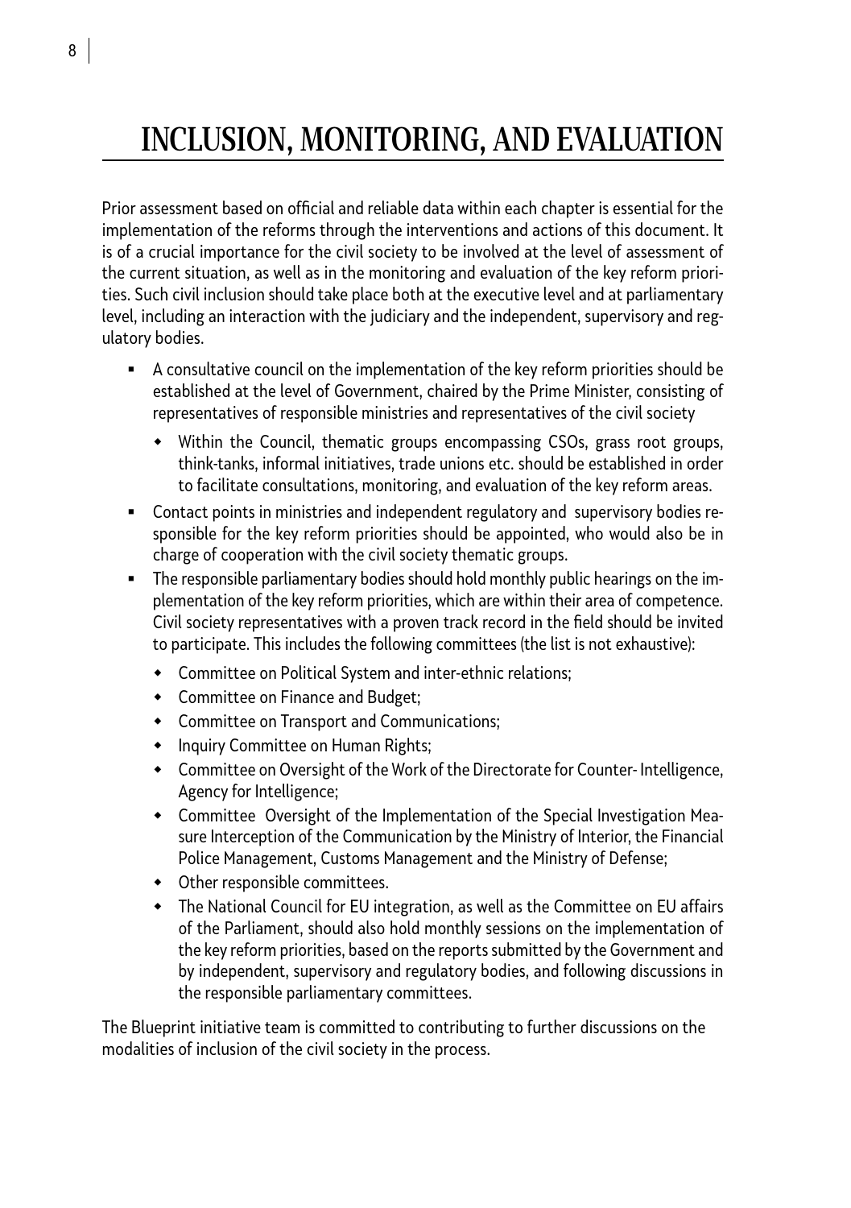# INCLUSION, MONITORING, AND EVALUATION

Prior assessment based on official and reliable data within each chapter is essential for the implementation of the reforms through the interventions and actions of this document. It is of a crucial importance for the civil society to be involved at the level of assessment of the current situation, as well as in the monitoring and evaluation of the key reform priorities. Such civil inclusion should take place both at the executive level and at parliamentary level, including an interaction with the judiciary and the independent, supervisory and regulatory bodies.

- A consultative council on the implementation of the key reform priorities should be established at the level of Government, chaired by the Prime Minister, consisting of representatives of responsible ministries and representatives of the civil society
  - Within the Council, thematic groups encompassing CSOs, grass root groups, think-tanks, informal initiatives, trade unions etc. should be established in order to facilitate consultations, monitoring, and evaluation of the key reform areas.
- Contact points in ministries and independent regulatory and supervisory bodies responsible for the key reform priorities should be appointed, who would also be in charge of cooperation with the civil society thematic groups.
- The responsible parliamentary bodies should hold monthly public hearings on the implementation of the key reform priorities, which are within their area of competence. Civil society representatives with a proven track record in the field should be invited to participate. This includes the following committees (the list is not exhaustive):
  - Committee on Political System and inter-ethnic relations;
  - Committee on Finance and Budget;
  - Committee on Transport and Communications;
  - Inquiry Committee on Human Rights;
  - Committee on Oversight of the Work of the Directorate for Counter- Intelligence, Agency for Intelligence;
  - Committee Oversight of the Implementation of the Special Investigation Measure Interception of the Communication by the Ministry of Interior, the Financial Police Management, Customs Management and the Ministry of Defense;
  - Other responsible committees.
  - The National Council for EU integration, as well as the Committee on EU affairs of the Parliament, should also hold monthly sessions on the implementation of the key reform priorities, based on the reports submitted by the Government and by independent, supervisory and regulatory bodies, and following discussions in the responsible parliamentary committees.

The Blueprint initiative team is committed to contributing to further discussions on the modalities of inclusion of the civil society in the process.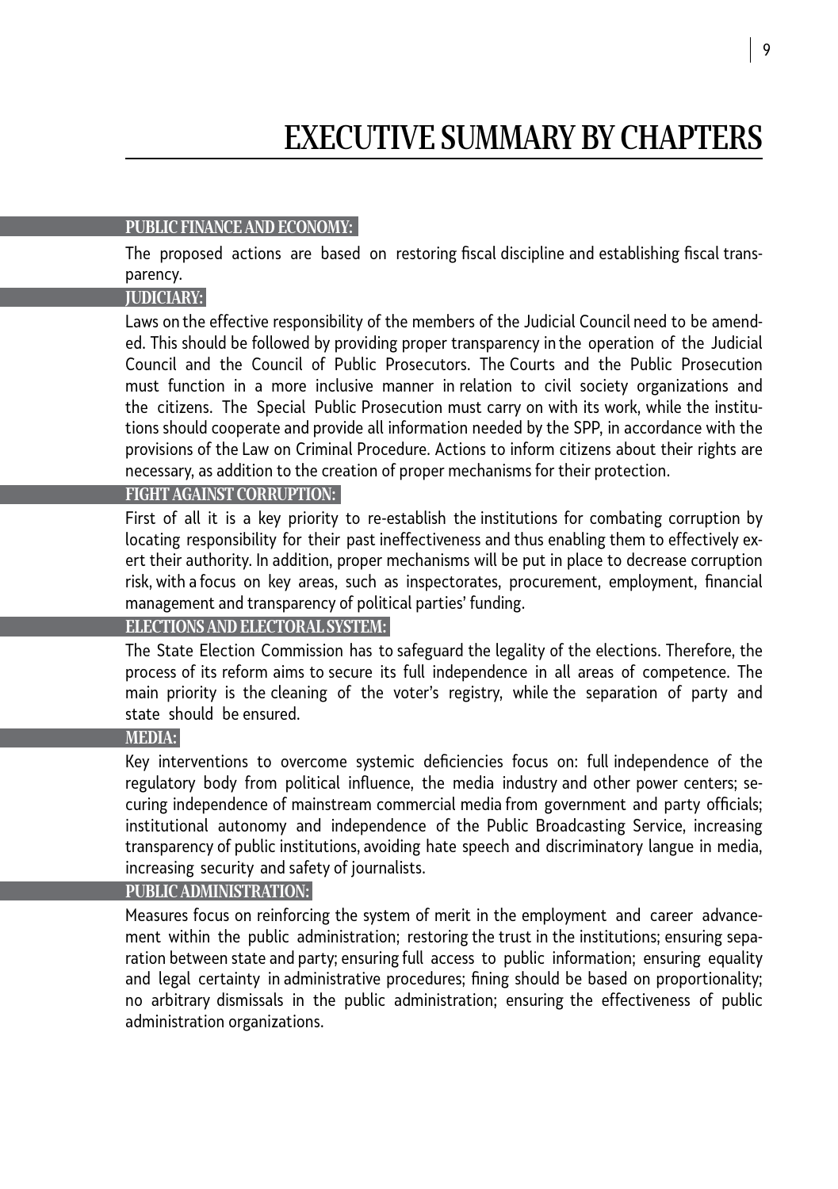# EXECUTIVE SUMMARY BY CHAPTERS

### PUBLIC FINANCE AND ECONOMY:

The proposed actions are based on restoring fiscal discipline and establishing fiscal transparency.

### JUDICIARY:

Laws on the effective responsibility of the members of the Judicial Council need to be amended. This should be followed by providing proper transparency in the operation of the Judicial Council and the Council of Public Prosecutors. The Courts and the Public Prosecution must function in a more inclusive manner in relation to civil society organizations and the citizens. The Special Public Prosecution must carry on with its work, while the institutions should cooperate and provide all information needed by the SPP, in accordance with the provisions of the Law on Criminal Procedure. Actions to inform citizens about their rights are necessary, as addition to the creation of proper mechanisms for their protection.

### FIGHT AGAINST CORRUPTION:

First of all it is a key priority to re-establish the institutions for combating corruption by locating responsibility for their past ineffectiveness and thus enabling them to effectively exert their authority. In addition, proper mechanisms will be put in place to decrease corruption risk, with a focus on key areas, such as inspectorates, procurement, employment, financial management and transparency of political parties' funding.

### ELECTIONS AND ELECTORAL SYSTEM:

The State Election Commission has to safeguard the legality of the elections. Therefore, the process of its reform aims to secure its full independence in all areas of competence. The main priority is the cleaning of the voter's registry, while the separation of party and state should be ensured.

### MEDIA:

Key interventions to overcome systemic deficiencies focus on: full independence of the regulatory body from political influence, the media industry and other power centers; securing independence of mainstream commercial media from government and party officials; institutional autonomy and independence of the Public Broadcasting Service, increasing transparency of public institutions, avoiding hate speech and discriminatory langue in media, increasing security and safety of journalists.

### PUBLIC ADMINISTRATION:

Measures focus on reinforcing the system of merit in the employment and career advancement within the public administration; restoring the trust in the institutions; ensuring separation between state and party; ensuring full access to public information; ensuring equality and legal certainty in administrative procedures; fining should be based on proportionality; no arbitrary dismissals in the public administration; ensuring the effectiveness of public administration organizations.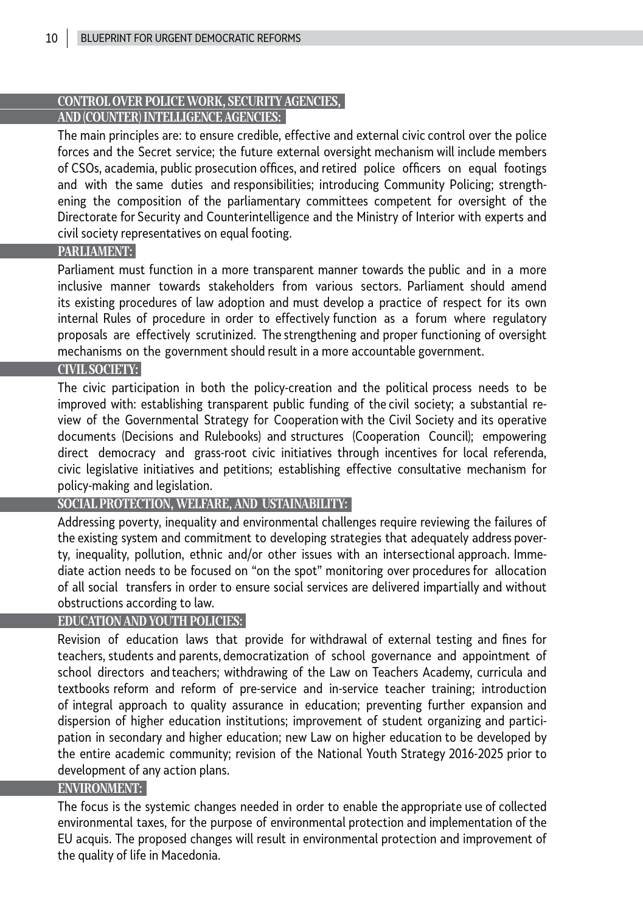### CONTROL OVER POLICE WORK, SECURITY AGENCIES, AND (COUNTER) INTELLIGENCE AGENCIES:

The main principles are: to ensure credible, effective and external civic control over the police forces and the Secret service; the future external oversight mechanism will include members of CSOs, academia, public prosecution offices, and retired police officers on equal footings and with the same duties and responsibilities; introducing Community Policing; strengthening the composition of the parliamentary committees competent for oversight of the Directorate for Security and Counterintelligence and the Ministry of Interior with experts and civil society representatives on equal footing.

### PARLIAMENT:

Parliament must function in a more transparent manner towards the public and in a more inclusive manner towards stakeholders from various sectors. Parliament should amend its existing procedures of law adoption and must develop a practice of respect for its own internal Rules of procedure in order to effectively function as a forum where regulatory proposals are effectively scrutinized. The strengthening and proper functioning of oversight mechanisms on the government should result in a more accountable government.

### CIVIL SOCIETY:

The civic participation in both the policy-creation and the political process needs to be improved with: establishing transparent public funding of the civil society; a substantial review of the Governmental Strategy for Cooperation with the Civil Society and its operative documents (Decisions and Rulebooks) and structures (Cooperation Council); empowering direct democracy and grass-root civic initiatives through incentives for local referenda, civic legislative initiatives and petitions; establishing effective consultative mechanism for policy-making and legislation.

### SOCIAL PROTECTION, WELFARE, AND USTAINABILITY:

Addressing poverty, inequality and environmental challenges require reviewing the failures of the existing system and commitment to developing strategies that adequately address poverty, inequality, pollution, ethnic and/or other issues with an intersectional approach. Immediate action needs to be focused on "on the spot" monitoring over procedures for allocation of all social transfers in order to ensure social services are delivered impartially and without obstructions according to law.

### EDUCATION AND YOUTH POLICIES:

Revision of education laws that provide for withdrawal of external testing and fines for teachers, students and parents, democratization of school governance and appointment of school directors and teachers; withdrawing of the Law on Teachers Academy, curricula and textbooks reform and reform of pre-service and in-service teacher training; introduction of integral approach to quality assurance in education; preventing further expansion and dispersion of higher education institutions; improvement of student organizing and participation in secondary and higher education; new Law on higher education to be developed by the entire academic community; revision of the National Youth Strategy 2016-2025 prior to development of any action plans.

### ENVIRONMENT:

The focus is the systemic changes needed in order to enable the appropriate use of collected environmental taxes, for the purpose of environmental protection and implementation of the EU acquis. The proposed changes will result in environmental protection and improvement of the quality of life in Macedonia.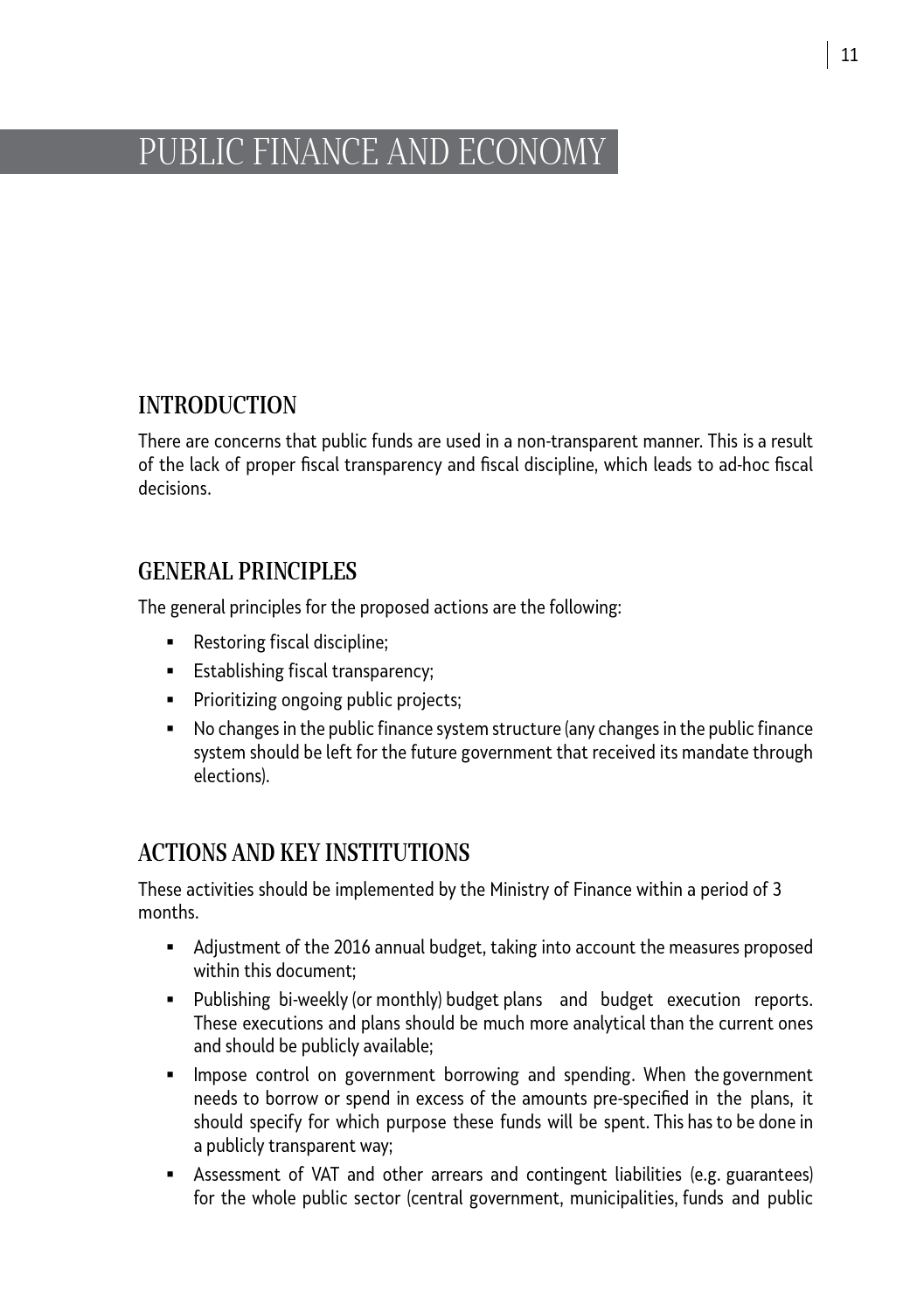# PUBLIC FINANCE AND ECONOMY

## INTRODUCTION

There are concerns that public funds are used in a non-transparent manner. This is a result of the lack of proper fiscal transparency and fiscal discipline, which leads to ad-hoc fiscal decisions.

## GENERAL PRINCIPLES

The general principles for the proposed actions are the following:

- Restoring fiscal discipline;
- Establishing fiscal transparency;
- Prioritizing ongoing public projects;
- No changes in the public finance system structure (any changes in the public finance system should be left for the future government that received its mandate through elections).

## ACTIONS AND KEY INSTITUTIONS

These activities should be implemented by the Ministry of Finance within a period of 3 months.

- Adjustment of the 2016 annual budget, taking into account the measures proposed within this document;
- Publishing bi-weekly (or monthly) budget plans and budget execution reports. These executions and plans should be much more analytical than the current ones and should be publicly available;
- Impose control on government borrowing and spending. When the government needs to borrow or spend in excess of the amounts pre-specified in the plans, it should specify for which purpose these funds will be spent. This has to be done in a publicly transparent way;
- Assessment of VAT and other arrears and contingent liabilities (e.g. guarantees) for the whole public sector (central government, municipalities, funds and public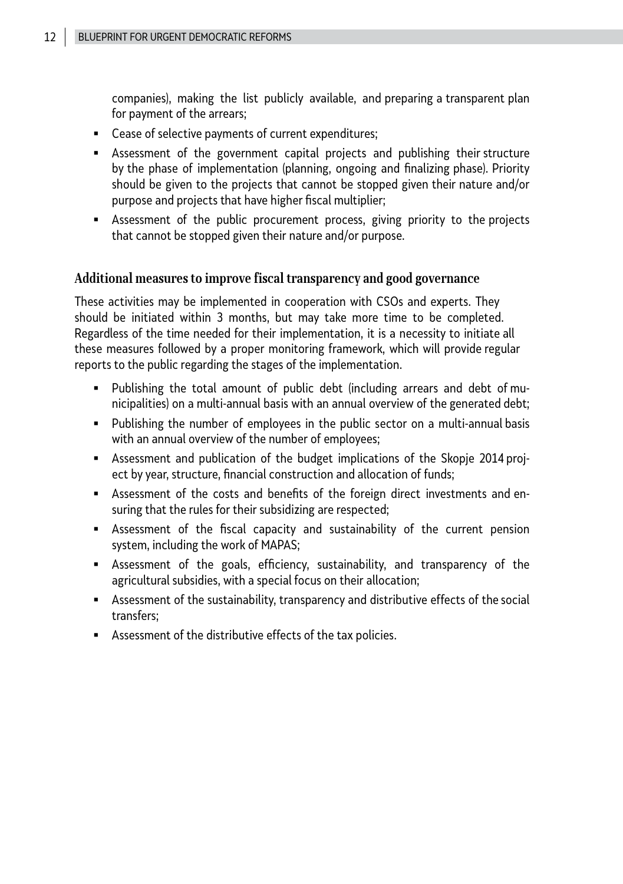companies), making the list publicly available, and preparing a transparent plan for payment of the arrears;

- Cease of selective payments of current expenditures;
- Assessment of the government capital projects and publishing their structure by the phase of implementation (planning, ongoing and finalizing phase). Priority should be given to the projects that cannot be stopped given their nature and/or purpose and projects that have higher fiscal multiplier;
- Assessment of the public procurement process, giving priority to the projects that cannot be stopped given their nature and/or purpose.

### Additional measures to improve fiscal transparency and good governance

These activities may be implemented in cooperation with CSOs and experts. They should be initiated within 3 months, but may take more time to be completed. Regardless of the time needed for their implementation, it is a necessity to initiate all these measures followed by a proper monitoring framework, which will provide regular reports to the public regarding the stages of the implementation.

- Publishing the total amount of public debt (including arrears and debt of municipalities) on a multi-annual basis with an annual overview of the generated debt;
- Publishing the number of employees in the public sector on a multi-annual basis with an annual overview of the number of employees;
- Assessment and publication of the budget implications of the Skopje 2014 project by year, structure, financial construction and allocation of funds;
- Assessment of the costs and benefits of the foreign direct investments and ensuring that the rules for their subsidizing are respected;
- Assessment of the fiscal capacity and sustainability of the current pension system, including the work of MAPAS;
- Assessment of the goals, efficiency, sustainability, and transparency of the agricultural subsidies, with a special focus on their allocation;
- Assessment of the sustainability, transparency and distributive effects of the social transfers;
- Assessment of the distributive effects of the tax policies.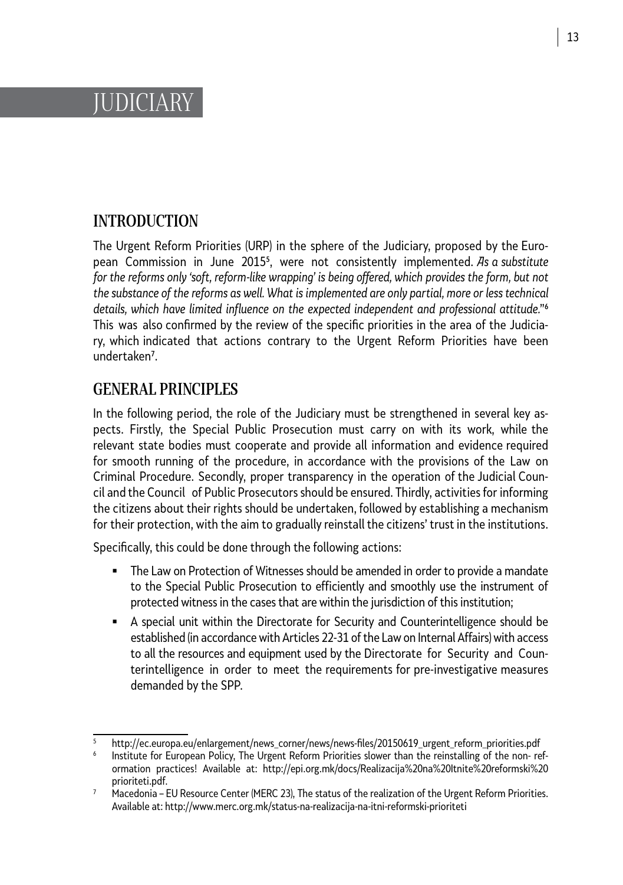# JUDICIARY

## INTRODUCTION

The Urgent Reform Priorities (URP) in the sphere of the Judiciary, proposed by the European Commission in June 2015[5], were not consistently implemented. *As a substitute for the reforms only 'soft, reform-like wrapping' is being offered, which provides the form, but not the substance of the reforms as well. What is implemented are only partial, more or less technical details, which have limited influence on the expected independent and professional attitude.*"[6] This was also confirmed by the review of the specific priorities in the area of the Judiciary, which indicated that actions contrary to the Urgent Reform Priorities have been undertaken[7].

## GENERAL PRINCIPLES

In the following period, the role of the Judiciary must be strengthened in several key aspects. Firstly, the Special Public Prosecution must carry on with its work, while the relevant state bodies must cooperate and provide all information and evidence required for smooth running of the procedure, in accordance with the provisions of the Law on Criminal Procedure. Secondly, proper transparency in the operation of the Judicial Council and the Council of Public Prosecutors should be ensured. Thirdly, activities for informing the citizens about their rights should be undertaken, followed by establishing a mechanism for their protection, with the aim to gradually reinstall the citizens' trust in the institutions.

Specifically, this could be done through the following actions:

- The Law on Protection of Witnesses should be amended in order to provide a mandate to the Special Public Prosecution to efficiently and smoothly use the instrument of protected witness in the cases that are within the jurisdiction of this institution;
- A special unit within the Directorate for Security and Counterintelligence should be established (in accordance with Articles 22-31 of the Law on Internal Affairs) with access to all the resources and equipment used by the Directorate for Security and Counterintelligence in order to meet the requirements for pre-investigative measures demanded by the SPP.

---

[5] http://ec.europa.eu/enlargement/news_corner/news/news-files/20150619_urgent_reform_priorities.pdf

[6] Institute for European Policy, The Urgent Reform Priorities slower than the reinstalling of the non- reformation practices! Available at: http://epi.org.mk/docs/Realizacija%20na%20Itnite%20reformski%20prioriteti.pdf.

[7] Macedonia – EU Resource Center (MERC 23), The status of the realization of the Urgent Reform Priorities. Available at: http://www.merc.org.mk/status-na-realizacija-na-itni-reformski-prioriteti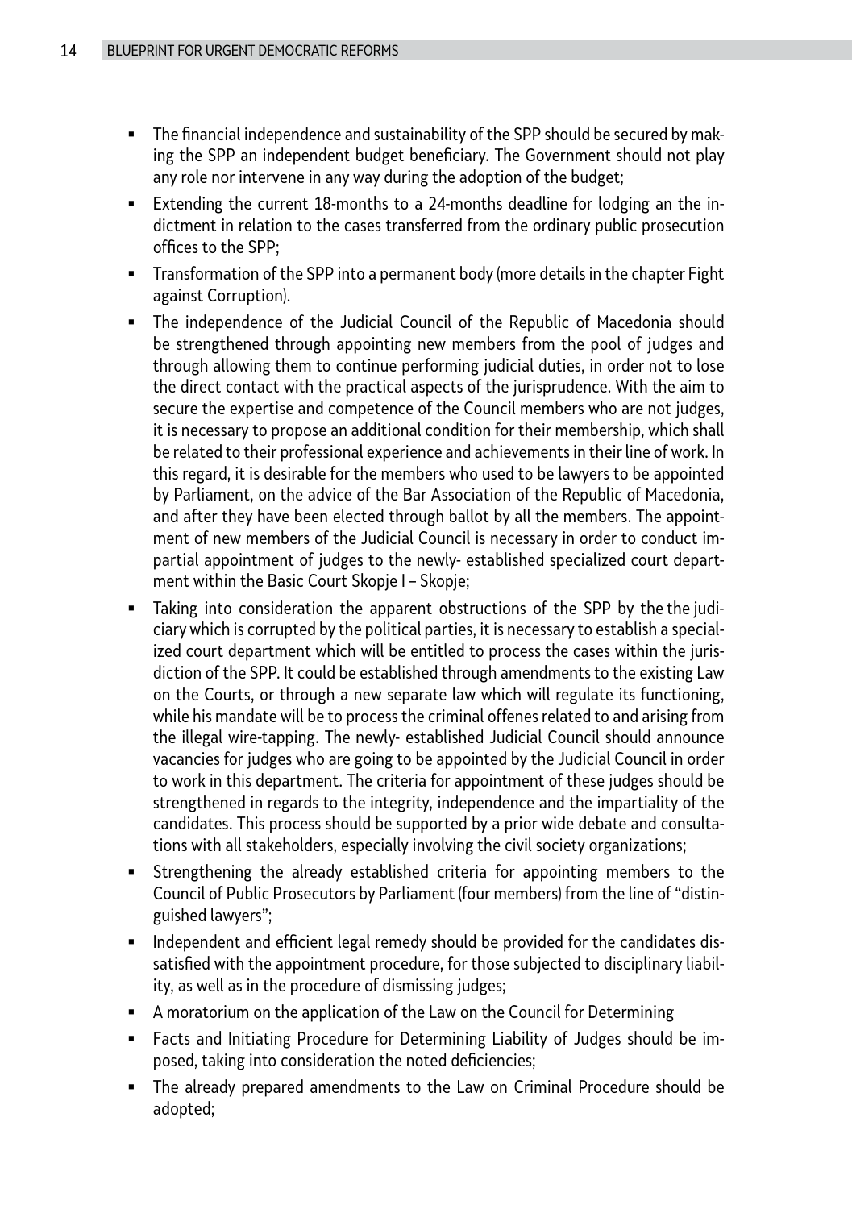- The financial independence and sustainability of the SPP should be secured by making the SPP an independent budget beneficiary. The Government should not play any role nor intervene in any way during the adoption of the budget;
- Extending the current 18-months to a 24-months deadline for lodging an the indictment in relation to the cases transferred from the ordinary public prosecution offices to the SPP;
- Transformation of the SPP into a permanent body (more details in the chapter Fight against Corruption).
- The independence of the Judicial Council of the Republic of Macedonia should be strengthened through appointing new members from the pool of judges and through allowing them to continue performing judicial duties, in order not to lose the direct contact with the practical aspects of the jurisprudence. With the aim to secure the expertise and competence of the Council members who are not judges, it is necessary to propose an additional condition for their membership, which shall be related to their professional experience and achievements in their line of work. In this regard, it is desirable for the members who used to be lawyers to be appointed by Parliament, on the advice of the Bar Association of the Republic of Macedonia, and after they have been elected through ballot by all the members. The appointment of new members of the Judicial Council is necessary in order to conduct impartial appointment of judges to the newly- established specialized court department within the Basic Court Skopje I – Skopje;
- Taking into consideration the apparent obstructions of the SPP by the the judiciary which is corrupted by the political parties, it is necessary to establish a specialized court department which will be entitled to process the cases within the jurisdiction of the SPP. It could be established through amendments to the existing Law on the Courts, or through a new separate law which will regulate its functioning, while his mandate will be to process the criminal offenes related to and arising from the illegal wire-tapping. The newly- established Judicial Council should announce vacancies for judges who are going to be appointed by the Judicial Council in order to work in this department. The criteria for appointment of these judges should be strengthened in regards to the integrity, independence and the impartiality of the candidates. This process should be supported by a prior wide debate and consultations with all stakeholders, especially involving the civil society organizations;
- Strengthening the already established criteria for appointing members to the Council of Public Prosecutors by Parliament (four members) from the line of "distinguished lawyers";
- Independent and efficient legal remedy should be provided for the candidates dissatisfied with the appointment procedure, for those subjected to disciplinary liability, as well as in the procedure of dismissing judges;
- A moratorium on the application of the Law on the Council for Determining
- Facts and Initiating Procedure for Determining Liability of Judges should be imposed, taking into consideration the noted deficiencies;
- The already prepared amendments to the Law on Criminal Procedure should be adopted;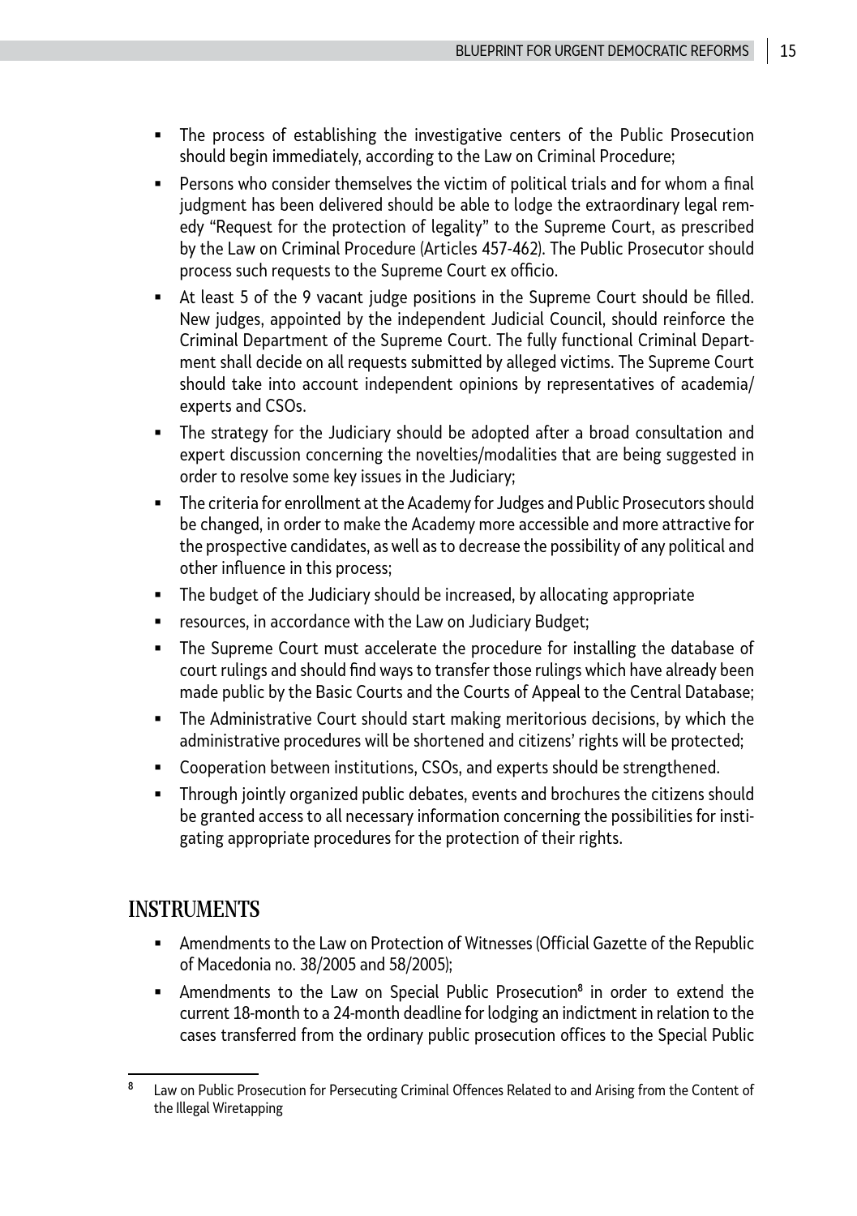- The process of establishing the investigative centers of the Public Prosecution should begin immediately, according to the Law on Criminal Procedure;
- Persons who consider themselves the victim of political trials and for whom a final judgment has been delivered should be able to lodge the extraordinary legal remedy "Request for the protection of legality" to the Supreme Court, as prescribed by the Law on Criminal Procedure (Articles 457-462). The Public Prosecutor should process such requests to the Supreme Court ex officio.
- At least 5 of the 9 vacant judge positions in the Supreme Court should be filled. New judges, appointed by the independent Judicial Council, should reinforce the Criminal Department of the Supreme Court. The fully functional Criminal Department shall decide on all requests submitted by alleged victims. The Supreme Court should take into account independent opinions by representatives of academia/ experts and CSOs.
- The strategy for the Judiciary should be adopted after a broad consultation and expert discussion concerning the novelties/modalities that are being suggested in order to resolve some key issues in the Judiciary;
- The criteria for enrollment at the Academy for Judges and Public Prosecutors should be changed, in order to make the Academy more accessible and more attractive for the prospective candidates, as well as to decrease the possibility of any political and other influence in this process;
- The budget of the Judiciary should be increased, by allocating appropriate
- resources, in accordance with the Law on Judiciary Budget;
- The Supreme Court must accelerate the procedure for installing the database of court rulings and should find ways to transfer those rulings which have already been made public by the Basic Courts and the Courts of Appeal to the Central Database;
- The Administrative Court should start making meritorious decisions, by which the administrative procedures will be shortened and citizens' rights will be protected;
- Cooperation between institutions, CSOs, and experts should be strengthened.
- Through jointly organized public debates, events and brochures the citizens should be granted access to all necessary information concerning the possibilities for instigating appropriate procedures for the protection of their rights.

## INSTRUMENTS

- Amendments to the Law on Protection of Witnesses (Official Gazette of the Republic of Macedonia no. 38/2005 and 58/2005);
- Amendments to the Law on Special Public Prosecution[8] in order to extend the current 18-month to a 24-month deadline for lodging an indictment in relation to the cases transferred from the ordinary public prosecution offices to the Special Public

---

[8] Law on Public Prosecution for Persecuting Criminal Offences Related to and Arising from the Content of the Illegal Wiretapping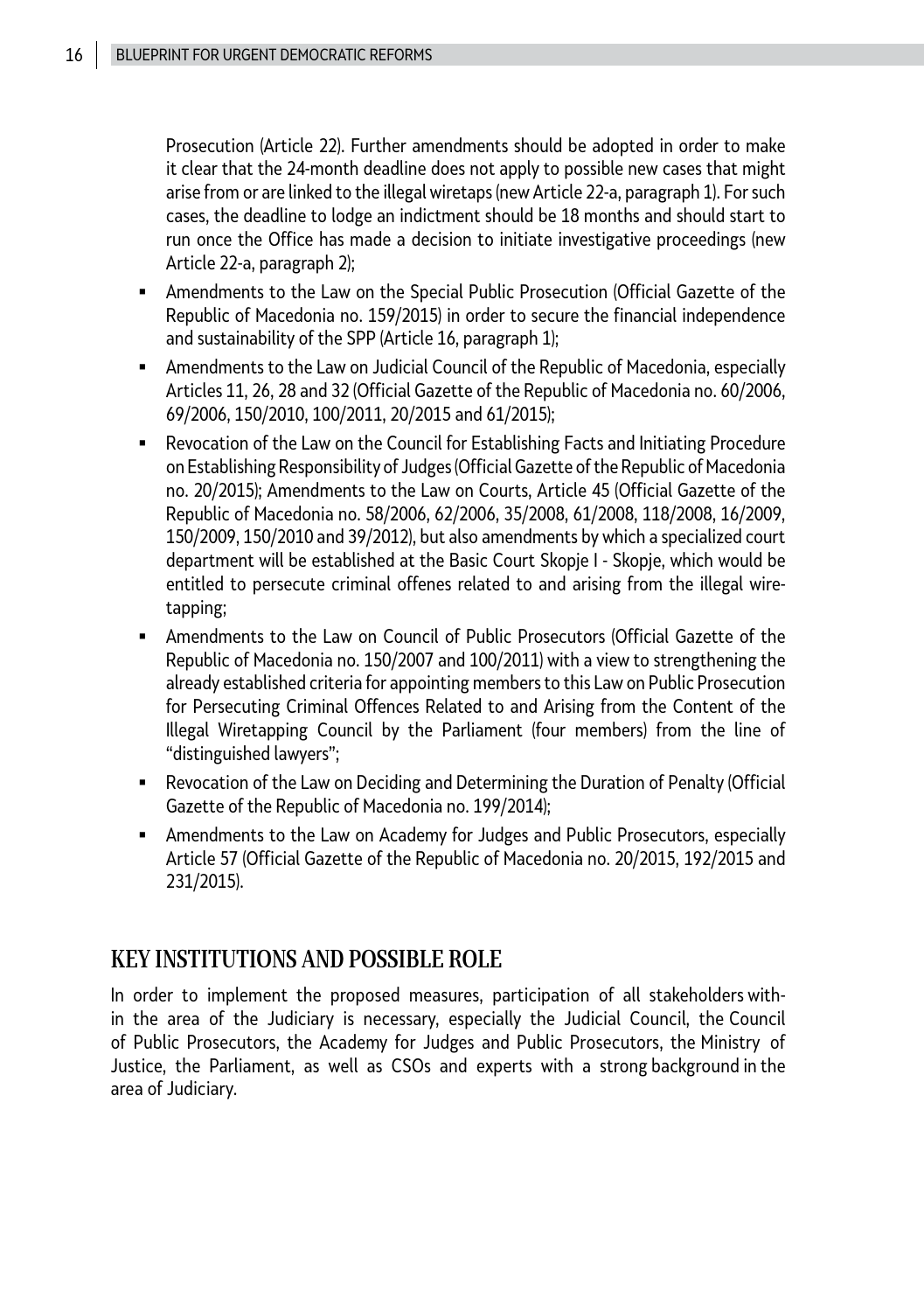Prosecution (Article 22). Further amendments should be adopted in order to make it clear that the 24-month deadline does not apply to possible new cases that might arise from or are linked to the illegal wiretaps (new Article 22-a, paragraph 1). For such cases, the deadline to lodge an indictment should be 18 months and should start to run once the Office has made a decision to initiate investigative proceedings (new Article 22-a, paragraph 2);

- Amendments to the Law on the Special Public Prosecution (Official Gazette of the Republic of Macedonia no. 159/2015) in order to secure the financial independence and sustainability of the SPP (Article 16, paragraph 1);
- Amendments to the Law on Judicial Council of the Republic of Macedonia, especially Articles 11, 26, 28 and 32 (Official Gazette of the Republic of Macedonia no. 60/2006, 69/2006, 150/2010, 100/2011, 20/2015 and 61/2015);
- Revocation of the Law on the Council for Establishing Facts and Initiating Procedure on Establishing Responsibility of Judges (Official Gazette of the Republic of Macedonia no. 20/2015); Amendments to the Law on Courts, Article 45 (Official Gazette of the Republic of Macedonia no. 58/2006, 62/2006, 35/2008, 61/2008, 118/2008, 16/2009, 150/2009, 150/2010 and 39/2012), but also amendments by which a specialized court department will be established at the Basic Court Skopje I - Skopje, which would be entitled to persecute criminal offenes related to and arising from the illegal wire-tapping;
- Amendments to the Law on Council of Public Prosecutors (Official Gazette of the Republic of Macedonia no. 150/2007 and 100/2011) with a view to strengthening the already established criteria for appointing members to this Law on Public Prosecution for Persecuting Criminal Offences Related to and Arising from the Content of the Illegal Wiretapping Council by the Parliament (four members) from the line of "distinguished lawyers";
- Revocation of the Law on Deciding and Determining the Duration of Penalty (Official Gazette of the Republic of Macedonia no. 199/2014);
- Amendments to the Law on Academy for Judges and Public Prosecutors, especially Article 57 (Official Gazette of the Republic of Macedonia no. 20/2015, 192/2015 and 231/2015).

## KEY INSTITUTIONS AND POSSIBLE ROLE

In order to implement the proposed measures, participation of all stakeholders within the area of the Judiciary is necessary, especially the Judicial Council, the Council of Public Prosecutors, the Academy for Judges and Public Prosecutors, the Ministry of Justice, the Parliament, as well as CSOs and experts with a strong background in the area of Judiciary.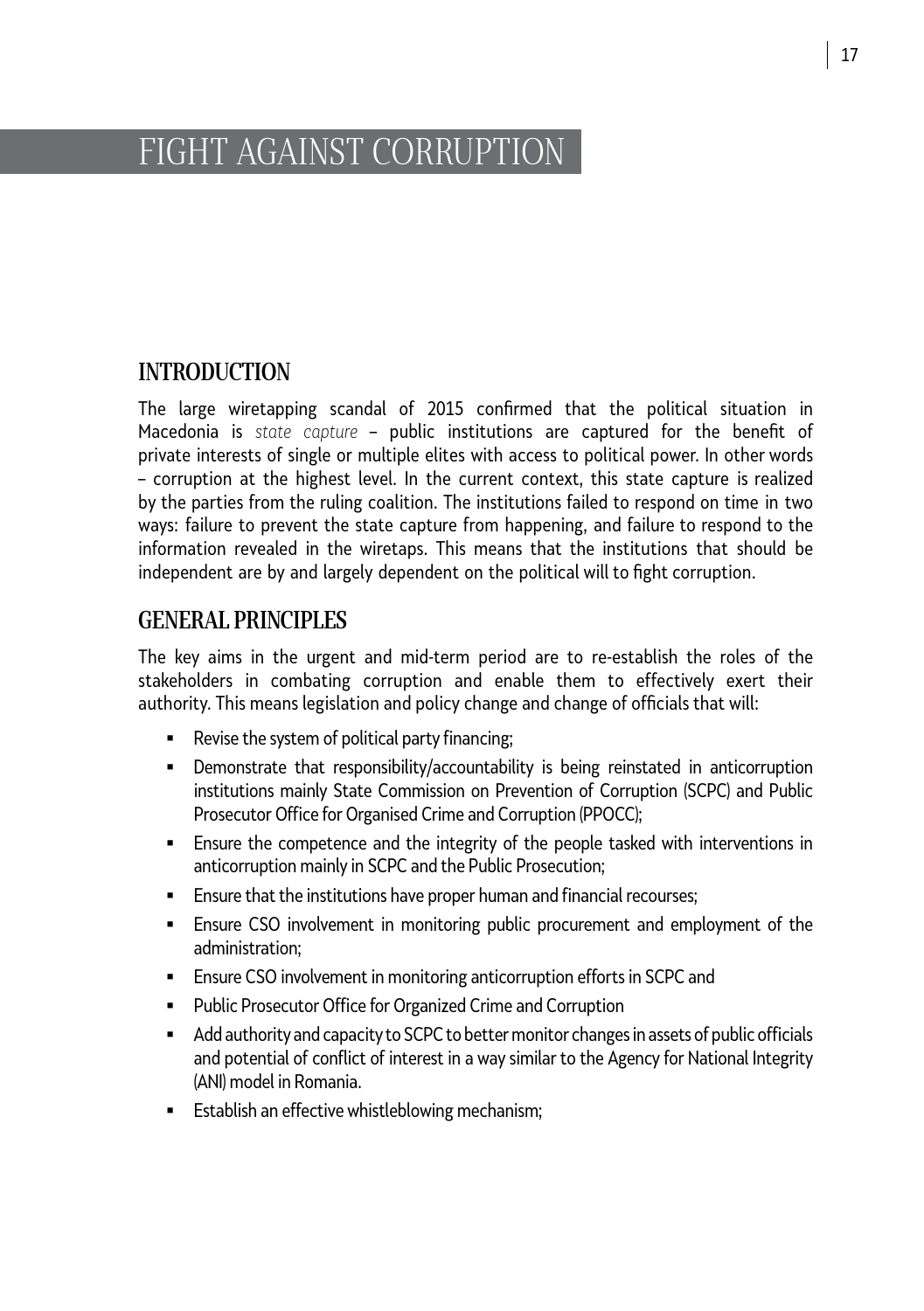# FIGHT AGAINST CORRUPTION

## INTRODUCTION

The large wiretapping scandal of 2015 confirmed that the political situation in Macedonia is *state capture* – public institutions are captured for the benefit of private interests of single or multiple elites with access to political power. In other words – corruption at the highest level. In the current context, this state capture is realized by the parties from the ruling coalition. The institutions failed to respond on time in two ways: failure to prevent the state capture from happening, and failure to respond to the information revealed in the wiretaps. This means that the institutions that should be independent are by and largely dependent on the political will to fight corruption.

## GENERAL PRINCIPLES

The key aims in the urgent and mid-term period are to re-establish the roles of the stakeholders in combating corruption and enable them to effectively exert their authority. This means legislation and policy change and change of officials that will:

- Revise the system of political party financing;
- Demonstrate that responsibility/accountability is being reinstated in anticorruption institutions mainly State Commission on Prevention of Corruption (SCPC) and Public Prosecutor Office for Organised Crime and Corruption (PPOCC);
- Ensure the competence and the integrity of the people tasked with interventions in anticorruption mainly in SCPC and the Public Prosecution;
- Ensure that the institutions have proper human and financial recourses;
- Ensure CSO involvement in monitoring public procurement and employment of the administration;
- Ensure CSO involvement in monitoring anticorruption efforts in SCPC and
- Public Prosecutor Office for Organized Crime and Corruption
- Add authority and capacity to SCPC to better monitor changes in assets of public officials and potential of conflict of interest in a way similar to the Agency for National Integrity (ANI) model in Romania.
- Establish an effective whistleblowing mechanism;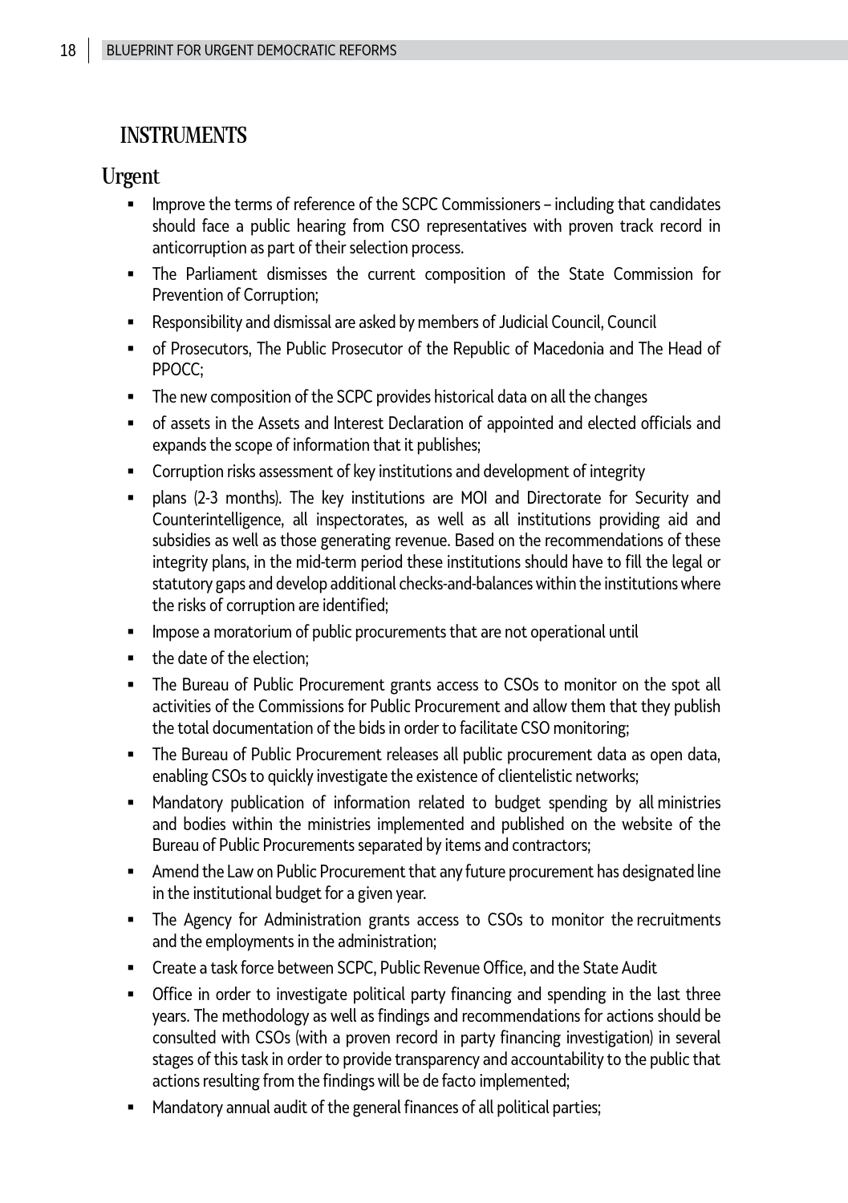## INSTRUMENTS

### Urgent

- Improve the terms of reference of the SCPC Commissioners – including that candidates should face a public hearing from CSO representatives with proven track record in anticorruption as part of their selection process.
- The Parliament dismisses the current composition of the State Commission for Prevention of Corruption;
- Responsibility and dismissal are asked by members of Judicial Council, Council
- of Prosecutors, The Public Prosecutor of the Republic of Macedonia and The Head of PPOCC;
- The new composition of the SCPC provides historical data on all the changes
- of assets in the Assets and Interest Declaration of appointed and elected officials and expands the scope of information that it publishes;
- Corruption risks assessment of key institutions and development of integrity
- plans (2-3 months). The key institutions are MOI and Directorate for Security and Counterintelligence, all inspectorates, as well as all institutions providing aid and subsidies as well as those generating revenue. Based on the recommendations of these integrity plans, in the mid-term period these institutions should have to fill the legal or statutory gaps and develop additional checks-and-balances within the institutions where the risks of corruption are identified;
- Impose a moratorium of public procurements that are not operational until
- the date of the election;
- The Bureau of Public Procurement grants access to CSOs to monitor on the spot all activities of the Commissions for Public Procurement and allow them that they publish the total documentation of the bids in order to facilitate CSO monitoring;
- The Bureau of Public Procurement releases all public procurement data as open data, enabling CSOs to quickly investigate the existence of clientelistic networks;
- Mandatory publication of information related to budget spending by all ministries and bodies within the ministries implemented and published on the website of the Bureau of Public Procurements separated by items and contractors;
- Amend the Law on Public Procurement that any future procurement has designated line in the institutional budget for a given year.
- The Agency for Administration grants access to CSOs to monitor the recruitments and the employments in the administration;
- Create a task force between SCPC, Public Revenue Office, and the State Audit
- Office in order to investigate political party financing and spending in the last three years. The methodology as well as findings and recommendations for actions should be consulted with CSOs (with a proven record in party financing investigation) in several stages of this task in order to provide transparency and accountability to the public that actions resulting from the findings will be de facto implemented;
- Mandatory annual audit of the general finances of all political parties;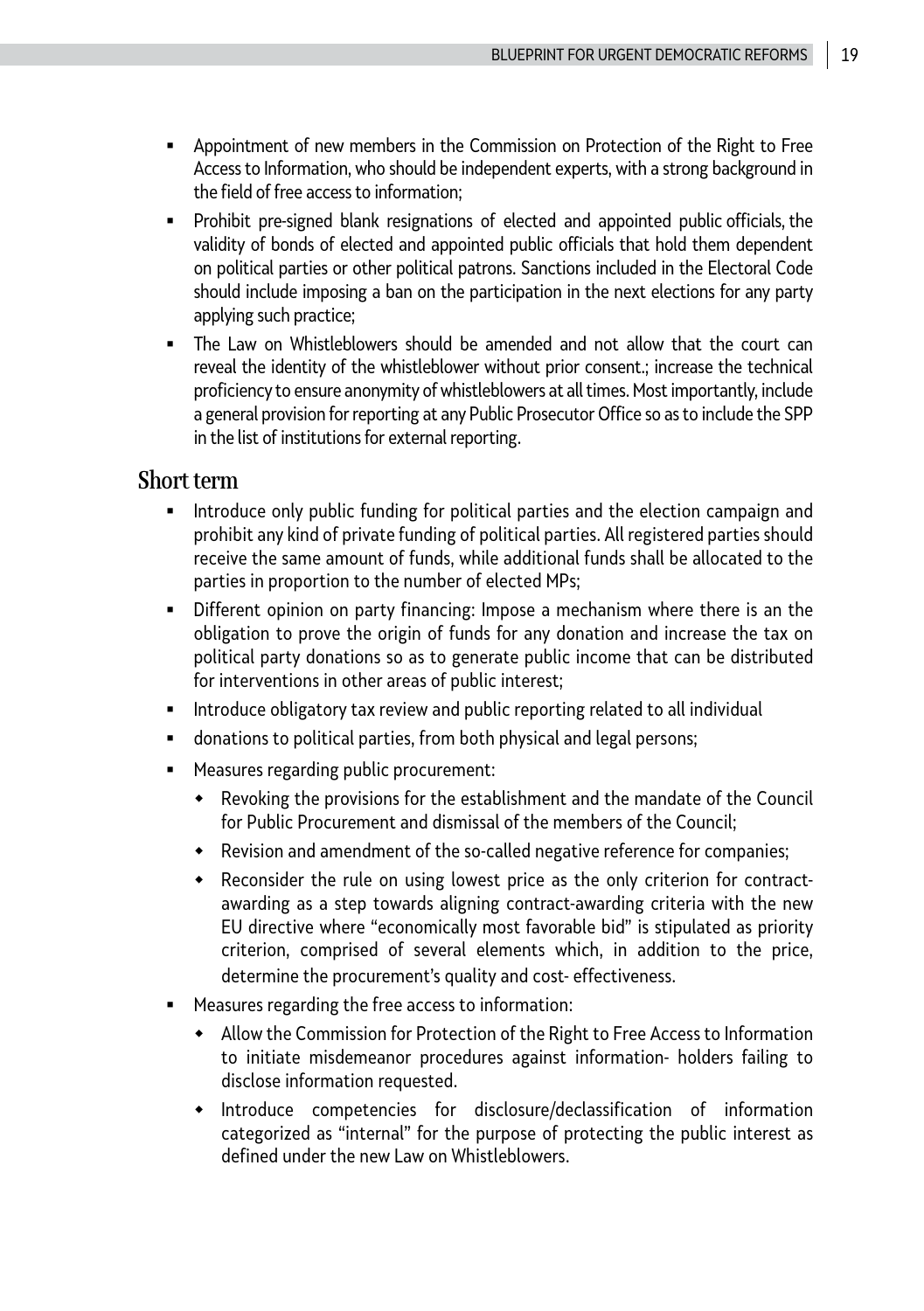- Appointment of new members in the Commission on Protection of the Right to Free Access to Information, who should be independent experts, with a strong background in the field of free access to information;
- Prohibit pre-signed blank resignations of elected and appointed public officials, the validity of bonds of elected and appointed public officials that hold them dependent on political parties or other political patrons. Sanctions included in the Electoral Code should include imposing a ban on the participation in the next elections for any party applying such practice;
- The Law on Whistleblowers should be amended and not allow that the court can reveal the identity of the whistleblower without prior consent.; increase the technical proficiency to ensure anonymity of whistleblowers at all times. Most importantly, include a general provision for reporting at any Public Prosecutor Office so as to include the SPP in the list of institutions for external reporting.

## Short term

- Introduce only public funding for political parties and the election campaign and prohibit any kind of private funding of political parties. All registered parties should receive the same amount of funds, while additional funds shall be allocated to the parties in proportion to the number of elected MPs;
- Different opinion on party financing: Impose a mechanism where there is an the obligation to prove the origin of funds for any donation and increase the tax on political party donations so as to generate public income that can be distributed for interventions in other areas of public interest;
- Introduce obligatory tax review and public reporting related to all individual
- donations to political parties, from both physical and legal persons;
- Measures regarding public procurement:
  - Revoking the provisions for the establishment and the mandate of the Council for Public Procurement and dismissal of the members of the Council;
  - Revision and amendment of the so-called negative reference for companies;
  - Reconsider the rule on using lowest price as the only criterion for contract-awarding as a step towards aligning contract-awarding criteria with the new EU directive where "economically most favorable bid" is stipulated as priority criterion, comprised of several elements which, in addition to the price, determine the procurement's quality and cost- effectiveness.
- Measures regarding the free access to information:
  - Allow the Commission for Protection of the Right to Free Access to Information to initiate misdemeanor procedures against information- holders failing to disclose information requested.
  - Introduce competencies for disclosure/declassification of information categorized as "internal" for the purpose of protecting the public interest as defined under the new Law on Whistleblowers.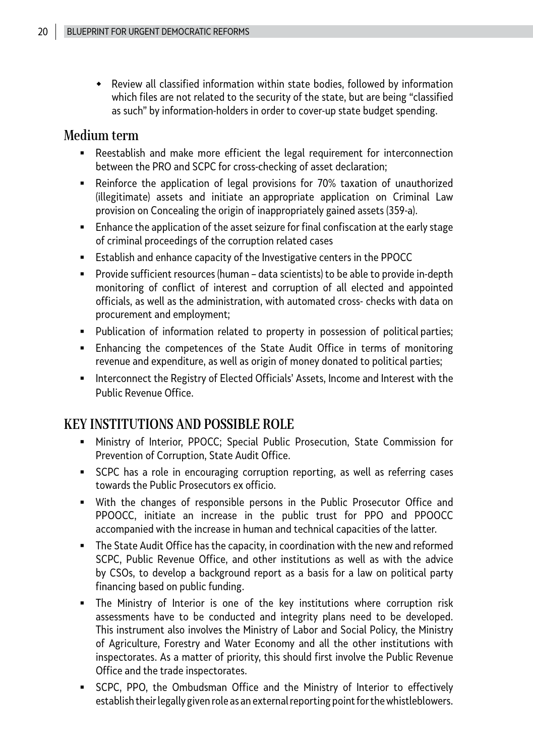- Review all classified information within state bodies, followed by information which files are not related to the security of the state, but are being "classified as such" by information-holders in order to cover-up state budget spending.

### Medium term

- Reestablish and make more efficient the legal requirement for interconnection between the PRO and SCPC for cross-checking of asset declaration;
- Reinforce the application of legal provisions for 70% taxation of unauthorized (illegitimate) assets and initiate an appropriate application on Criminal Law provision on Concealing the origin of inappropriately gained assets (359-a).
- Enhance the application of the asset seizure for final confiscation at the early stage of criminal proceedings of the corruption related cases
- Establish and enhance capacity of the Investigative centers in the PPOCC
- Provide sufficient resources (human – data scientists) to be able to provide in-depth monitoring of conflict of interest and corruption of all elected and appointed officials, as well as the administration, with automated cross- checks with data on procurement and employment;
- Publication of information related to property in possession of political parties;
- Enhancing the competences of the State Audit Office in terms of monitoring revenue and expenditure, as well as origin of money donated to political parties;
- Interconnect the Registry of Elected Officials' Assets, Income and Interest with the Public Revenue Office.

## KEY INSTITUTIONS AND POSSIBLE ROLE

- Ministry of Interior, PPOCC; Special Public Prosecution, State Commission for Prevention of Corruption, State Audit Office.
- SCPC has a role in encouraging corruption reporting, as well as referring cases towards the Public Prosecutors ex officio.
- With the changes of responsible persons in the Public Prosecutor Office and PPOOCC, initiate an increase in the public trust for PPO and PPOOCC accompanied with the increase in human and technical capacities of the latter.
- The State Audit Office has the capacity, in coordination with the new and reformed SCPC, Public Revenue Office, and other institutions as well as with the advice by CSOs, to develop a background report as a basis for a law on political party financing based on public funding.
- The Ministry of Interior is one of the key institutions where corruption risk assessments have to be conducted and integrity plans need to be developed. This instrument also involves the Ministry of Labor and Social Policy, the Ministry of Agriculture, Forestry and Water Economy and all the other institutions with inspectorates. As a matter of priority, this should first involve the Public Revenue Office and the trade inspectorates.
- SCPC, PPO, the Ombudsman Office and the Ministry of Interior to effectively establish their legally given role as an external reporting point for the whistleblowers.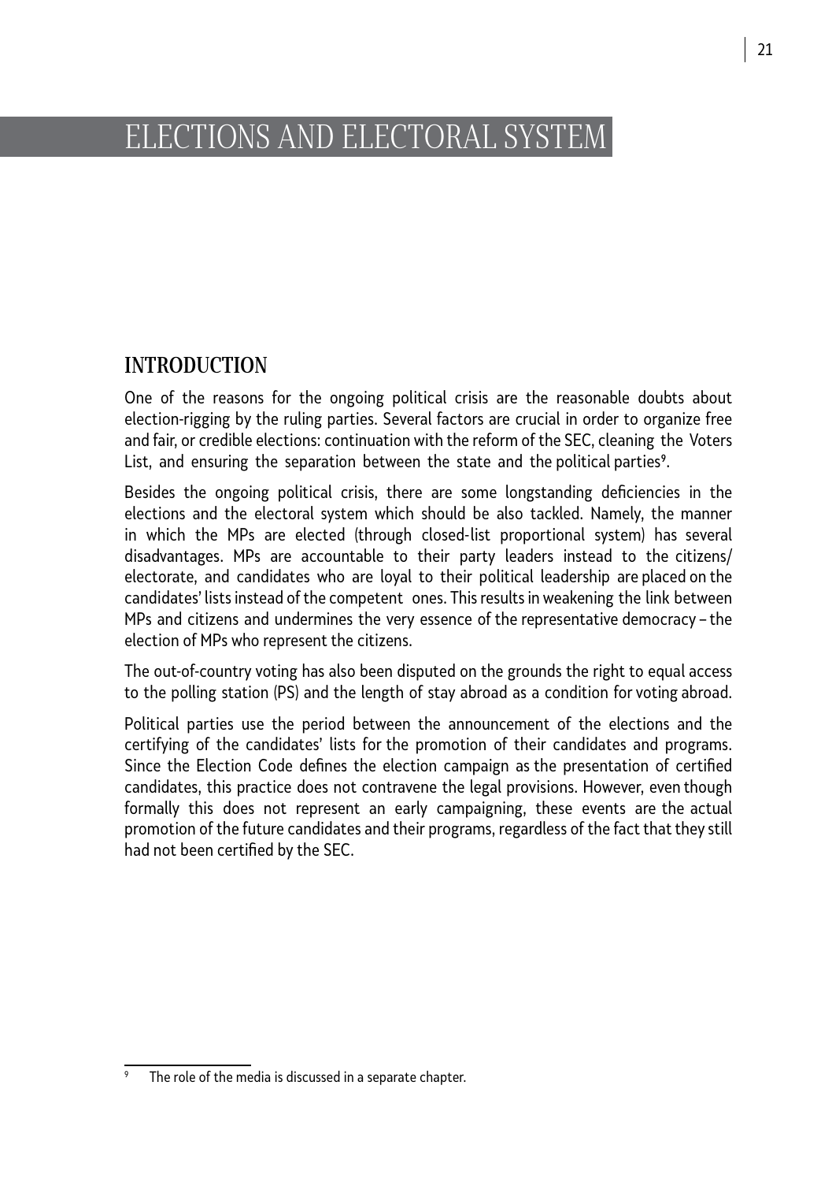# ELECTIONS AND ELECTORAL SYSTEM

## INTRODUCTION

One of the reasons for the ongoing political crisis are the reasonable doubts about election-rigging by the ruling parties. Several factors are crucial in order to organize free and fair, or credible elections: continuation with the reform of the SEC, cleaning the Voters List, and ensuring the separation between the state and the political parties[9].

Besides the ongoing political crisis, there are some longstanding deficiencies in the elections and the electoral system which should be also tackled. Namely, the manner in which the MPs are elected (through closed-list proportional system) has several disadvantages. MPs are accountable to their party leaders instead to the citizens/electorate, and candidates who are loyal to their political leadership are placed on the candidates' lists instead of the competent ones. This results in weakening the link between MPs and citizens and undermines the very essence of the representative democracy – the election of MPs who represent the citizens.

The out-of-country voting has also been disputed on the grounds the right to equal access to the polling station (PS) and the length of stay abroad as a condition for voting abroad.

Political parties use the period between the announcement of the elections and the certifying of the candidates' lists for the promotion of their candidates and programs. Since the Election Code defines the election campaign as the presentation of certified candidates, this practice does not contravene the legal provisions. However, even though formally this does not represent an early campaigning, these events are the actual promotion of the future candidates and their programs, regardless of the fact that they still had not been certified by the SEC.

---

[9] The role of the media is discussed in a separate chapter.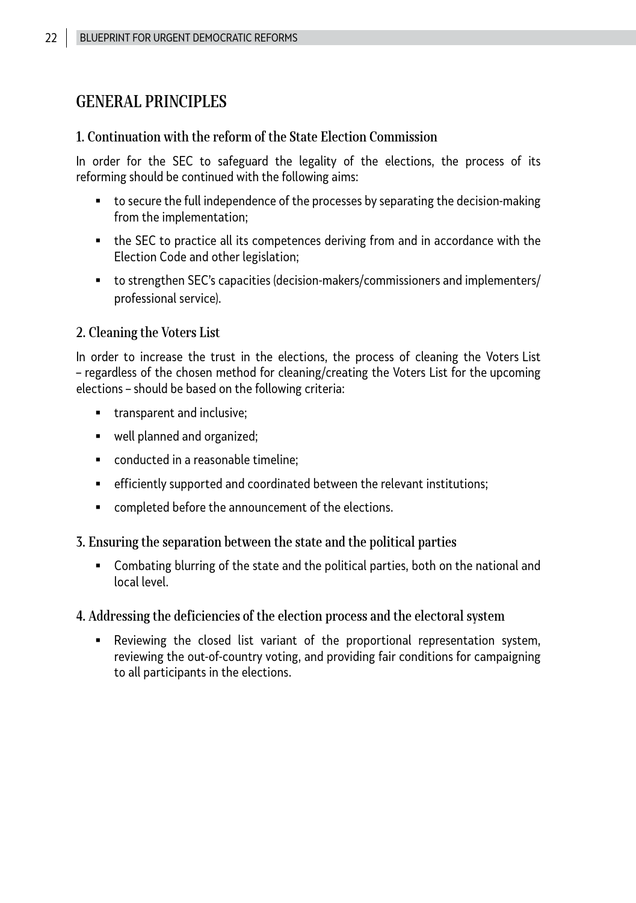## GENERAL PRINCIPLES

### 1. Continuation with the reform of the State Election Commission

In order for the SEC to safeguard the legality of the elections, the process of its reforming should be continued with the following aims:

- to secure the full independence of the processes by separating the decision-making from the implementation;
- the SEC to practice all its competences deriving from and in accordance with the Election Code and other legislation;
- to strengthen SEC's capacities (decision-makers/commissioners and implementers/professional service).

### 2. Cleaning the Voters List

In order to increase the trust in the elections, the process of cleaning the Voters List – regardless of the chosen method for cleaning/creating the Voters List for the upcoming elections – should be based on the following criteria:

- transparent and inclusive;
- well planned and organized;
- conducted in a reasonable timeline;
- efficiently supported and coordinated between the relevant institutions;
- completed before the announcement of the elections.

### 3. Ensuring the separation between the state and the political parties

- Combating blurring of the state and the political parties, both on the national and local level.

### 4. Addressing the deficiencies of the election process and the electoral system

- Reviewing the closed list variant of the proportional representation system, reviewing the out-of-country voting, and providing fair conditions for campaigning to all participants in the elections.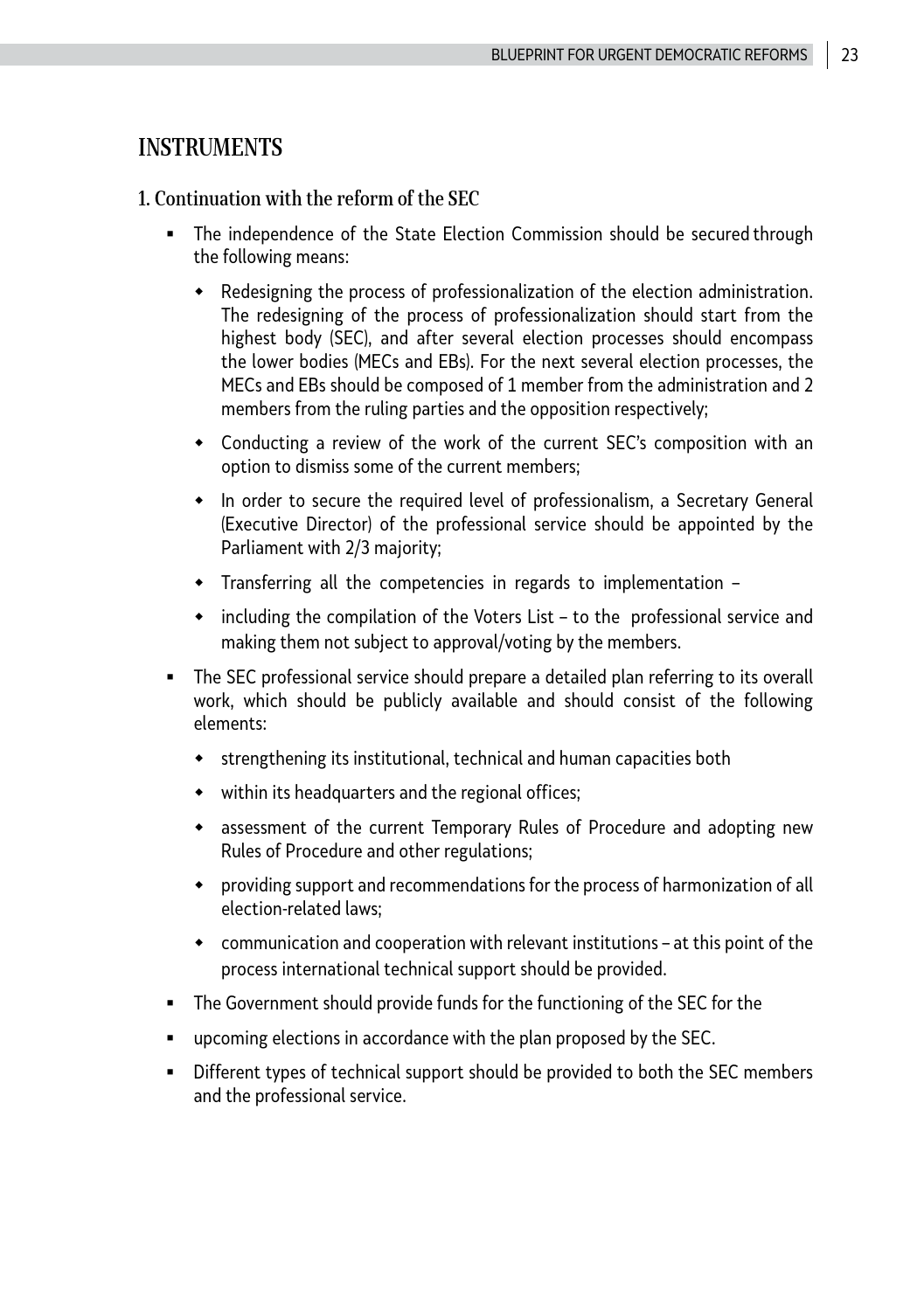## INSTRUMENTS

### 1. Continuation with the reform of the SEC

- The independence of the State Election Commission should be secured through the following means:
  - Redesigning the process of professionalization of the election administration. The redesigning of the process of professionalization should start from the highest body (SEC), and after several election processes should encompass the lower bodies (MECs and EBs). For the next several election processes, the MECs and EBs should be composed of 1 member from the administration and 2 members from the ruling parties and the opposition respectively;
  - Conducting a review of the work of the current SEC's composition with an option to dismiss some of the current members;
  - In order to secure the required level of professionalism, a Secretary General (Executive Director) of the professional service should be appointed by the Parliament with 2/3 majority;
  - Transferring all the competencies in regards to implementation –
  - including the compilation of the Voters List – to the professional service and making them not subject to approval/voting by the members.
- The SEC professional service should prepare a detailed plan referring to its overall work, which should be publicly available and should consist of the following elements:
  - strengthening its institutional, technical and human capacities both
  - within its headquarters and the regional offices;
  - assessment of the current Temporary Rules of Procedure and adopting new Rules of Procedure and other regulations;
  - providing support and recommendations for the process of harmonization of all election-related laws;
  - communication and cooperation with relevant institutions – at this point of the process international technical support should be provided.
- The Government should provide funds for the functioning of the SEC for the
- upcoming elections in accordance with the plan proposed by the SEC.
- Different types of technical support should be provided to both the SEC members and the professional service.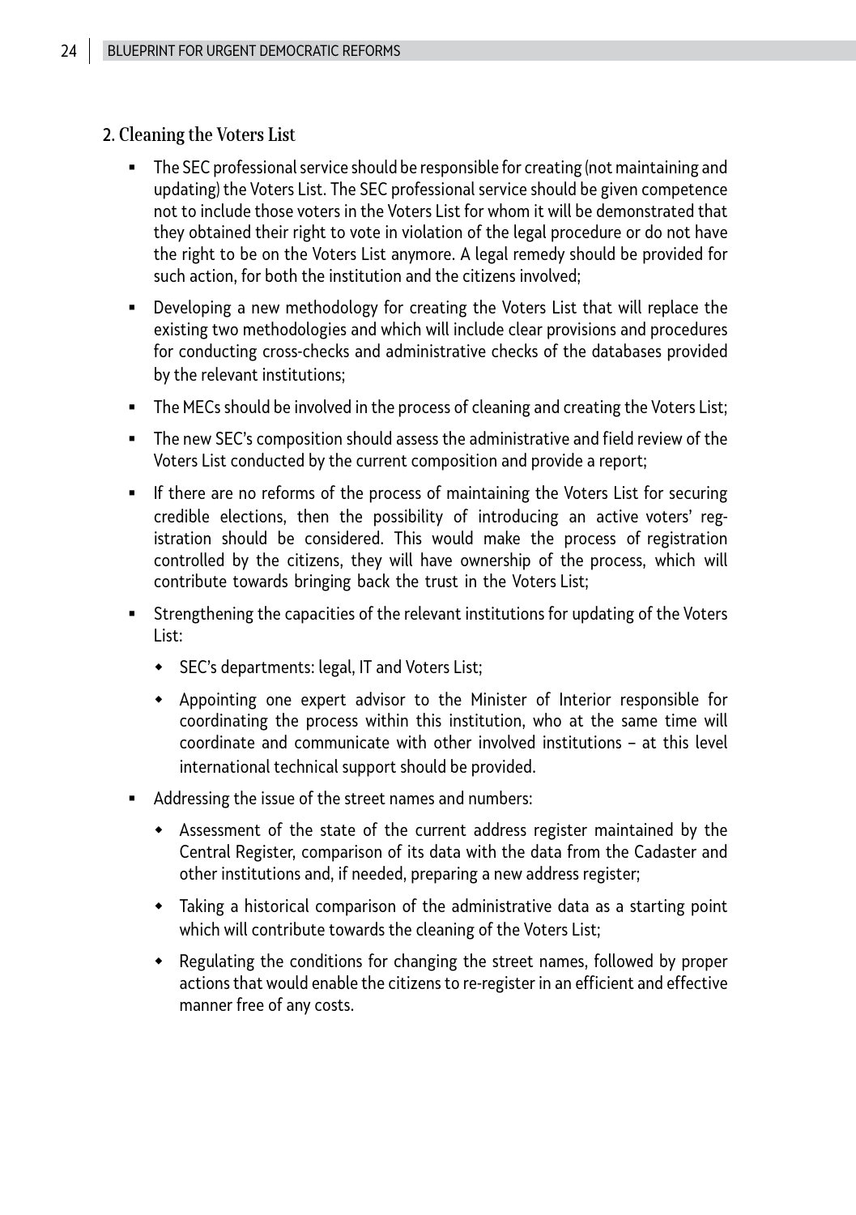## 2. Cleaning the Voters List

- The SEC professional service should be responsible for creating (not maintaining and updating) the Voters List. The SEC professional service should be given competence not to include those voters in the Voters List for whom it will be demonstrated that they obtained their right to vote in violation of the legal procedure or do not have the right to be on the Voters List anymore. A legal remedy should be provided for such action, for both the institution and the citizens involved;
- Developing a new methodology for creating the Voters List that will replace the existing two methodologies and which will include clear provisions and procedures for conducting cross-checks and administrative checks of the databases provided by the relevant institutions;
- The MECs should be involved in the process of cleaning and creating the Voters List;
- The new SEC's composition should assess the administrative and field review of the Voters List conducted by the current composition and provide a report;
- If there are no reforms of the process of maintaining the Voters List for securing credible elections, then the possibility of introducing an active voters' registration should be considered. This would make the process of registration controlled by the citizens, they will have ownership of the process, which will contribute towards bringing back the trust in the Voters List;
- Strengthening the capacities of the relevant institutions for updating of the Voters List:
  - SEC's departments: legal, IT and Voters List;
  - Appointing one expert advisor to the Minister of Interior responsible for coordinating the process within this institution, who at the same time will coordinate and communicate with other involved institutions – at this level international technical support should be provided.
- Addressing the issue of the street names and numbers:
  - Assessment of the state of the current address register maintained by the Central Register, comparison of its data with the data from the Cadaster and other institutions and, if needed, preparing a new address register;
  - Taking a historical comparison of the administrative data as a starting point which will contribute towards the cleaning of the Voters List;
  - Regulating the conditions for changing the street names, followed by proper actions that would enable the citizens to re-register in an efficient and effective manner free of any costs.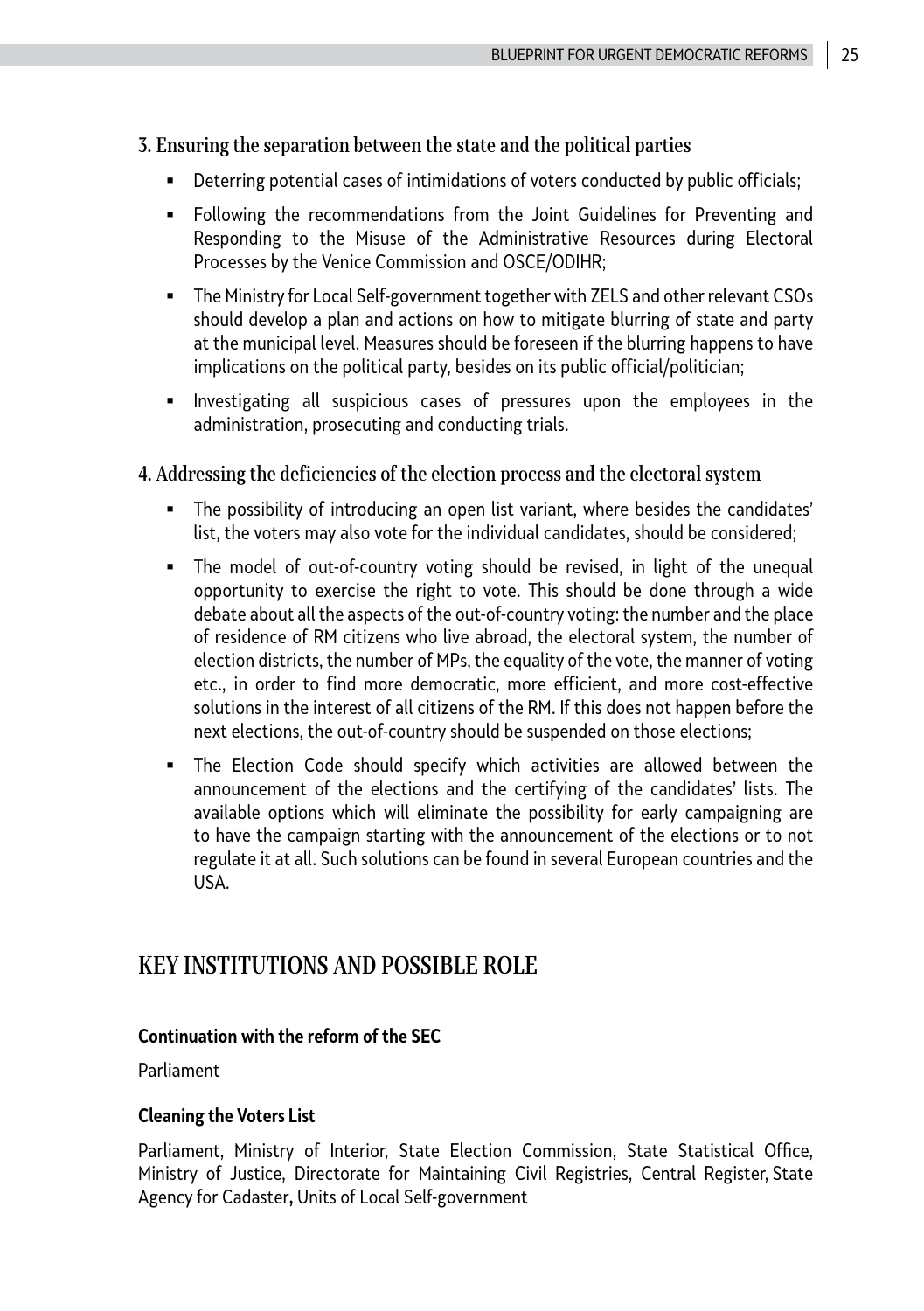### 3. Ensuring the separation between the state and the political parties

- Deterring potential cases of intimidations of voters conducted by public officials;
- Following the recommendations from the Joint Guidelines for Preventing and Responding to the Misuse of the Administrative Resources during Electoral Processes by the Venice Commission and OSCE/ODIHR;
- The Ministry for Local Self-government together with ZELS and other relevant CSOs should develop a plan and actions on how to mitigate blurring of state and party at the municipal level. Measures should be foreseen if the blurring happens to have implications on the political party, besides on its public official/politician;
- Investigating all suspicious cases of pressures upon the employees in the administration, prosecuting and conducting trials.

### 4. Addressing the deficiencies of the election process and the electoral system

- The possibility of introducing an open list variant, where besides the candidates' list, the voters may also vote for the individual candidates, should be considered;
- The model of out-of-country voting should be revised, in light of the unequal opportunity to exercise the right to vote. This should be done through a wide debate about all the aspects of the out-of-country voting: the number and the place of residence of RM citizens who live abroad, the electoral system, the number of election districts, the number of MPs, the equality of the vote, the manner of voting etc., in order to find more democratic, more efficient, and more cost-effective solutions in the interest of all citizens of the RM. If this does not happen before the next elections, the out-of-country should be suspended on those elections;
- The Election Code should specify which activities are allowed between the announcement of the elections and the certifying of the candidates' lists. The available options which will eliminate the possibility for early campaigning are to have the campaign starting with the announcement of the elections or to not regulate it at all. Such solutions can be found in several European countries and the USA.

## KEY INSTITUTIONS AND POSSIBLE ROLE

**Continuation with the reform of the SEC**

Parliament

**Cleaning the Voters List**

Parliament, Ministry of Interior, State Election Commission, State Statistical Office, Ministry of Justice, Directorate for Maintaining Civil Registries, Central Register, State Agency for Cadaster, Units of Local Self-government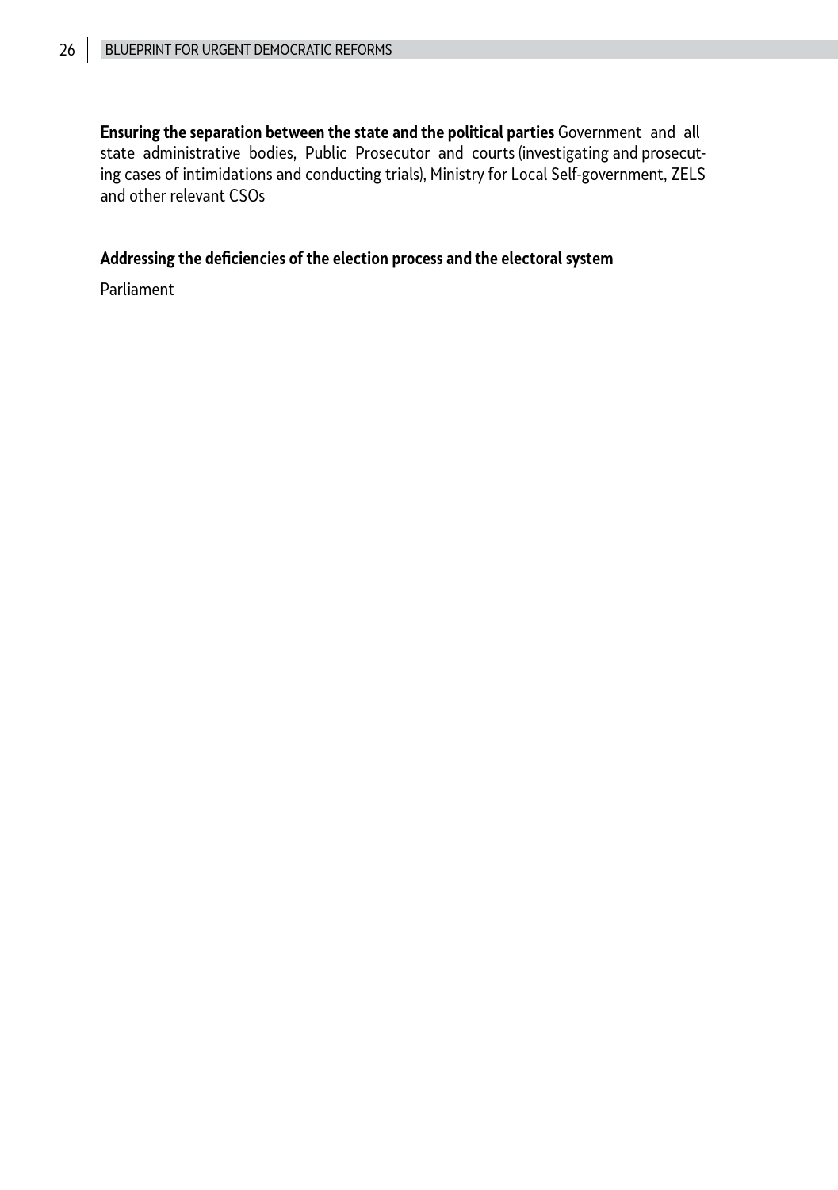**Ensuring the separation between the state and the political parties** Government and all state administrative bodies, Public Prosecutor and courts (investigating and prosecuting cases of intimidations and conducting trials), Ministry for Local Self-government, ZELS and other relevant CSOs

**Addressing the deficiencies of the election process and the electoral system**

Parliament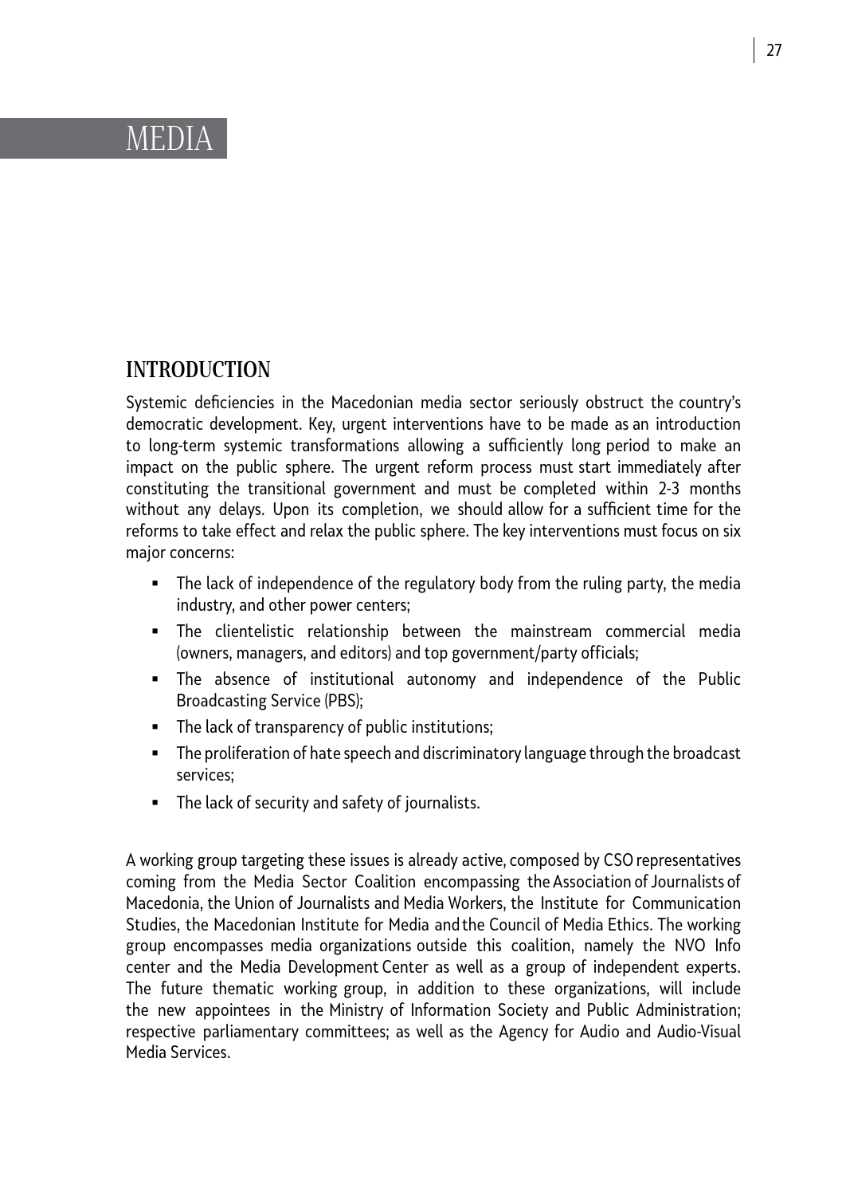# MEDIA

## INTRODUCTION

Systemic deficiencies in the Macedonian media sector seriously obstruct the country's democratic development. Key, urgent interventions have to be made as an introduction to long-term systemic transformations allowing a sufficiently long period to make an impact on the public sphere. The urgent reform process must start immediately after constituting the transitional government and must be completed within 2-3 months without any delays. Upon its completion, we should allow for a sufficient time for the reforms to take effect and relax the public sphere. The key interventions must focus on six major concerns:

- The lack of independence of the regulatory body from the ruling party, the media industry, and other power centers;
- The clientelistic relationship between the mainstream commercial media (owners, managers, and editors) and top government/party officials;
- The absence of institutional autonomy and independence of the Public Broadcasting Service (PBS);
- The lack of transparency of public institutions;
- The proliferation of hate speech and discriminatory language through the broadcast services;
- The lack of security and safety of journalists.

A working group targeting these issues is already active, composed by CSO representatives coming from the Media Sector Coalition encompassing the Association of Journalists of Macedonia, the Union of Journalists and Media Workers, the Institute for Communication Studies, the Macedonian Institute for Media and the Council of Media Ethics. The working group encompasses media organizations outside this coalition, namely the NVO Info center and the Media Development Center as well as a group of independent experts. The future thematic working group, in addition to these organizations, will include the new appointees in the Ministry of Information Society and Public Administration; respective parliamentary committees; as well as the Agency for Audio and Audio-Visual Media Services.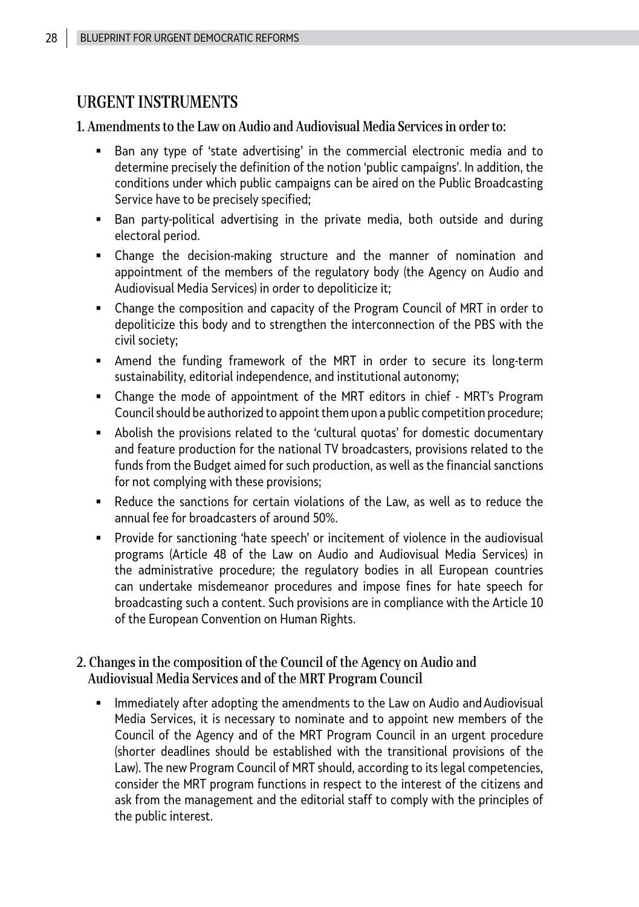## URGENT INSTRUMENTS

### 1. Amendments to the Law on Audio and Audiovisual Media Services in order to:

- Ban any type of 'state advertising' in the commercial electronic media and to determine precisely the definition of the notion 'public campaigns'. In addition, the conditions under which public campaigns can be aired on the Public Broadcasting Service have to be precisely specified;
- Ban party-political advertising in the private media, both outside and during electoral period.
- Change the decision-making structure and the manner of nomination and appointment of the members of the regulatory body (the Agency on Audio and Audiovisual Media Services) in order to depoliticize it;
- Change the composition and capacity of the Program Council of MRT in order to depoliticize this body and to strengthen the interconnection of the PBS with the civil society;
- Amend the funding framework of the MRT in order to secure its long-term sustainability, editorial independence, and institutional autonomy;
- Change the mode of appointment of the MRT editors in chief - MRT's Program Council should be authorized to appoint them upon a public competition procedure;
- Abolish the provisions related to the 'cultural quotas' for domestic documentary and feature production for the national TV broadcasters, provisions related to the funds from the Budget aimed for such production, as well as the financial sanctions for not complying with these provisions;
- Reduce the sanctions for certain violations of the Law, as well as to reduce the annual fee for broadcasters of around 50%.
- Provide for sanctioning 'hate speech' or incitement of violence in the audiovisual programs (Article 48 of the Law on Audio and Audiovisual Media Services) in the administrative procedure; the regulatory bodies in all European countries can undertake misdemeanor procedures and impose fines for hate speech for broadcasting such a content. Such provisions are in compliance with the Article 10 of the European Convention on Human Rights.

### 2. Changes in the composition of the Council of the Agency on Audio and Audiovisual Media Services and of the MRT Program Council

- Immediately after adopting the amendments to the Law on Audio and Audiovisual Media Services, it is necessary to nominate and to appoint new members of the Council of the Agency and of the MRT Program Council in an urgent procedure (shorter deadlines should be established with the transitional provisions of the Law). The new Program Council of MRT should, according to its legal competencies, consider the MRT program functions in respect to the interest of the citizens and ask from the management and the editorial staff to comply with the principles of the public interest.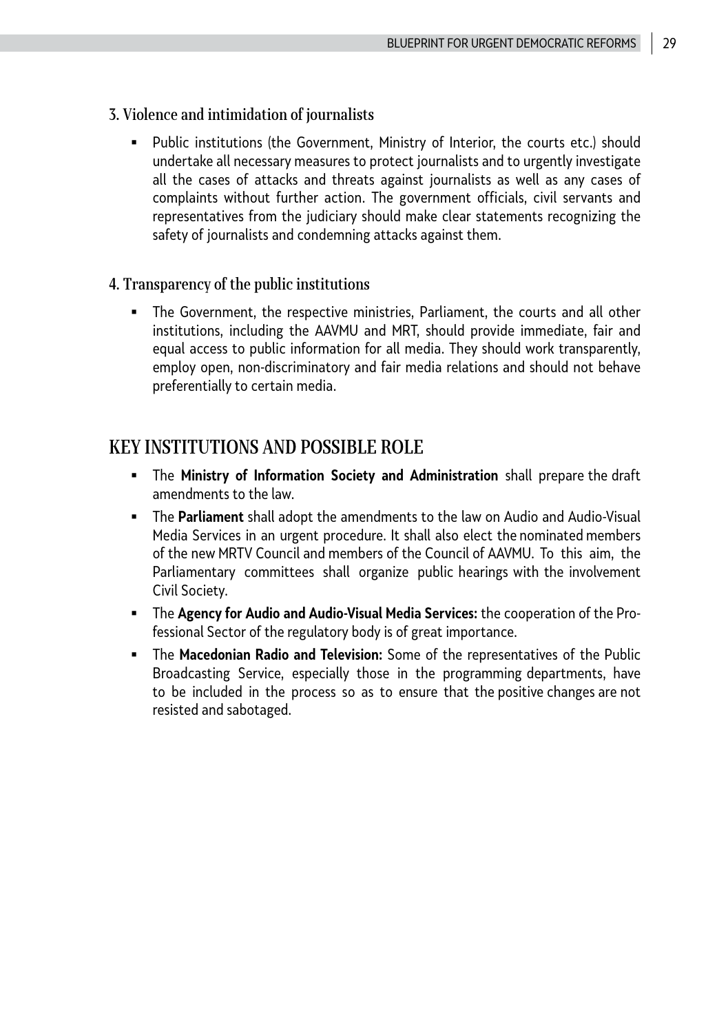### 3. Violence and intimidation of journalists

- Public institutions (the Government, Ministry of Interior, the courts etc.) should undertake all necessary measures to protect journalists and to urgently investigate all the cases of attacks and threats against journalists as well as any cases of complaints without further action. The government officials, civil servants and representatives from the judiciary should make clear statements recognizing the safety of journalists and condemning attacks against them.

### 4. Transparency of the public institutions

- The Government, the respective ministries, Parliament, the courts and all other institutions, including the AAVMU and MRT, should provide immediate, fair and equal access to public information for all media. They should work transparently, employ open, non-discriminatory and fair media relations and should not behave preferentially to certain media.

## KEY INSTITUTIONS AND POSSIBLE ROLE

- The **Ministry of Information Society and Administration** shall prepare the draft amendments to the law.
- The **Parliament** shall adopt the amendments to the law on Audio and Audio-Visual Media Services in an urgent procedure. It shall also elect the nominated members of the new MRTV Council and members of the Council of AAVMU. To this aim, the Parliamentary committees shall organize public hearings with the involvement Civil Society.
- The **Agency for Audio and Audio-Visual Media Services:** the cooperation of the Professional Sector of the regulatory body is of great importance.
- The **Macedonian Radio and Television:** Some of the representatives of the Public Broadcasting Service, especially those in the programming departments, have to be included in the process so as to ensure that the positive changes are not resisted and sabotaged.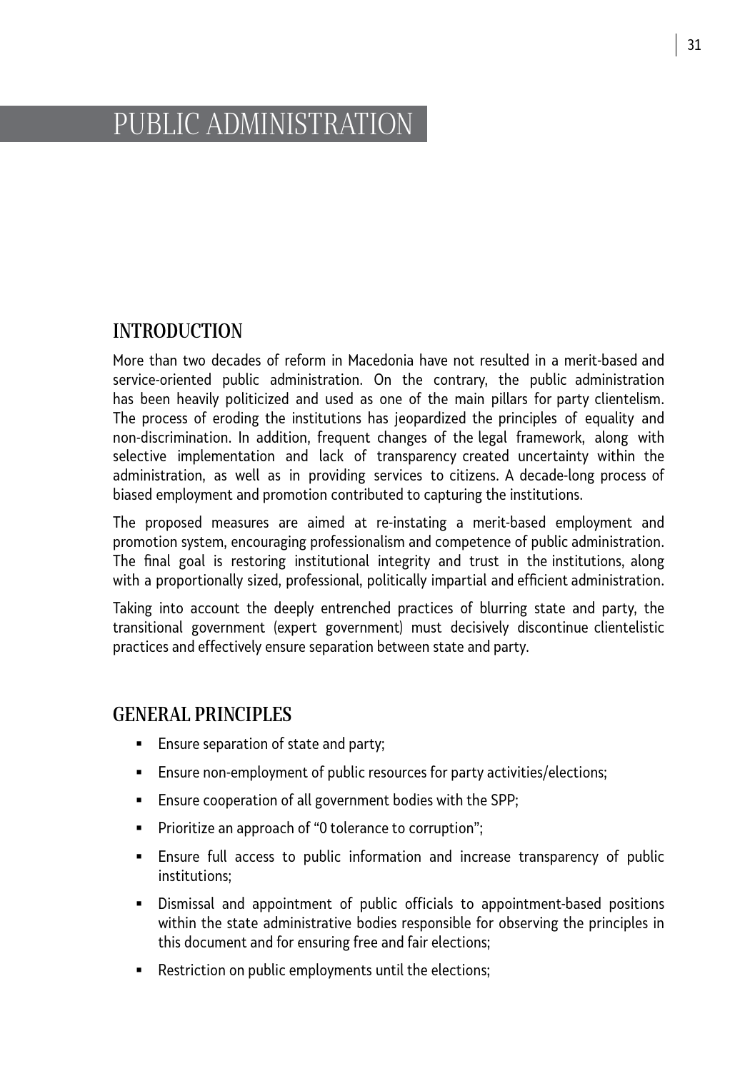# PUBLIC ADMINISTRATION

## INTRODUCTION

More than two decades of reform in Macedonia have not resulted in a merit-based and service-oriented public administration. On the contrary, the public administration has been heavily politicized and used as one of the main pillars for party clientelism. The process of eroding the institutions has jeopardized the principles of equality and non-discrimination. In addition, frequent changes of the legal framework, along with selective implementation and lack of transparency created uncertainty within the administration, as well as in providing services to citizens. A decade-long process of biased employment and promotion contributed to capturing the institutions.

The proposed measures are aimed at re-instating a merit-based employment and promotion system, encouraging professionalism and competence of public administration. The final goal is restoring institutional integrity and trust in the institutions, along with a proportionally sized, professional, politically impartial and efficient administration.

Taking into account the deeply entrenched practices of blurring state and party, the transitional government (expert government) must decisively discontinue clientelistic practices and effectively ensure separation between state and party.

## GENERAL PRINCIPLES

- Ensure separation of state and party;
- Ensure non-employment of public resources for party activities/elections;
- Ensure cooperation of all government bodies with the SPP;
- Prioritize an approach of "0 tolerance to corruption";
- Ensure full access to public information and increase transparency of public institutions;
- Dismissal and appointment of public officials to appointment-based positions within the state administrative bodies responsible for observing the principles in this document and for ensuring free and fair elections;
- Restriction on public employments until the elections;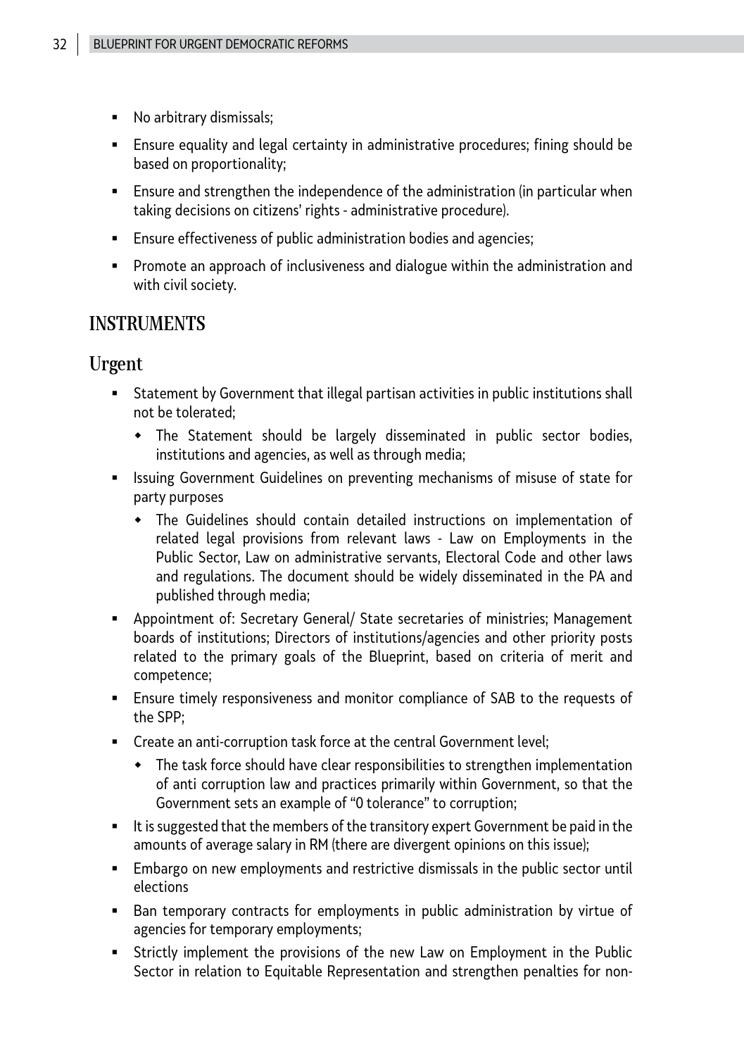- No arbitrary dismissals;
- Ensure equality and legal certainty in administrative procedures; fining should be based on proportionality;
- Ensure and strengthen the independence of the administration (in particular when taking decisions on citizens' rights - administrative procedure).
- Ensure effectiveness of public administration bodies and agencies;
- Promote an approach of inclusiveness and dialogue within the administration and with civil society.

## INSTRUMENTS

### Urgent

- Statement by Government that illegal partisan activities in public institutions shall not be tolerated;
  - The Statement should be largely disseminated in public sector bodies, institutions and agencies, as well as through media;
- Issuing Government Guidelines on preventing mechanisms of misuse of state for party purposes
  - The Guidelines should contain detailed instructions on implementation of related legal provisions from relevant laws - Law on Employments in the Public Sector, Law on administrative servants, Electoral Code and other laws and regulations. The document should be widely disseminated in the PA and published through media;
- Appointment of: Secretary General/ State secretaries of ministries; Management boards of institutions; Directors of institutions/agencies and other priority posts related to the primary goals of the Blueprint, based on criteria of merit and competence;
- Ensure timely responsiveness and monitor compliance of SAB to the requests of the SPP;
- Create an anti-corruption task force at the central Government level;
  - The task force should have clear responsibilities to strengthen implementation of anti corruption law and practices primarily within Government, so that the Government sets an example of "0 tolerance" to corruption;
- It is suggested that the members of the transitory expert Government be paid in the amounts of average salary in RM (there are divergent opinions on this issue);
- Embargo on new employments and restrictive dismissals in the public sector until elections
- Ban temporary contracts for employments in public administration by virtue of agencies for temporary employments;
- Strictly implement the provisions of the new Law on Employment in the Public Sector in relation to Equitable Representation and strengthen penalties for non-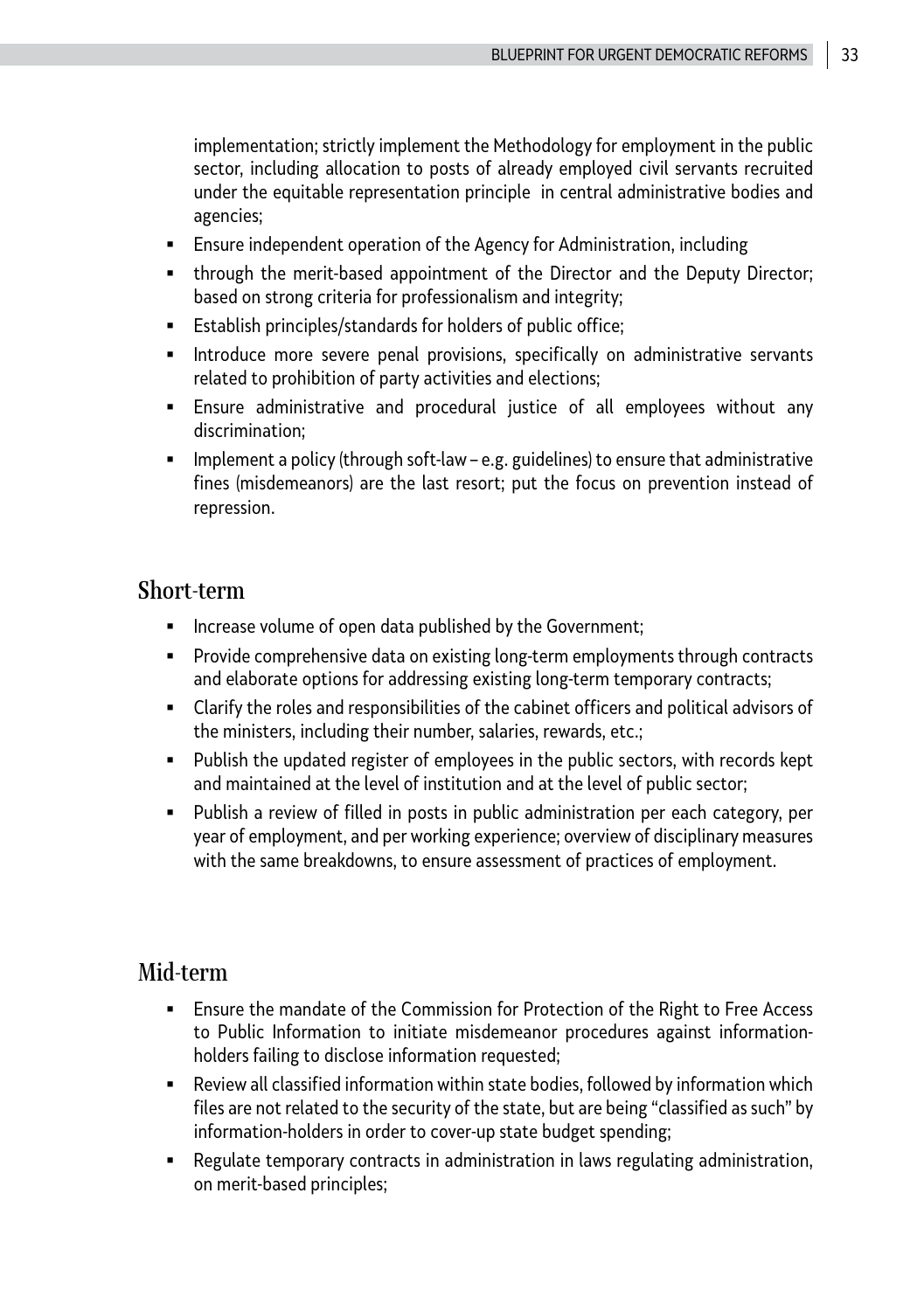implementation; strictly implement the Methodology for employment in the public sector, including allocation to posts of already employed civil servants recruited under the equitable representation principle  in central administrative bodies and agencies;

- Ensure independent operation of the Agency for Administration, including
- through the merit-based appointment of the Director and the Deputy Director; based on strong criteria for professionalism and integrity;
- Establish principles/standards for holders of public office;
- Introduce more severe penal provisions, specifically on administrative servants related to prohibition of party activities and elections;
- Ensure administrative and procedural justice of all employees without any discrimination;
- Implement a policy (through soft-law – e.g. guidelines) to ensure that administrative fines (misdemeanors) are the last resort; put the focus on prevention instead of repression.

## Short-term

- Increase volume of open data published by the Government;
- Provide comprehensive data on existing long-term employments through contracts and elaborate options for addressing existing long-term temporary contracts;
- Clarify the roles and responsibilities of the cabinet officers and political advisors of the ministers, including their number, salaries, rewards, etc.;
- Publish the updated register of employees in the public sectors, with records kept and maintained at the level of institution and at the level of public sector;
- Publish a review of filled in posts in public administration per each category, per year of employment, and per working experience; overview of disciplinary measures with the same breakdowns, to ensure assessment of practices of employment.

## Mid-term

- Ensure the mandate of the Commission for Protection of the Right to Free Access to Public Information to initiate misdemeanor procedures against information-holders failing to disclose information requested;
- Review all classified information within state bodies, followed by information which files are not related to the security of the state, but are being "classified as such" by information-holders in order to cover-up state budget spending;
- Regulate temporary contracts in administration in laws regulating administration, on merit-based principles;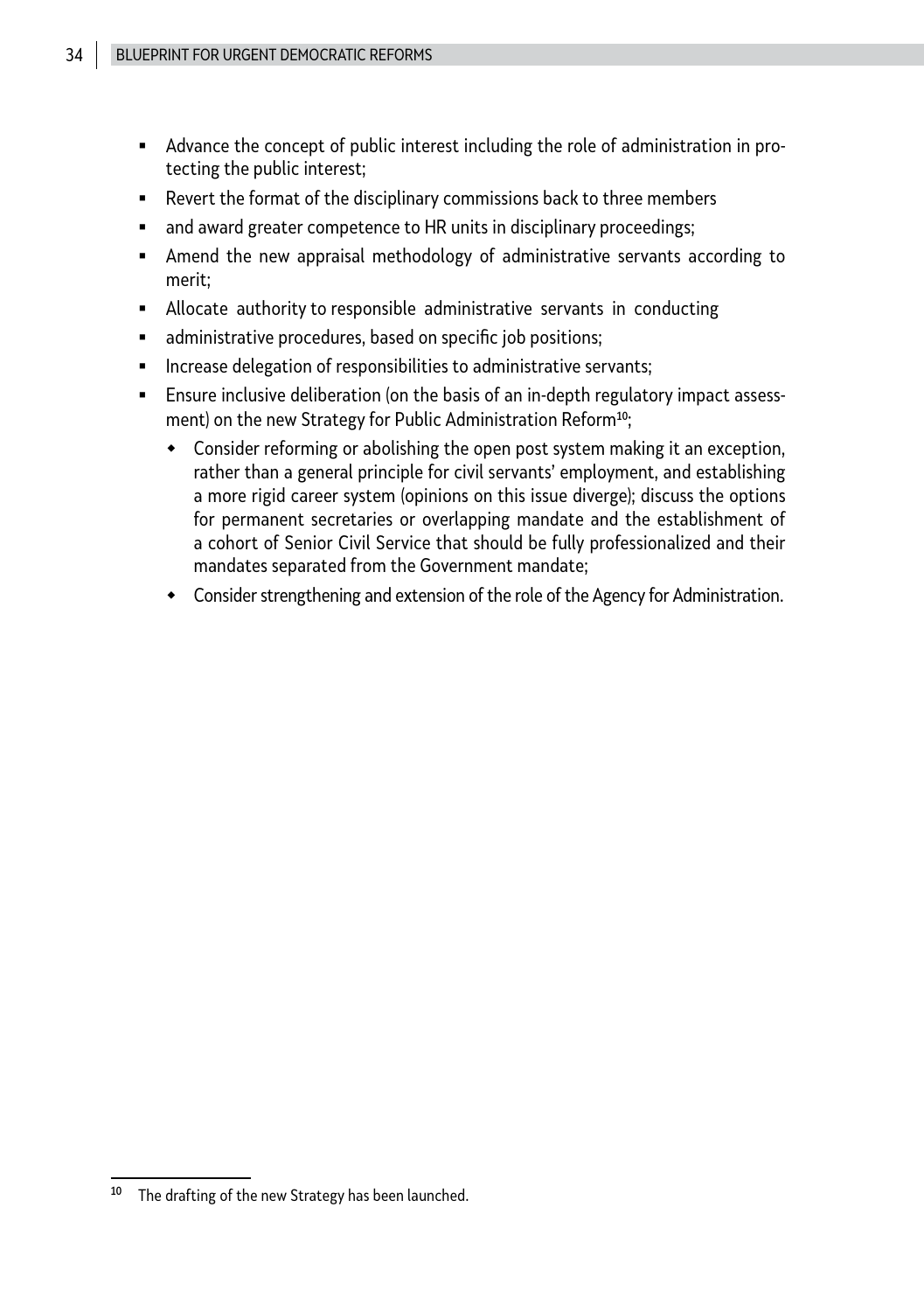- Advance the concept of public interest including the role of administration in protecting the public interest;
- Revert the format of the disciplinary commissions back to three members
- and award greater competence to HR units in disciplinary proceedings;
- Amend the new appraisal methodology of administrative servants according to merit;
- Allocate authority to responsible administrative servants in conducting
- administrative procedures, based on specific job positions;
- Increase delegation of responsibilities to administrative servants;
- Ensure inclusive deliberation (on the basis of an in-depth regulatory impact assessment) on the new Strategy for Public Administration Reform[10];
  - Consider reforming or abolishing the open post system making it an exception, rather than a general principle for civil servants' employment, and establishing a more rigid career system (opinions on this issue diverge); discuss the options for permanent secretaries or overlapping mandate and the establishment of a cohort of Senior Civil Service that should be fully professionalized and their mandates separated from the Government mandate;
  - Consider strengthening and extension of the role of the Agency for Administration.

[10] The drafting of the new Strategy has been launched.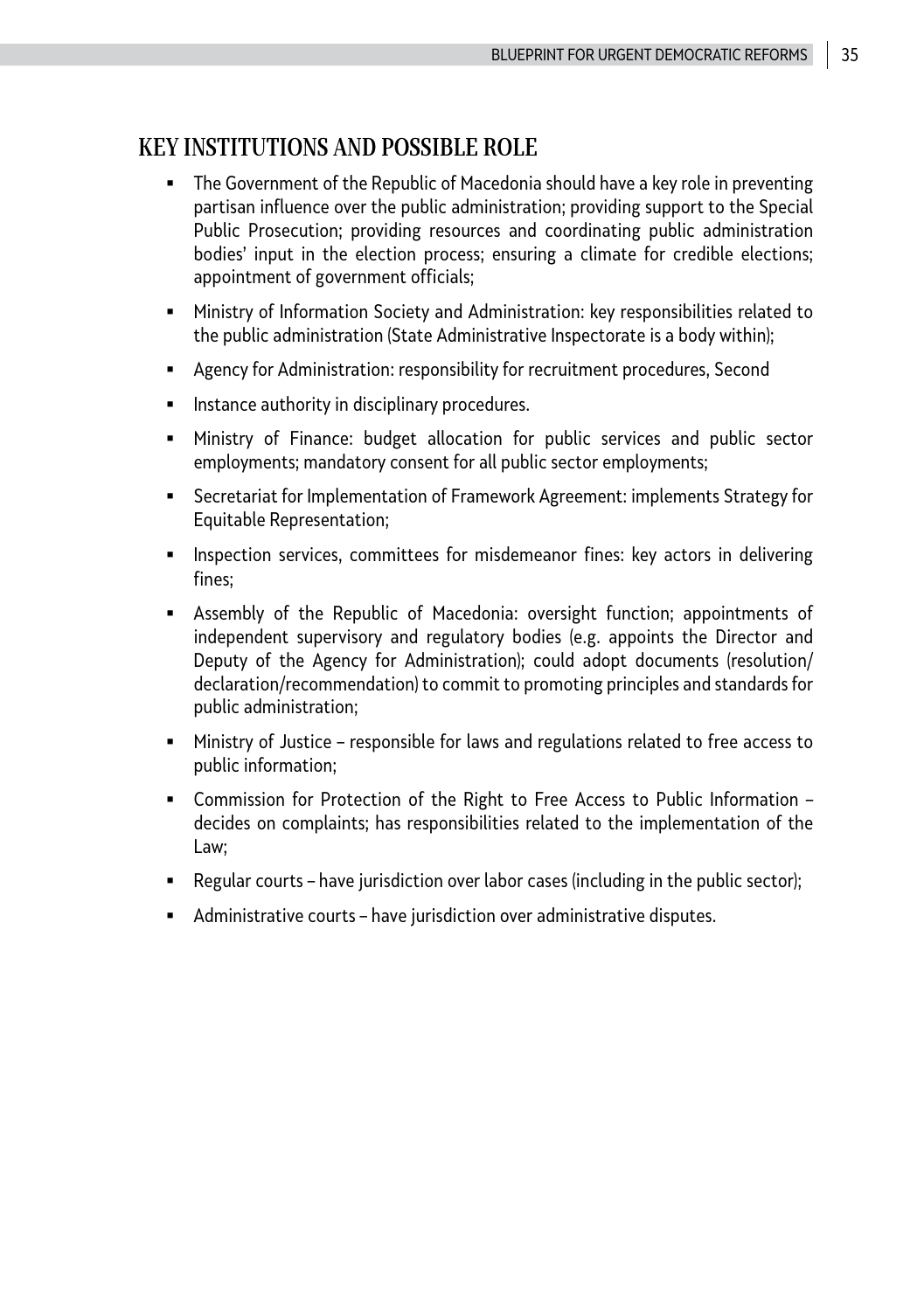## KEY INSTITUTIONS AND POSSIBLE ROLE

- The Government of the Republic of Macedonia should have a key role in preventing partisan influence over the public administration; providing support to the Special Public Prosecution; providing resources and coordinating public administration bodies' input in the election process; ensuring a climate for credible elections; appointment of government officials;
- Ministry of Information Society and Administration: key responsibilities related to the public administration (State Administrative Inspectorate is a body within);
- Agency for Administration: responsibility for recruitment procedures, Second
- Instance authority in disciplinary procedures.
- Ministry of Finance: budget allocation for public services and public sector employments; mandatory consent for all public sector employments;
- Secretariat for Implementation of Framework Agreement: implements Strategy for Equitable Representation;
- Inspection services, committees for misdemeanor fines: key actors in delivering fines;
- Assembly of the Republic of Macedonia: oversight function; appointments of independent supervisory and regulatory bodies (e.g. appoints the Director and Deputy of the Agency for Administration); could adopt documents (resolution/ declaration/recommendation) to commit to promoting principles and standards for public administration;
- Ministry of Justice – responsible for laws and regulations related to free access to public information;
- Commission for Protection of the Right to Free Access to Public Information – decides on complaints; has responsibilities related to the implementation of the Law;
- Regular courts – have jurisdiction over labor cases (including in the public sector);
- Administrative courts – have jurisdiction over administrative disputes.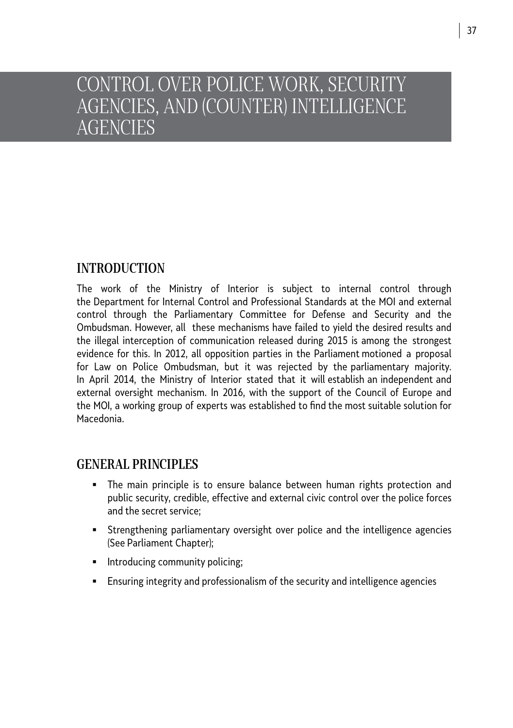# CONTROL OVER POLICE WORK, SECURITY AGENCIES, AND (COUNTER) INTELLIGENCE AGENCIES

## INTRODUCTION

The work of the Ministry of Interior is subject to internal control through the Department for Internal Control and Professional Standards at the MOI and external control through the Parliamentary Committee for Defense and Security and the Ombudsman. However, all these mechanisms have failed to yield the desired results and the illegal interception of communication released during 2015 is among the strongest evidence for this. In 2012, all opposition parties in the Parliament motioned a proposal for Law on Police Ombudsman, but it was rejected by the parliamentary majority. In April 2014, the Ministry of Interior stated that it will establish an independent and external oversight mechanism. In 2016, with the support of the Council of Europe and the MOI, a working group of experts was established to find the most suitable solution for Macedonia.

## GENERAL PRINCIPLES

- The main principle is to ensure balance between human rights protection and public security, credible, effective and external civic control over the police forces and the secret service;
- Strengthening parliamentary oversight over police and the intelligence agencies (See Parliament Chapter);
- Introducing community policing;
- Ensuring integrity and professionalism of the security and intelligence agencies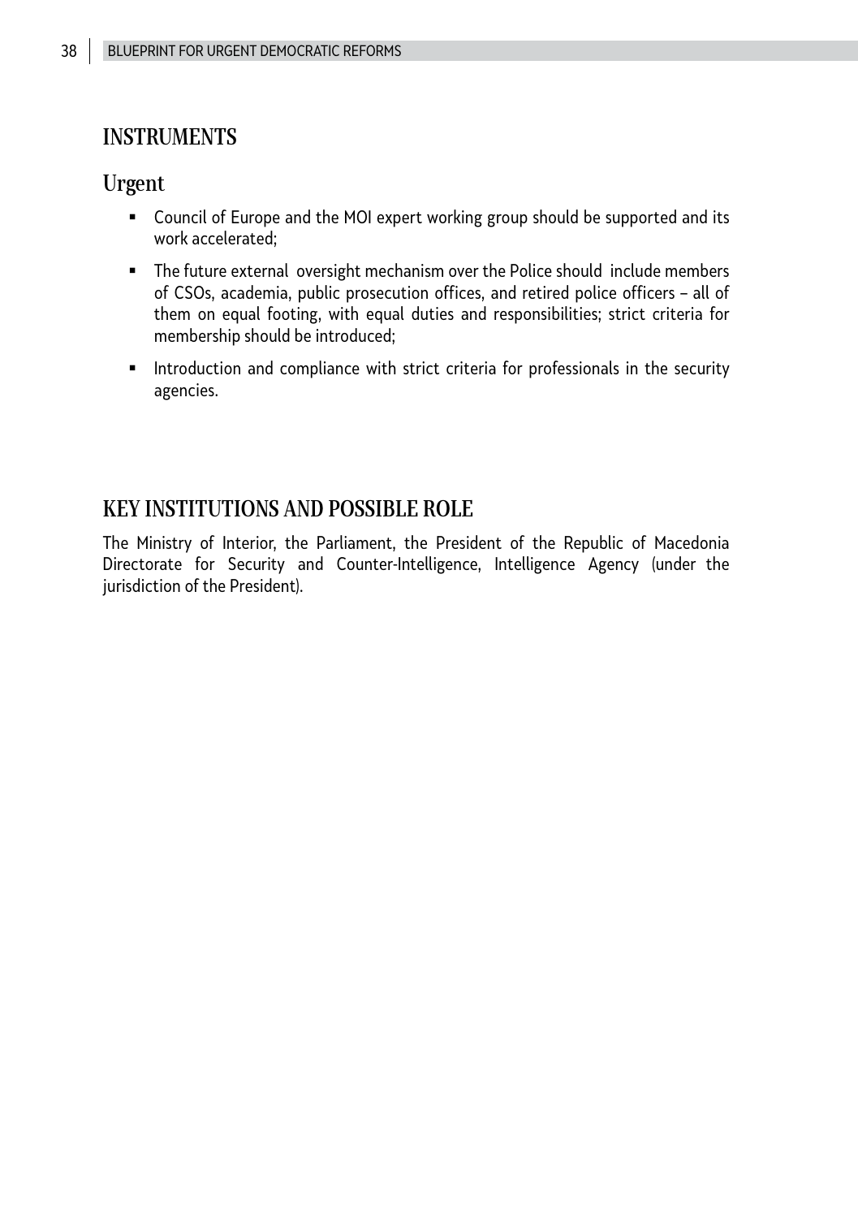## INSTRUMENTS

### Urgent

- Council of Europe and the MOI expert working group should be supported and its work accelerated;
- The future external oversight mechanism over the Police should include members of CSOs, academia, public prosecution offices, and retired police officers – all of them on equal footing, with equal duties and responsibilities; strict criteria for membership should be introduced;
- Introduction and compliance with strict criteria for professionals in the security agencies.

## KEY INSTITUTIONS AND POSSIBLE ROLE

The Ministry of Interior, the Parliament, the President of the Republic of Macedonia Directorate for Security and Counter-Intelligence, Intelligence Agency (under the jurisdiction of the President).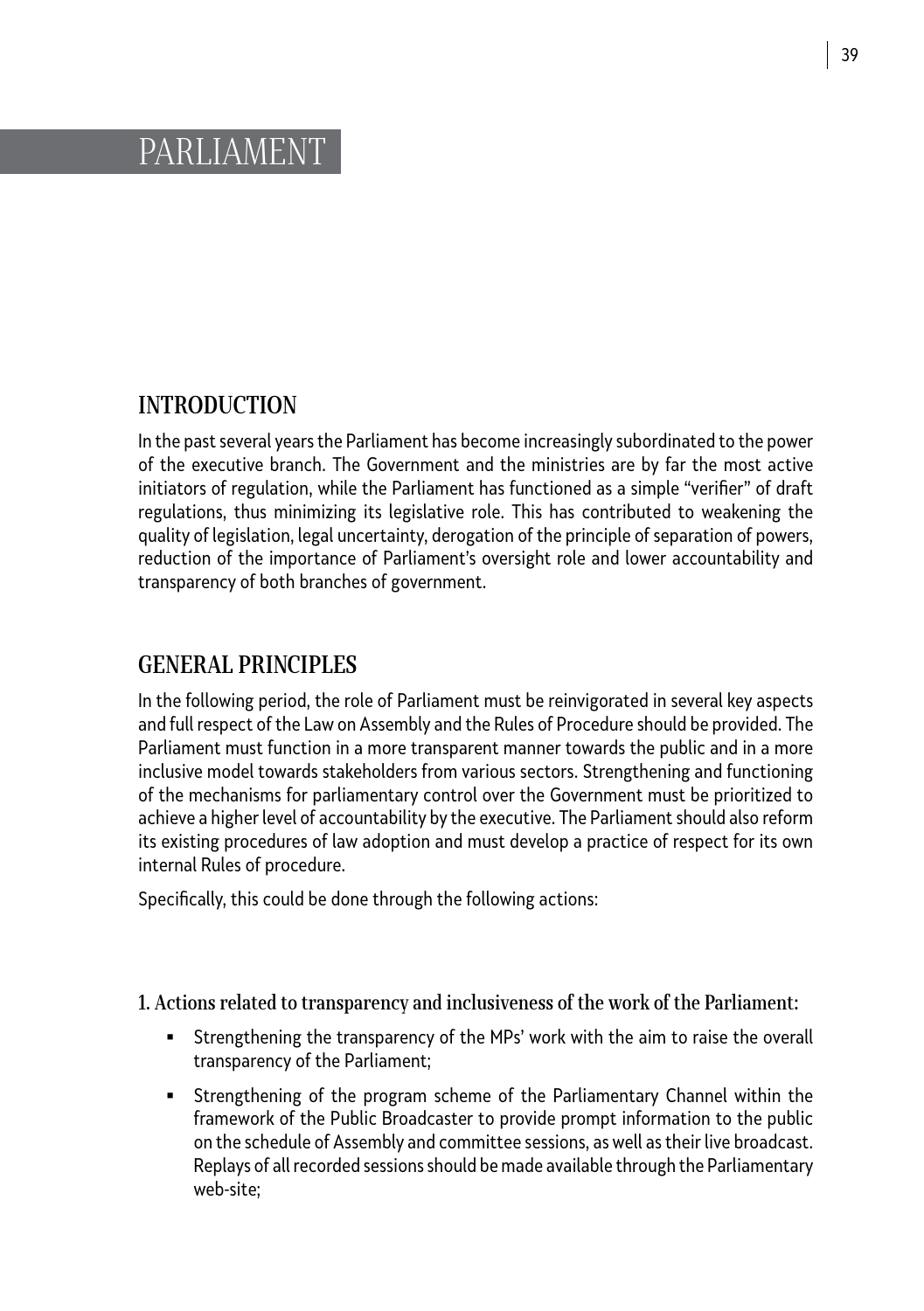# PARLIAMENT

## INTRODUCTION

In the past several years the Parliament has become increasingly subordinated to the power of the executive branch. The Government and the ministries are by far the most active initiators of regulation, while the Parliament has functioned as a simple "verifier" of draft regulations, thus minimizing its legislative role. This has contributed to weakening the quality of legislation, legal uncertainty, derogation of the principle of separation of powers, reduction of the importance of Parliament's oversight role and lower accountability and transparency of both branches of government.

## GENERAL PRINCIPLES

In the following period, the role of Parliament must be reinvigorated in several key aspects and full respect of the Law on Assembly and the Rules of Procedure should be provided. The Parliament must function in a more transparent manner towards the public and in a more inclusive model towards stakeholders from various sectors. Strengthening and functioning of the mechanisms for parliamentary control over the Government must be prioritized to achieve a higher level of accountability by the executive. The Parliament should also reform its existing procedures of law adoption and must develop a practice of respect for its own internal Rules of procedure.

Specifically, this could be done through the following actions:

### 1. Actions related to transparency and inclusiveness of the work of the Parliament:

- Strengthening the transparency of the MPs' work with the aim to raise the overall transparency of the Parliament;
- Strengthening of the program scheme of the Parliamentary Channel within the framework of the Public Broadcaster to provide prompt information to the public on the schedule of Assembly and committee sessions, as well as their live broadcast. Replays of all recorded sessions should be made available through the Parliamentary web-site;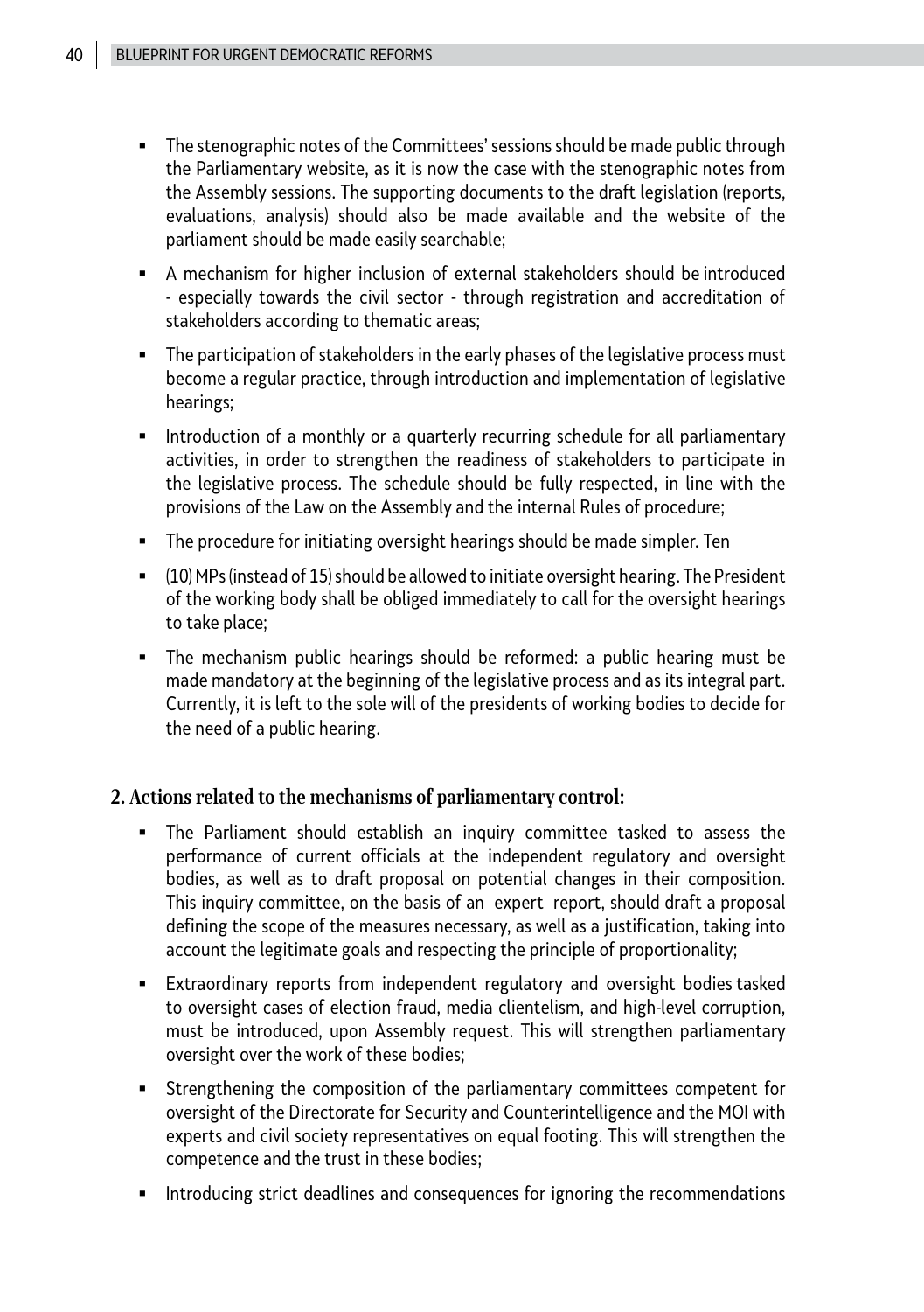- The stenographic notes of the Committees' sessions should be made public through the Parliamentary website, as it is now the case with the stenographic notes from the Assembly sessions. The supporting documents to the draft legislation (reports, evaluations, analysis) should also be made available and the website of the parliament should be made easily searchable;
- A mechanism for higher inclusion of external stakeholders should be introduced - especially towards the civil sector - through registration and accreditation of stakeholders according to thematic areas;
- The participation of stakeholders in the early phases of the legislative process must become a regular practice, through introduction and implementation of legislative hearings;
- Introduction of a monthly or a quarterly recurring schedule for all parliamentary activities, in order to strengthen the readiness of stakeholders to participate in the legislative process. The schedule should be fully respected, in line with the provisions of the Law on the Assembly and the internal Rules of procedure;
- The procedure for initiating oversight hearings should be made simpler. Ten
- (10) MPs (instead of 15) should be allowed to initiate oversight hearing. The President of the working body shall be obliged immediately to call for the oversight hearings to take place;
- The mechanism public hearings should be reformed: a public hearing must be made mandatory at the beginning of the legislative process and as its integral part. Currently, it is left to the sole will of the presidents of working bodies to decide for the need of a public hearing.

## 2. Actions related to the mechanisms of parliamentary control:

- The Parliament should establish an inquiry committee tasked to assess the performance of current officials at the independent regulatory and oversight bodies, as well as to draft proposal on potential changes in their composition. This inquiry committee, on the basis of an expert report, should draft a proposal defining the scope of the measures necessary, as well as a justification, taking into account the legitimate goals and respecting the principle of proportionality;
- Extraordinary reports from independent regulatory and oversight bodies tasked to oversight cases of election fraud, media clientelism, and high-level corruption, must be introduced, upon Assembly request. This will strengthen parliamentary oversight over the work of these bodies;
- Strengthening the composition of the parliamentary committees competent for oversight of the Directorate for Security and Counterintelligence and the MOI with experts and civil society representatives on equal footing. This will strengthen the competence and the trust in these bodies;
- Introducing strict deadlines and consequences for ignoring the recommendations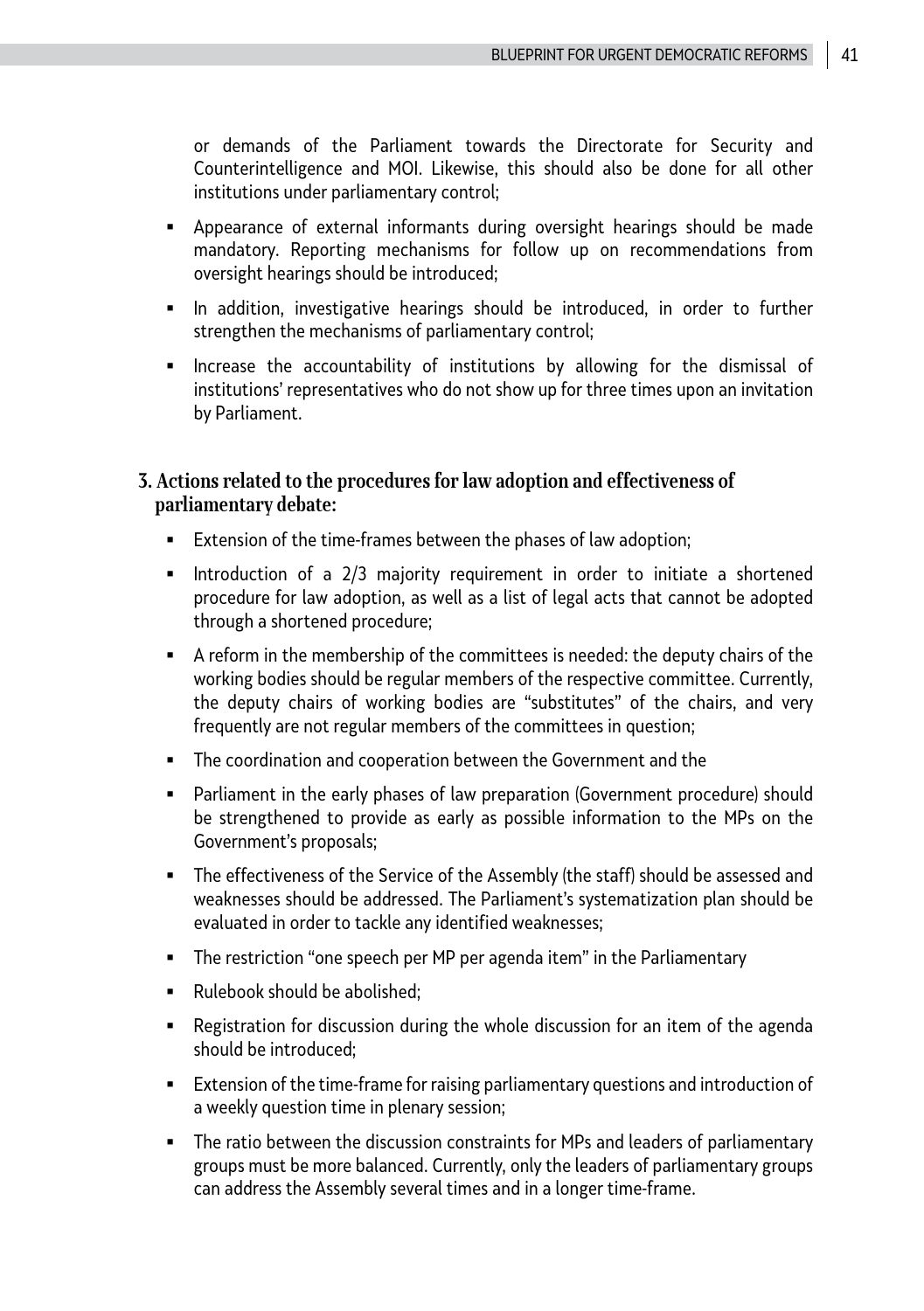or demands of the Parliament towards the Directorate for Security and Counterintelligence and MOI. Likewise, this should also be done for all other institutions under parliamentary control;

- Appearance of external informants during oversight hearings should be made mandatory. Reporting mechanisms for follow up on recommendations from oversight hearings should be introduced;
- In addition, investigative hearings should be introduced, in order to further strengthen the mechanisms of parliamentary control;
- Increase the accountability of institutions by allowing for the dismissal of institutions' representatives who do not show up for three times upon an invitation by Parliament.

### 3. Actions related to the procedures for law adoption and effectiveness of parliamentary debate:

- Extension of the time-frames between the phases of law adoption;
- Introduction of a 2/3 majority requirement in order to initiate a shortened procedure for law adoption, as well as a list of legal acts that cannot be adopted through a shortened procedure;
- A reform in the membership of the committees is needed: the deputy chairs of the working bodies should be regular members of the respective committee. Currently, the deputy chairs of working bodies are "substitutes" of the chairs, and very frequently are not regular members of the committees in question;
- The coordination and cooperation between the Government and the
- Parliament in the early phases of law preparation (Government procedure) should be strengthened to provide as early as possible information to the MPs on the Government's proposals;
- The effectiveness of the Service of the Assembly (the staff) should be assessed and weaknesses should be addressed. The Parliament's systematization plan should be evaluated in order to tackle any identified weaknesses;
- The restriction "one speech per MP per agenda item" in the Parliamentary
- Rulebook should be abolished;
- Registration for discussion during the whole discussion for an item of the agenda should be introduced;
- Extension of the time-frame for raising parliamentary questions and introduction of a weekly question time in plenary session;
- The ratio between the discussion constraints for MPs and leaders of parliamentary groups must be more balanced. Currently, only the leaders of parliamentary groups can address the Assembly several times and in a longer time-frame.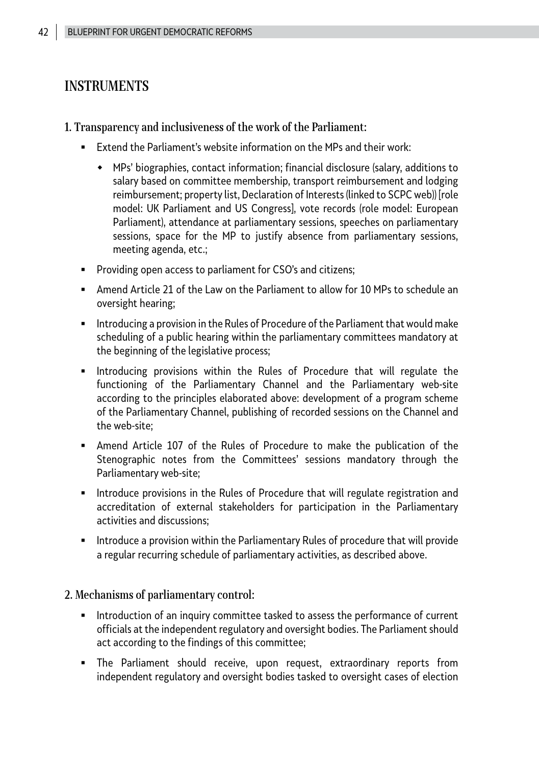## INSTRUMENTS

### 1. Transparency and inclusiveness of the work of the Parliament:

- Extend the Parliament's website information on the MPs and their work:
  - MPs' biographies, contact information; financial disclosure (salary, additions to salary based on committee membership, transport reimbursement and lodging reimbursement; property list, Declaration of Interests (linked to SCPC web)) [role model: UK Parliament and US Congress], vote records (role model: European Parliament), attendance at parliamentary sessions, speeches on parliamentary sessions, space for the MP to justify absence from parliamentary sessions, meeting agenda, etc.;
- Providing open access to parliament for CSO's and citizens;
- Amend Article 21 of the Law on the Parliament to allow for 10 MPs to schedule an oversight hearing;
- Introducing a provision in the Rules of Procedure of the Parliament that would make scheduling of a public hearing within the parliamentary committees mandatory at the beginning of the legislative process;
- Introducing provisions within the Rules of Procedure that will regulate the functioning of the Parliamentary Channel and the Parliamentary web-site according to the principles elaborated above: development of a program scheme of the Parliamentary Channel, publishing of recorded sessions on the Channel and the web-site;
- Amend Article 107 of the Rules of Procedure to make the publication of the Stenographic notes from the Committees' sessions mandatory through the Parliamentary web-site;
- Introduce provisions in the Rules of Procedure that will regulate registration and accreditation of external stakeholders for participation in the Parliamentary activities and discussions;
- Introduce a provision within the Parliamentary Rules of procedure that will provide a regular recurring schedule of parliamentary activities, as described above.

### 2. Mechanisms of parliamentary control:

- Introduction of an inquiry committee tasked to assess the performance of current officials at the independent regulatory and oversight bodies. The Parliament should act according to the findings of this committee;
- The Parliament should receive, upon request, extraordinary reports from independent regulatory and oversight bodies tasked to oversight cases of election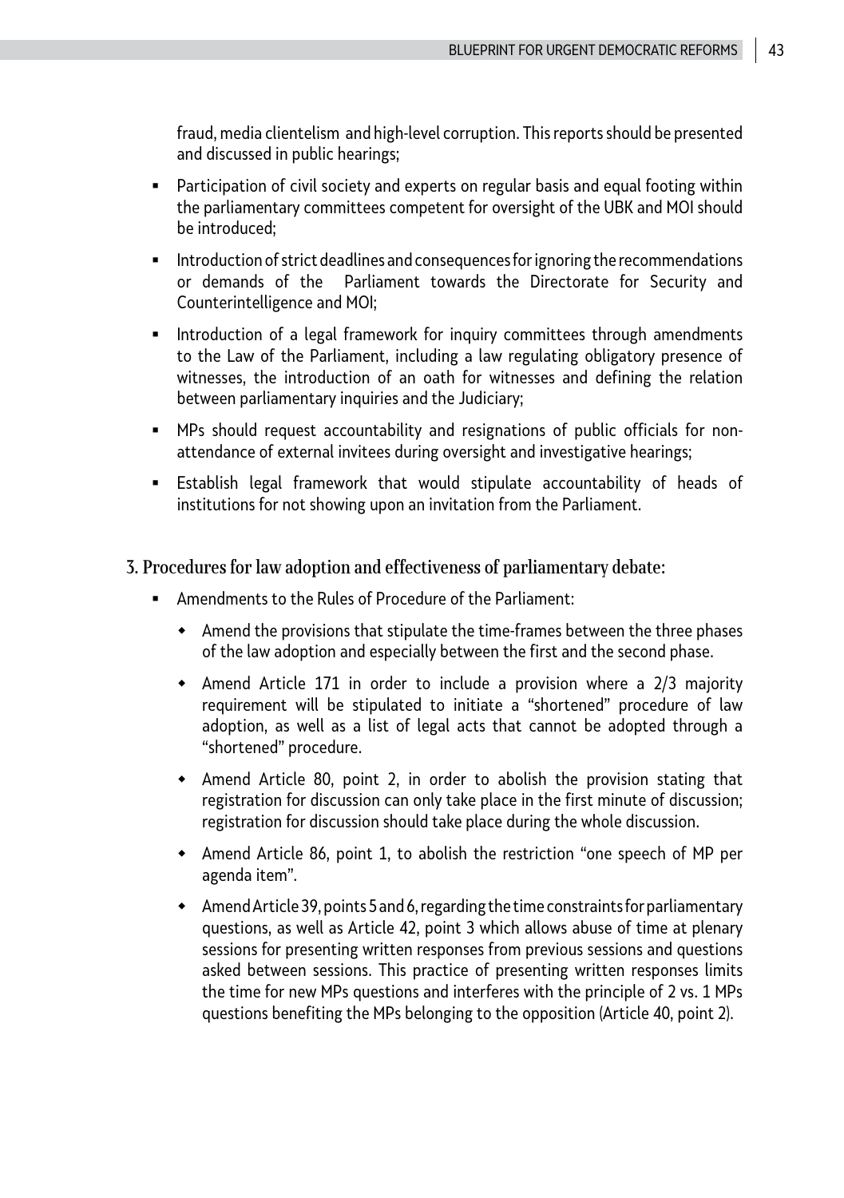fraud, media clientelism and high-level corruption. This reports should be presented and discussed in public hearings;

- Participation of civil society and experts on regular basis and equal footing within the parliamentary committees competent for oversight of the UBK and MOI should be introduced;
- Introduction of strict deadlines and consequences for ignoring the recommendations or demands of the Parliament towards the Directorate for Security and Counterintelligence and MOI;
- Introduction of a legal framework for inquiry committees through amendments to the Law of the Parliament, including a law regulating obligatory presence of witnesses, the introduction of an oath for witnesses and defining the relation between parliamentary inquiries and the Judiciary;
- MPs should request accountability and resignations of public officials for non-attendance of external invitees during oversight and investigative hearings;
- Establish legal framework that would stipulate accountability of heads of institutions for not showing upon an invitation from the Parliament.

## 3. Procedures for law adoption and effectiveness of parliamentary debate:

- Amendments to the Rules of Procedure of the Parliament:
  - Amend the provisions that stipulate the time-frames between the three phases of the law adoption and especially between the first and the second phase.
  - Amend Article 171 in order to include a provision where a 2/3 majority requirement will be stipulated to initiate a "shortened" procedure of law adoption, as well as a list of legal acts that cannot be adopted through a "shortened" procedure.
  - Amend Article 80, point 2, in order to abolish the provision stating that registration for discussion can only take place in the first minute of discussion; registration for discussion should take place during the whole discussion.
  - Amend Article 86, point 1, to abolish the restriction "one speech of MP per agenda item".
  - Amend Article 39, points 5 and 6, regarding the time constraints for parliamentary questions, as well as Article 42, point 3 which allows abuse of time at plenary sessions for presenting written responses from previous sessions and questions asked between sessions. This practice of presenting written responses limits the time for new MPs questions and interferes with the principle of 2 vs. 1 MPs questions benefiting the MPs belonging to the opposition (Article 40, point 2).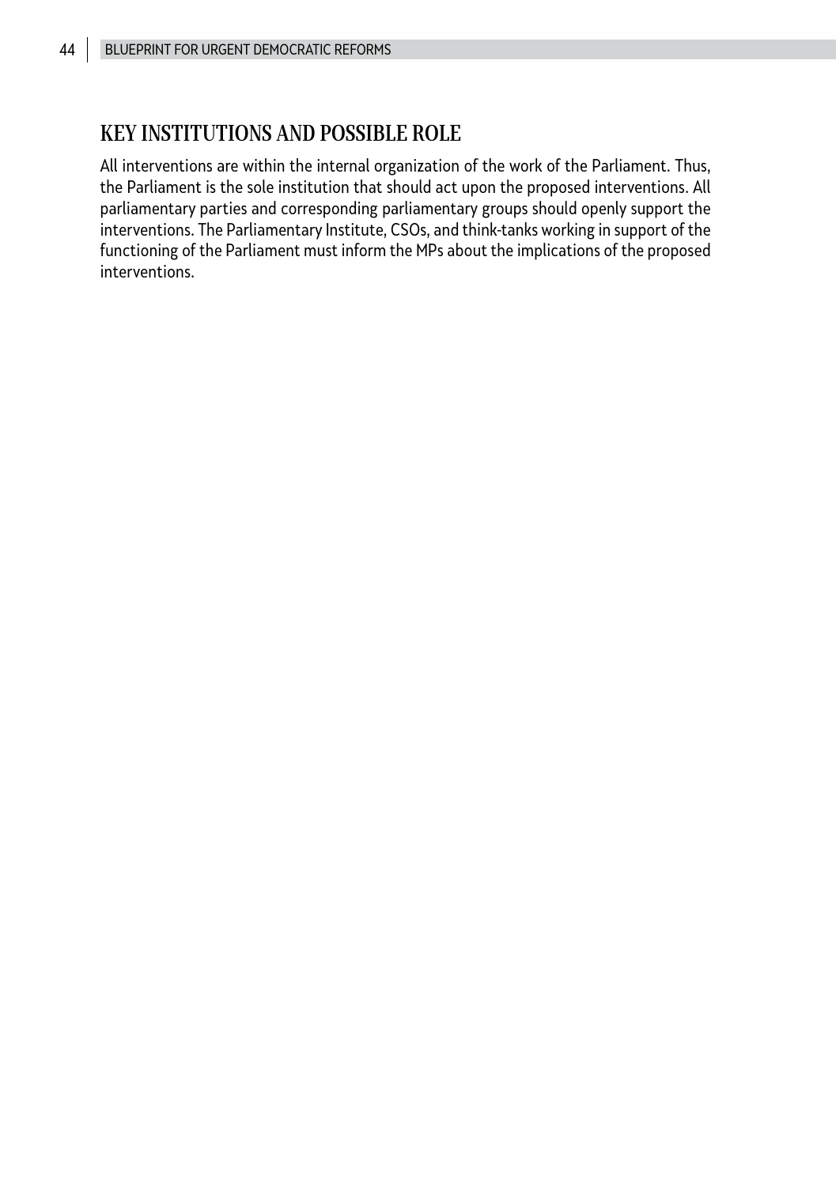## KEY INSTITUTIONS AND POSSIBLE ROLE

All interventions are within the internal organization of the work of the Parliament. Thus, the Parliament is the sole institution that should act upon the proposed interventions. All parliamentary parties and corresponding parliamentary groups should openly support the interventions. The Parliamentary Institute, CSOs, and think-tanks working in support of the functioning of the Parliament must inform the MPs about the implications of the proposed interventions.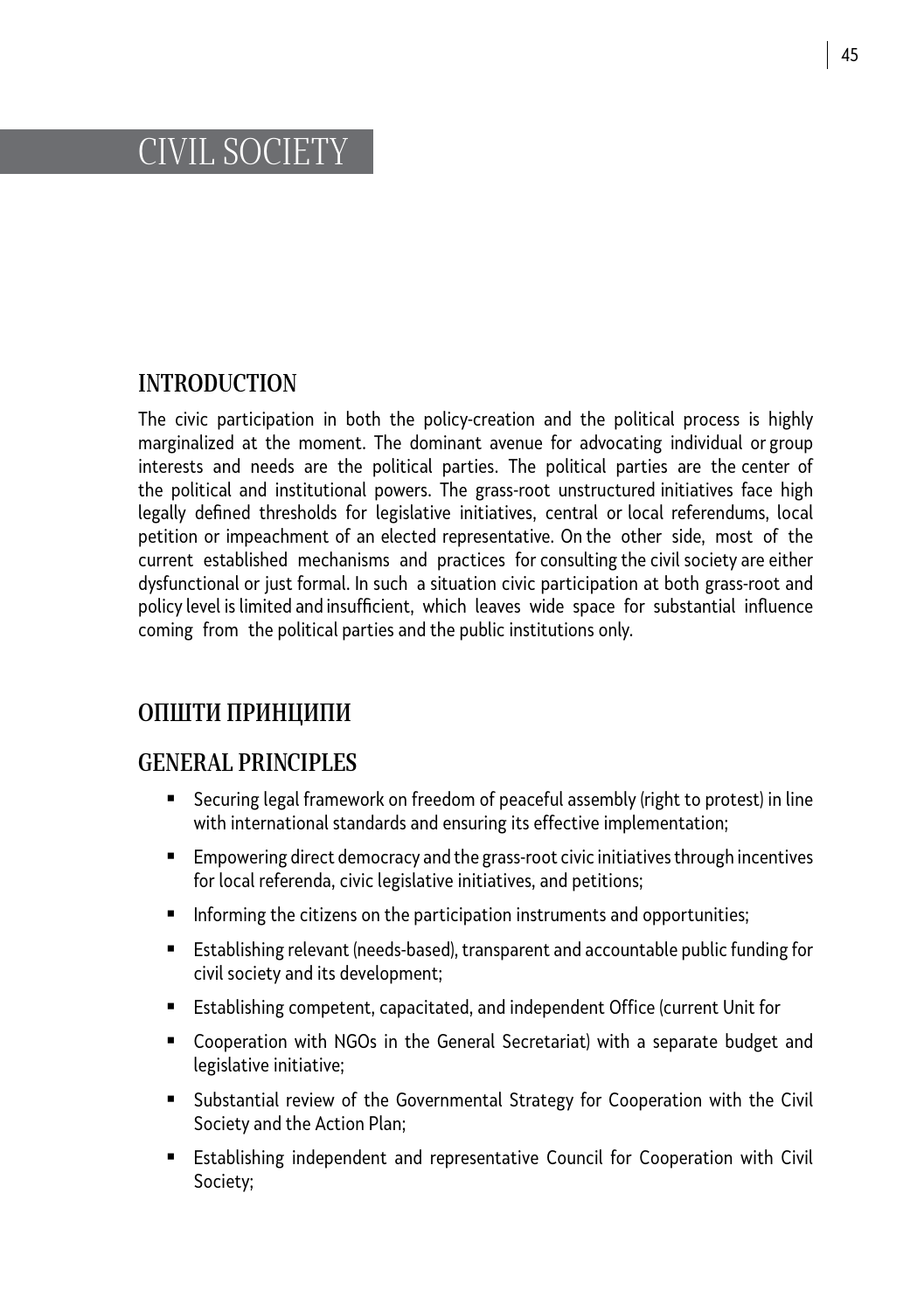# CIVIL SOCIETY

## INTRODUCTION

The civic participation in both the policy-creation and the political process is highly marginalized at the moment. The dominant avenue for advocating individual or group interests and needs are the political parties. The political parties are the center of the political and institutional powers. The grass-root unstructured initiatives face high legally defined thresholds for legislative initiatives, central or local referendums, local petition or impeachment of an elected representative. On the other side, most of the current established mechanisms and practices for consulting the civil society are either dysfunctional or just formal. In such a situation civic participation at both grass-root and policy level is limited and insufficient, which leaves wide space for substantial influence coming from the political parties and the public institutions only.

## ОПШТИ ПРИНЦИПИ

## GENERAL PRINCIPLES

- Securing legal framework on freedom of peaceful assembly (right to protest) in line with international standards and ensuring its effective implementation;
- Empowering direct democracy and the grass-root civic initiatives through incentives for local referenda, civic legislative initiatives, and petitions;
- Informing the citizens on the participation instruments and opportunities;
- Establishing relevant (needs-based), transparent and accountable public funding for civil society and its development;
- Establishing competent, capacitated, and independent Office (current Unit for
- Cooperation with NGOs in the General Secretariat) with a separate budget and legislative initiative;
- Substantial review of the Governmental Strategy for Cooperation with the Civil Society and the Action Plan;
- Establishing independent and representative Council for Cooperation with Civil Society;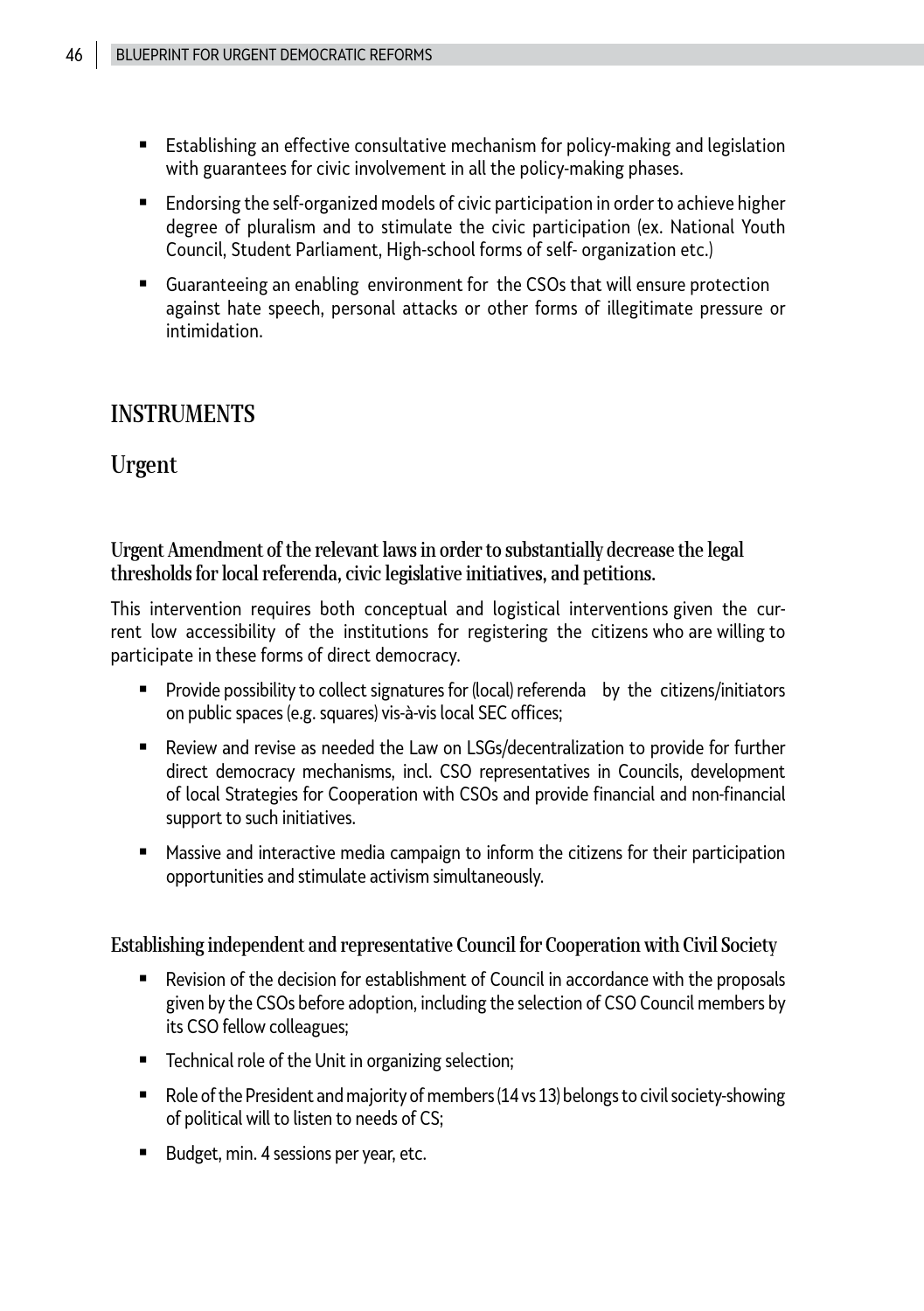- Establishing an effective consultative mechanism for policy-making and legislation with guarantees for civic involvement in all the policy-making phases.
- Endorsing the self-organized models of civic participation in order to achieve higher degree of pluralism and to stimulate the civic participation (ex. National Youth Council, Student Parliament, High-school forms of self- organization etc.)
- Guaranteeing an enabling environment for the CSOs that will ensure protection against hate speech, personal attacks or other forms of illegitimate pressure or intimidation.

## INSTRUMENTS

### Urgent

#### Urgent Amendment of the relevant laws in order to substantially decrease the legal thresholds for local referenda, civic legislative initiatives, and petitions.

This intervention requires both conceptual and logistical interventions given the current low accessibility of the institutions for registering the citizens who are willing to participate in these forms of direct democracy.

- Provide possibility to collect signatures for (local) referenda by the citizens/initiators on public spaces (e.g. squares) vis-à-vis local SEC offices;
- Review and revise as needed the Law on LSGs/decentralization to provide for further direct democracy mechanisms, incl. CSO representatives in Councils, development of local Strategies for Cooperation with CSOs and provide financial and non-financial support to such initiatives.
- Massive and interactive media campaign to inform the citizens for their participation opportunities and stimulate activism simultaneously.

#### Establishing independent and representative Council for Cooperation with Civil Society

- Revision of the decision for establishment of Council in accordance with the proposals given by the CSOs before adoption, including the selection of CSO Council members by its CSO fellow colleagues;
- Technical role of the Unit in organizing selection;
- Role of the President and majority of members (14 vs 13) belongs to civil society-showing of political will to listen to needs of CS;
- Budget, min. 4 sessions per year, etc.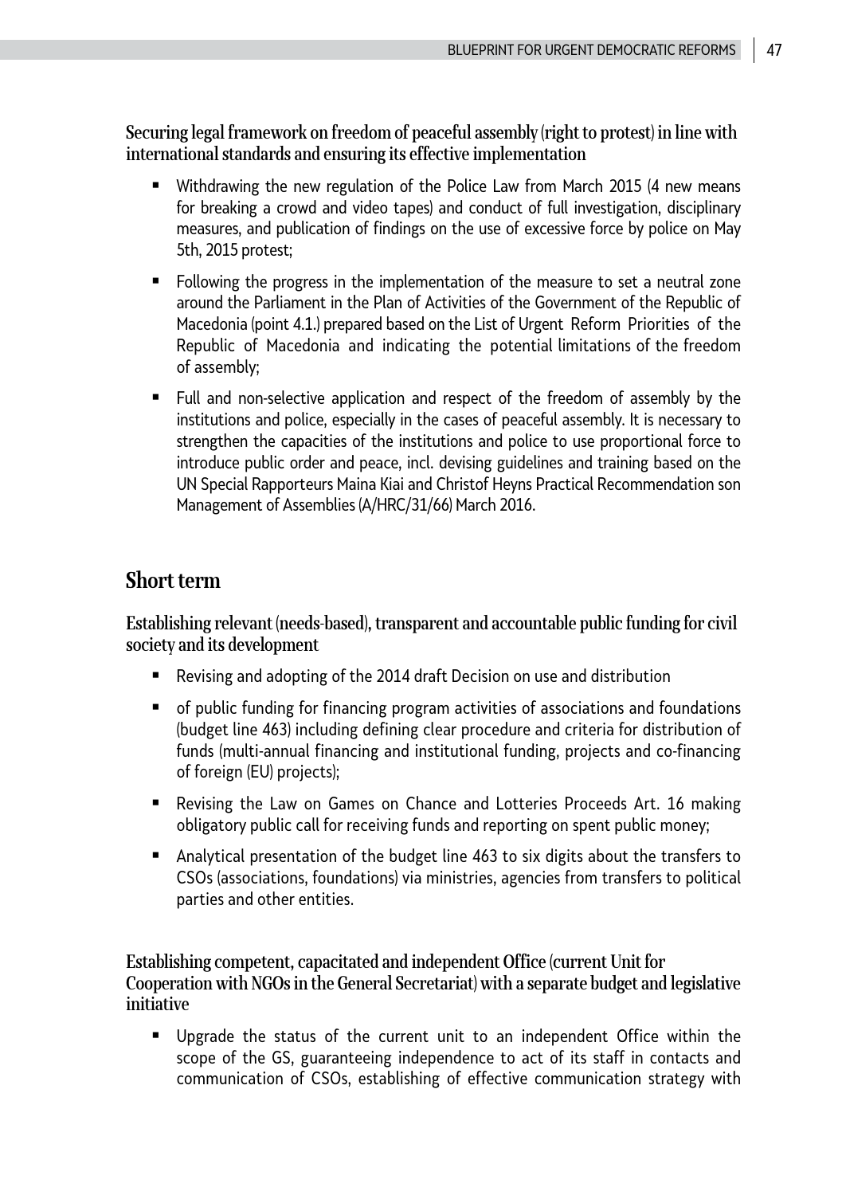### Securing legal framework on freedom of peaceful assembly (right to protest) in line with international standards and ensuring its effective implementation

- Withdrawing the new regulation of the Police Law from March 2015 (4 new means for breaking a crowd and video tapes) and conduct of full investigation, disciplinary measures, and publication of findings on the use of excessive force by police on May 5th, 2015 protest;
- Following the progress in the implementation of the measure to set a neutral zone around the Parliament in the Plan of Activities of the Government of the Republic of Macedonia (point 4.1.) prepared based on the List of Urgent Reform Priorities of the Republic of Macedonia and indicating the potential limitations of the freedom of assembly;
- Full and non-selective application and respect of the freedom of assembly by the institutions and police, especially in the cases of peaceful assembly. It is necessary to strengthen the capacities of the institutions and police to use proportional force to introduce public order and peace, incl. devising guidelines and training based on the UN Special Rapporteurs Maina Kiai and Christof Heyns Practical Recommendation son Management of Assemblies (A/HRC/31/66) March 2016.

## Short term

### Establishing relevant (needs-based), transparent and accountable public funding for civil society and its development

- Revising and adopting of the 2014 draft Decision on use and distribution
- of public funding for financing program activities of associations and foundations (budget line 463) including defining clear procedure and criteria for distribution of funds (multi-annual financing and institutional funding, projects and co-financing of foreign (EU) projects);
- Revising the Law on Games on Chance and Lotteries Proceeds Art. 16 making obligatory public call for receiving funds and reporting on spent public money;
- Analytical presentation of the budget line 463 to six digits about the transfers to CSOs (associations, foundations) via ministries, agencies from transfers to political parties and other entities.

### Establishing competent, capacitated and independent Office (current Unit for Cooperation with NGOs in the General Secretariat) with a separate budget and legislative initiative

- Upgrade the status of the current unit to an independent Office within the scope of the GS, guaranteeing independence to act of its staff in contacts and communication of CSOs, establishing of effective communication strategy with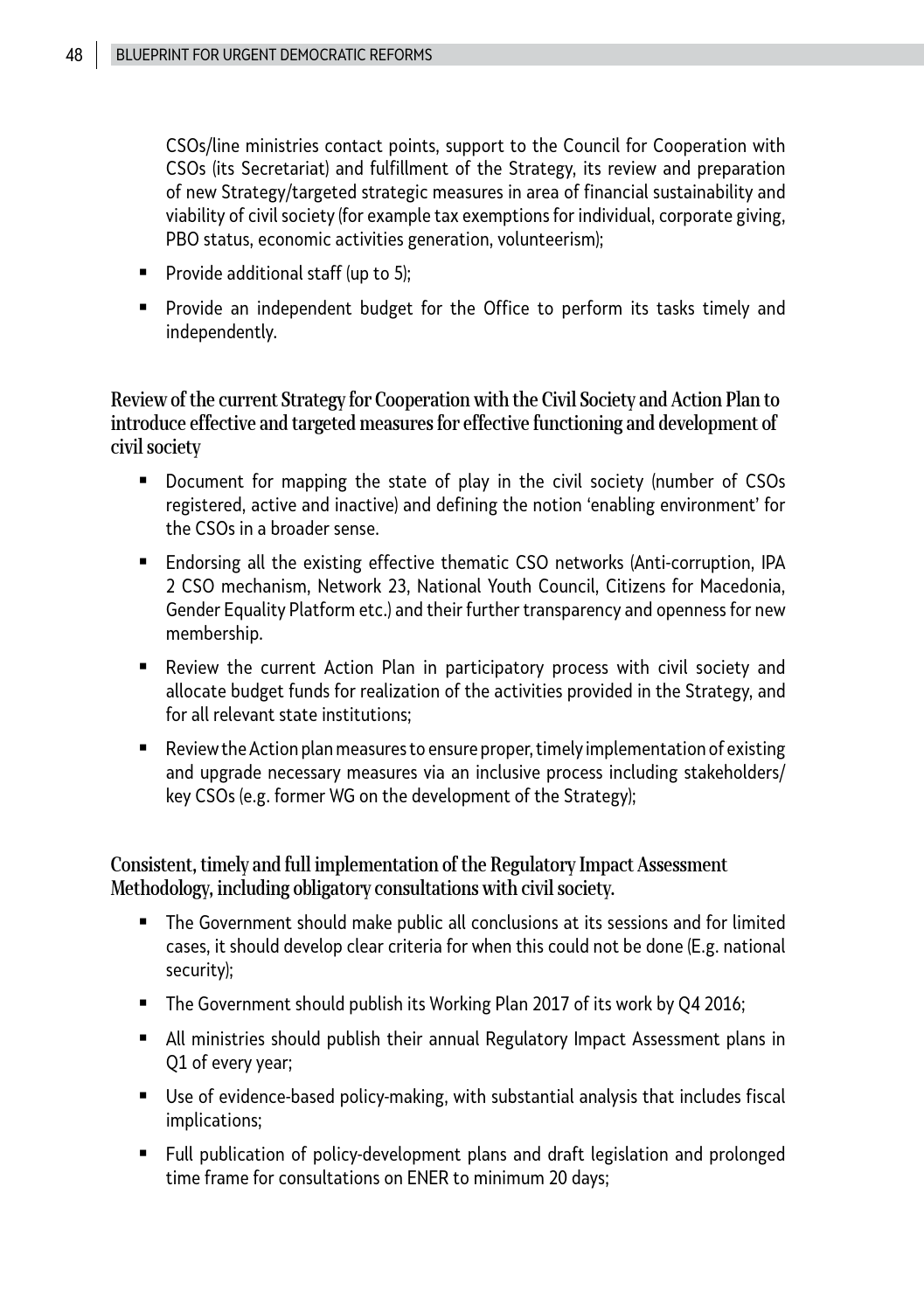CSOs/line ministries contact points, support to the Council for Cooperation with CSOs (its Secretariat) and fulfillment of the Strategy, its review and preparation of new Strategy/targeted strategic measures in area of financial sustainability and viability of civil society (for example tax exemptions for individual, corporate giving, PBO status, economic activities generation, volunteerism);

- Provide additional staff (up to 5);
- Provide an independent budget for the Office to perform its tasks timely and independently.

### Review of the current Strategy for Cooperation with the Civil Society and Action Plan to introduce effective and targeted measures for effective functioning and development of civil society

- Document for mapping the state of play in the civil society (number of CSOs registered, active and inactive) and defining the notion 'enabling environment' for the CSOs in a broader sense.
- Endorsing all the existing effective thematic CSO networks (Anti-corruption, IPA 2 CSO mechanism, Network 23, National Youth Council, Citizens for Macedonia, Gender Equality Platform etc.) and their further transparency and openness for new membership.
- Review the current Action Plan in participatory process with civil society and allocate budget funds for realization of the activities provided in the Strategy, and for all relevant state institutions;
- Review the Action plan measures to ensure proper, timely implementation of existing and upgrade necessary measures via an inclusive process including stakeholders/key CSOs (e.g. former WG on the development of the Strategy);

### Consistent, timely and full implementation of the Regulatory Impact Assessment Methodology, including obligatory consultations with civil society.

- The Government should make public all conclusions at its sessions and for limited cases, it should develop clear criteria for when this could not be done (E.g. national security);
- The Government should publish its Working Plan 2017 of its work by Q4 2016;
- All ministries should publish their annual Regulatory Impact Assessment plans in Q1 of every year;
- Use of evidence-based policy-making, with substantial analysis that includes fiscal implications;
- Full publication of policy-development plans and draft legislation and prolonged time frame for consultations on ENER to minimum 20 days;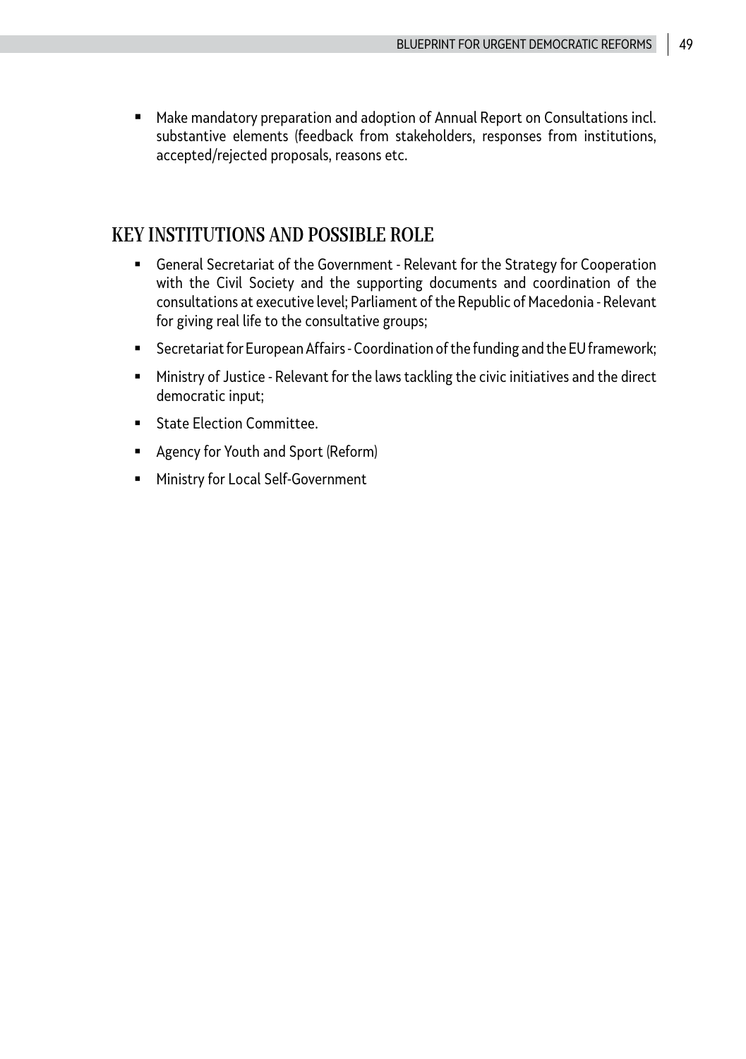- Make mandatory preparation and adoption of Annual Report on Consultations incl. substantive elements (feedback from stakeholders, responses from institutions, accepted/rejected proposals, reasons etc.

## KEY INSTITUTIONS AND POSSIBLE ROLE

- General Secretariat of the Government - Relevant for the Strategy for Cooperation with the Civil Society and the supporting documents and coordination of the consultations at executive level; Parliament of the Republic of Macedonia - Relevant for giving real life to the consultative groups;
- Secretariat for European Affairs - Coordination of the funding and the EU framework;
- Ministry of Justice - Relevant for the laws tackling the civic initiatives and the direct democratic input;
- State Election Committee.
- Agency for Youth and Sport (Reform)
- Ministry for Local Self-Government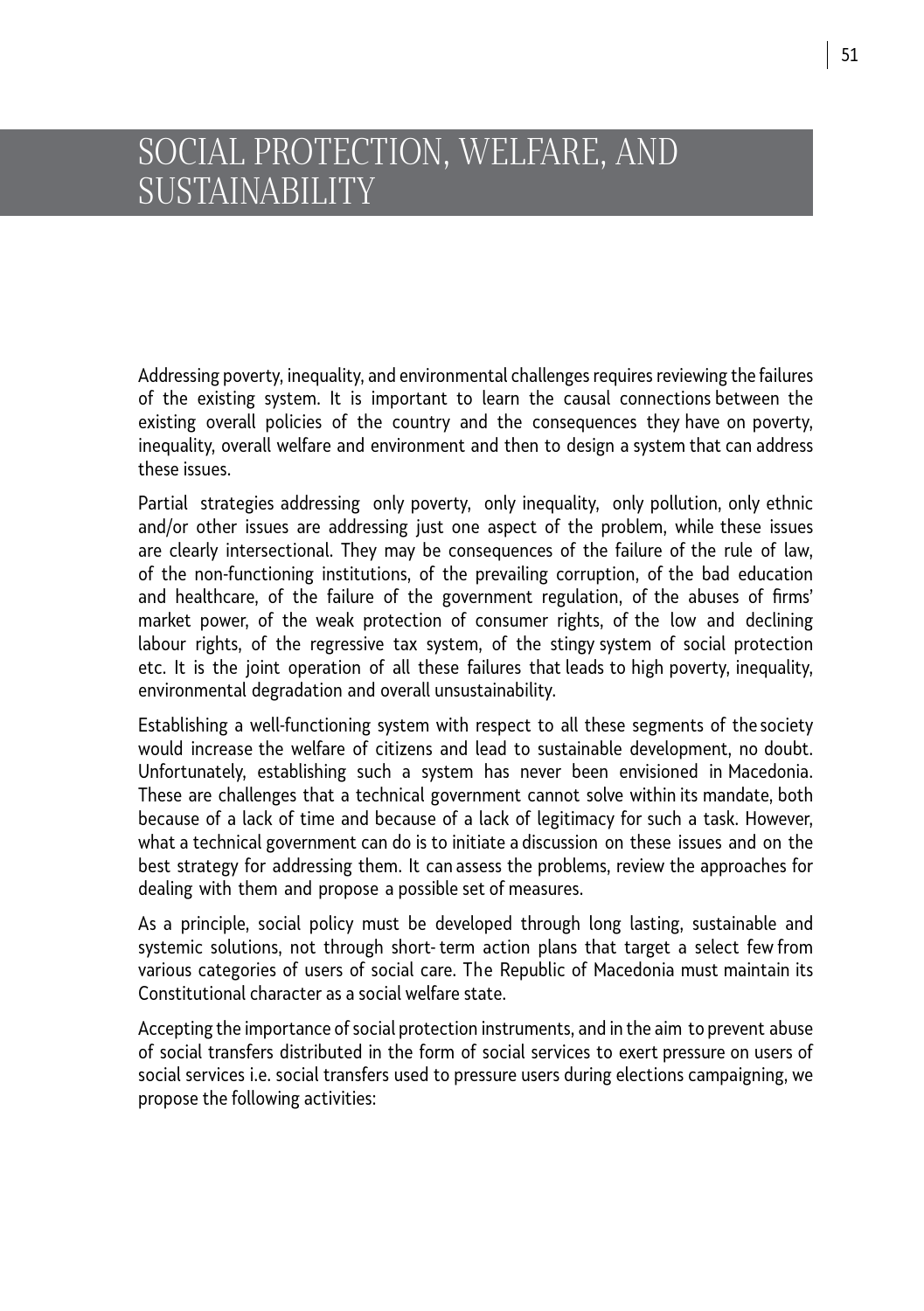# SOCIAL PROTECTION, WELFARE, AND SUSTAINABILITY

Addressing poverty, inequality, and environmental challenges requires reviewing the failures of the existing system. It is important to learn the causal connections between the existing overall policies of the country and the consequences they have on poverty, inequality, overall welfare and environment and then to design a system that can address these issues.

Partial strategies addressing only poverty, only inequality, only pollution, only ethnic and/or other issues are addressing just one aspect of the problem, while these issues are clearly intersectional. They may be consequences of the failure of the rule of law, of the non-functioning institutions, of the prevailing corruption, of the bad education and healthcare, of the failure of the government regulation, of the abuses of firms' market power, of the weak protection of consumer rights, of the low and declining labour rights, of the regressive tax system, of the stingy system of social protection etc. It is the joint operation of all these failures that leads to high poverty, inequality, environmental degradation and overall unsustainability.

Establishing a well-functioning system with respect to all these segments of the society would increase the welfare of citizens and lead to sustainable development, no doubt. Unfortunately, establishing such a system has never been envisioned in Macedonia. These are challenges that a technical government cannot solve within its mandate, both because of a lack of time and because of a lack of legitimacy for such a task. However, what a technical government can do is to initiate a discussion on these issues and on the best strategy for addressing them. It can assess the problems, review the approaches for dealing with them and propose a possible set of measures.

As a principle, social policy must be developed through long lasting, sustainable and systemic solutions, not through short- term action plans that target a select few from various categories of users of social care. The Republic of Macedonia must maintain its Constitutional character as a social welfare state.

Accepting the importance of social protection instruments, and in the aim to prevent abuse of social transfers distributed in the form of social services to exert pressure on users of social services i.e. social transfers used to pressure users during elections campaigning, we propose the following activities: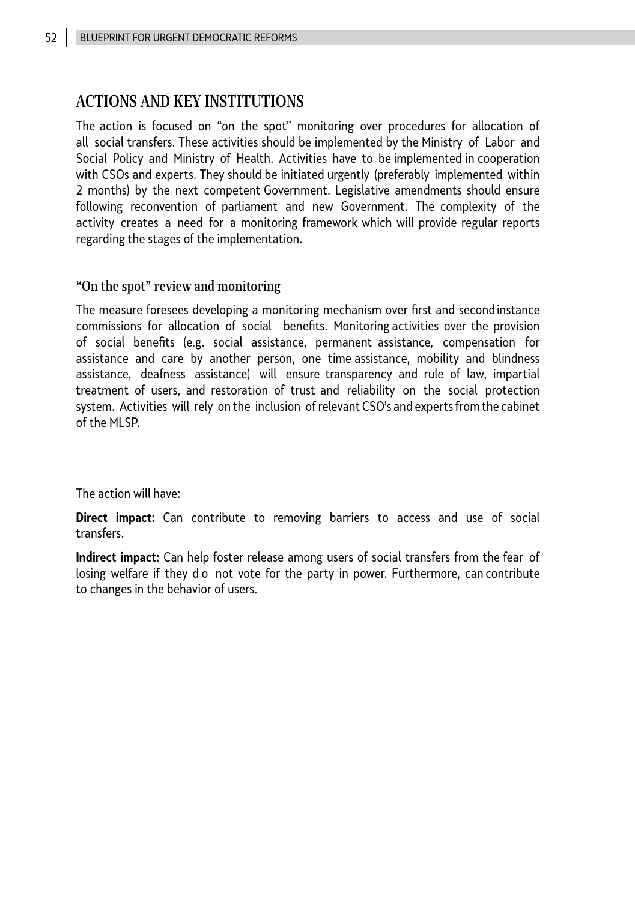## ACTIONS AND KEY INSTITUTIONS

The action is focused on "on the spot" monitoring over procedures for allocation of all social transfers. These activities should be implemented by the Ministry of Labor and Social Policy and Ministry of Health. Activities have to be implemented in cooperation with CSOs and experts. They should be initiated urgently (preferably implemented within 2 months) by the next competent Government. Legislative amendments should ensure following reconvention of parliament and new Government. The complexity of the activity creates a need for a monitoring framework which will provide regular reports regarding the stages of the implementation.

### "On the spot" review and monitoring

The measure foresees developing a monitoring mechanism over first and second instance commissions for allocation of social benefits. Monitoring activities over the provision of social benefits (e.g. social assistance, permanent assistance, compensation for assistance and care by another person, one time assistance, mobility and blindness assistance, deafness assistance) will ensure transparency and rule of law, impartial treatment of users, and restoration of trust and reliability on the social protection system. Activities will rely on the inclusion of relevant CSO's and experts from the cabinet of the MLSP.

The action will have:

**Direct impact:** Can contribute to removing barriers to access and use of social transfers.

**Indirect impact:** Can help foster release among users of social transfers from the fear of losing welfare if they d o not vote for the party in power. Furthermore, can contribute to changes in the behavior of users.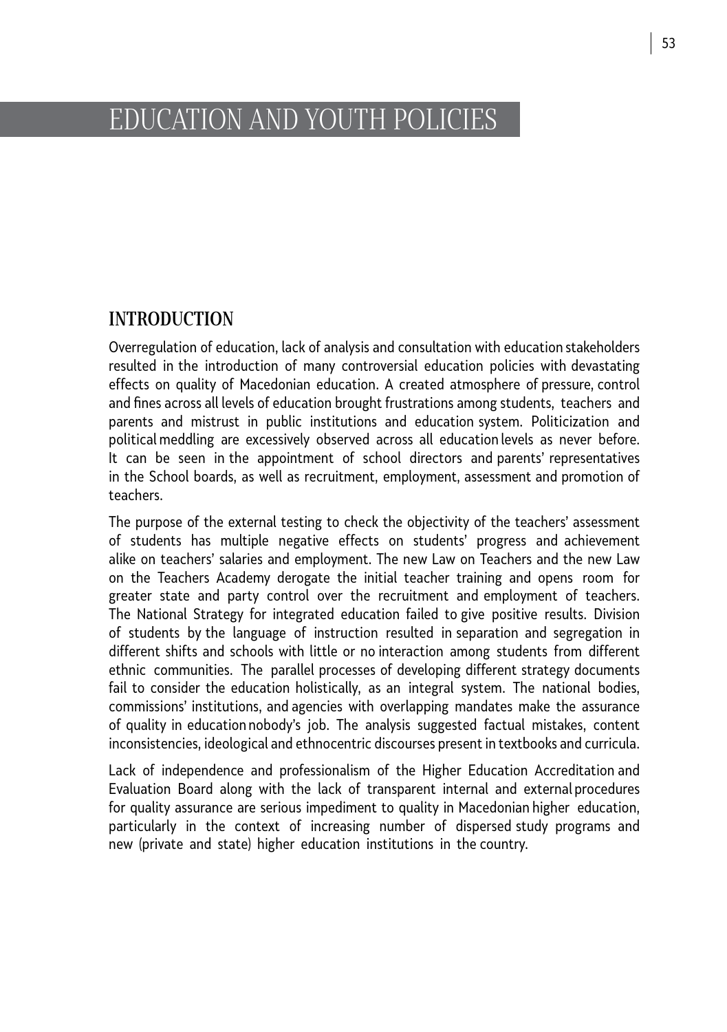# EDUCATION AND YOUTH POLICIES

## INTRODUCTION

Overregulation of education, lack of analysis and consultation with education stakeholders resulted in the introduction of many controversial education policies with devastating effects on quality of Macedonian education. A created atmosphere of pressure, control and fines across all levels of education brought frustrations among students, teachers and parents and mistrust in public institutions and education system. Politicization and political meddling are excessively observed across all education levels as never before. It can be seen in the appointment of school directors and parents' representatives in the School boards, as well as recruitment, employment, assessment and promotion of teachers.

The purpose of the external testing to check the objectivity of the teachers' assessment of students has multiple negative effects on students' progress and achievement alike on teachers' salaries and employment. The new Law on Teachers and the new Law on the Teachers Academy derogate the initial teacher training and opens room for greater state and party control over the recruitment and employment of teachers. The National Strategy for integrated education failed to give positive results. Division of students by the language of instruction resulted in separation and segregation in different shifts and schools with little or no interaction among students from different ethnic communities. The parallel processes of developing different strategy documents fail to consider the education holistically, as an integral system. The national bodies, commissions' institutions, and agencies with overlapping mandates make the assurance of quality in education nobody's job. The analysis suggested factual mistakes, content inconsistencies, ideological and ethnocentric discourses present in textbooks and curricula.

Lack of independence and professionalism of the Higher Education Accreditation and Evaluation Board along with the lack of transparent internal and external procedures for quality assurance are serious impediment to quality in Macedonian higher education, particularly in the context of increasing number of dispersed study programs and new (private and state) higher education institutions in the country.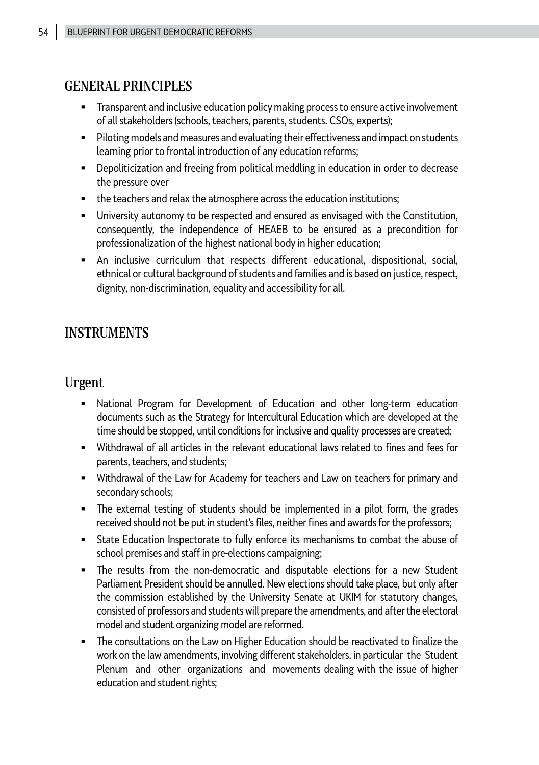## GENERAL PRINCIPLES

- Transparent and inclusive education policy making process to ensure active involvement of all stakeholders (schools, teachers, parents, students. CSOs, experts);
- Piloting models and measures and evaluating their effectiveness and impact on students learning prior to frontal introduction of any education reforms;
- Depoliticization and freeing from political meddling in education in order to decrease the pressure over
- the teachers and relax the atmosphere across the education institutions;
- University autonomy to be respected and ensured as envisaged with the Constitution, consequently, the independence of HEAEB to be ensured as a precondition for professionalization of the highest national body in higher education;
- An inclusive curriculum that respects different educational, dispositional, social, ethnical or cultural background of students and families and is based on justice, respect, dignity, non-discrimination, equality and accessibility for all.

## INSTRUMENTS

### Urgent

- National Program for Development of Education and other long-term education documents such as the Strategy for Intercultural Education which are developed at the time should be stopped, until conditions for inclusive and quality processes are created;
- Withdrawal of all articles in the relevant educational laws related to fines and fees for parents, teachers, and students;
- Withdrawal of the Law for Academy for teachers and Law on teachers for primary and secondary schools;
- The external testing of students should be implemented in a pilot form, the grades received should not be put in student's files, neither fines and awards for the professors;
- State Education Inspectorate to fully enforce its mechanisms to combat the abuse of school premises and staff in pre-elections campaigning;
- The results from the non-democratic and disputable elections for a new Student Parliament President should be annulled. New elections should take place, but only after the commission established by the University Senate at UKIM for statutory changes, consisted of professors and students will prepare the amendments, and after the electoral model and student organizing model are reformed.
- The consultations on the Law on Higher Education should be reactivated to finalize the work on the law amendments, involving different stakeholders, in particular the Student Plenum and other organizations and movements dealing with the issue of higher education and student rights;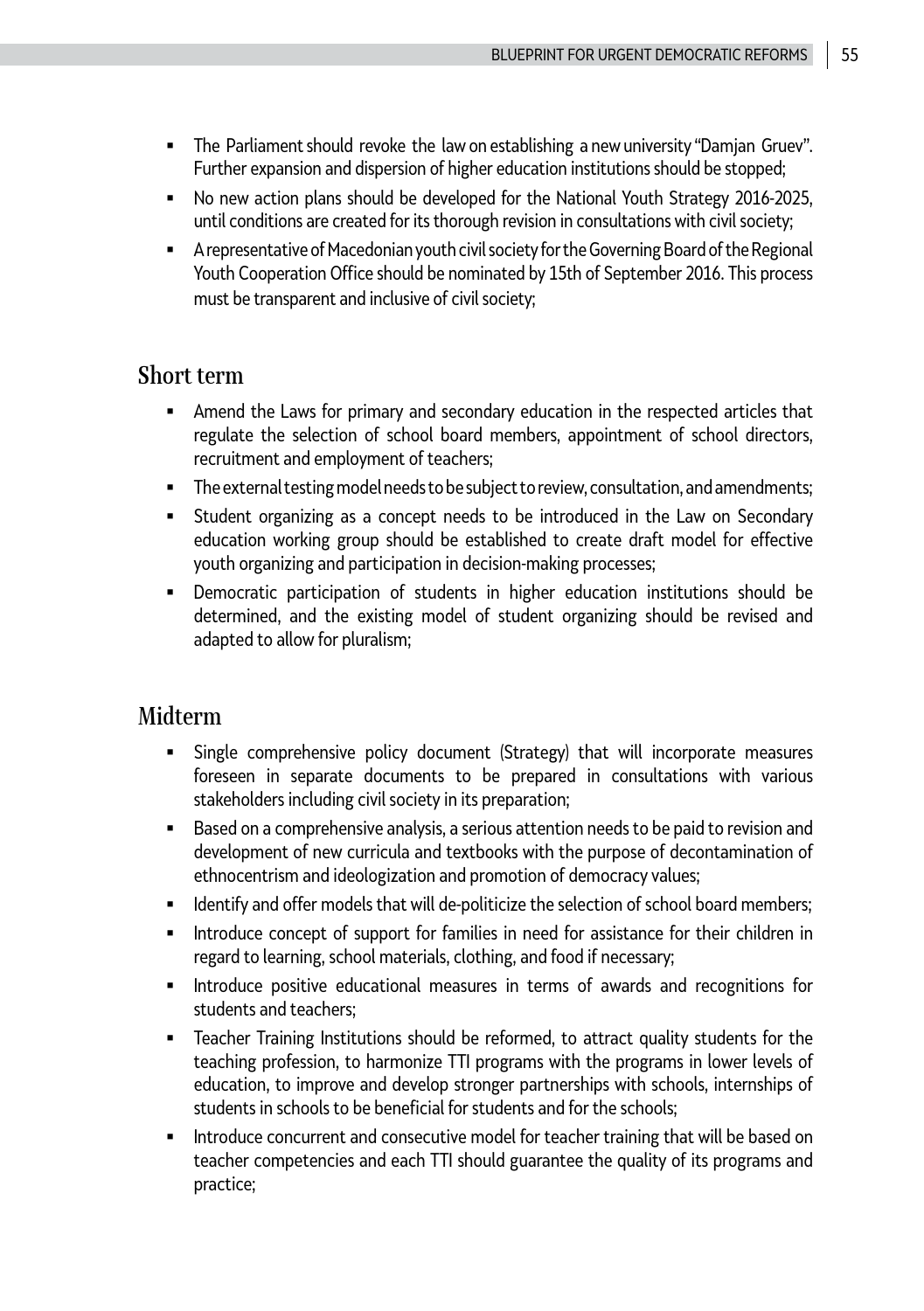- The Parliament should revoke the law on establishing a new university "Damjan Gruev". Further expansion and dispersion of higher education institutions should be stopped;
- No new action plans should be developed for the National Youth Strategy 2016-2025, until conditions are created for its thorough revision in consultations with civil society;
- A representative of Macedonian youth civil society for the Governing Board of the Regional Youth Cooperation Office should be nominated by 15th of September 2016. This process must be transparent and inclusive of civil society;

## Short term

- Amend the Laws for primary and secondary education in the respected articles that regulate the selection of school board members, appointment of school directors, recruitment and employment of teachers;
- The external testing model needs to be subject to review, consultation, and amendments;
- Student organizing as a concept needs to be introduced in the Law on Secondary education working group should be established to create draft model for effective youth organizing and participation in decision-making processes;
- Democratic participation of students in higher education institutions should be determined, and the existing model of student organizing should be revised and adapted to allow for pluralism;

## Midterm

- Single comprehensive policy document (Strategy) that will incorporate measures foreseen in separate documents to be prepared in consultations with various stakeholders including civil society in its preparation;
- Based on a comprehensive analysis, a serious attention needs to be paid to revision and development of new curricula and textbooks with the purpose of decontamination of ethnocentrism and ideologization and promotion of democracy values;
- Identify and offer models that will de-politicize the selection of school board members;
- Introduce concept of support for families in need for assistance for their children in regard to learning, school materials, clothing, and food if necessary;
- Introduce positive educational measures in terms of awards and recognitions for students and teachers;
- Teacher Training Institutions should be reformed, to attract quality students for the teaching profession, to harmonize TTI programs with the programs in lower levels of education, to improve and develop stronger partnerships with schools, internships of students in schools to be beneficial for students and for the schools;
- Introduce concurrent and consecutive model for teacher training that will be based on teacher competencies and each TTI should guarantee the quality of its programs and practice;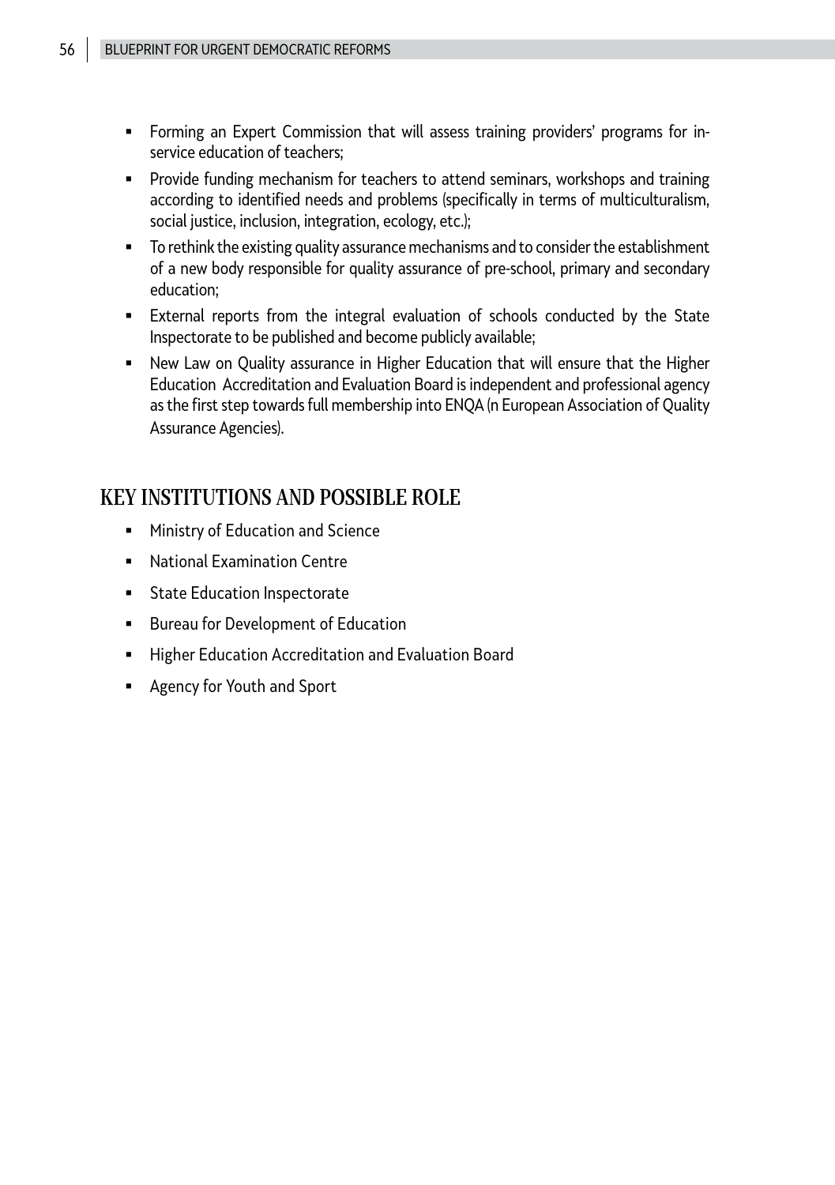- Forming an Expert Commission that will assess training providers' programs for in-service education of teachers;
- Provide funding mechanism for teachers to attend seminars, workshops and training according to identified needs and problems (specifically in terms of multiculturalism, social justice, inclusion, integration, ecology, etc.);
- To rethink the existing quality assurance mechanisms and to consider the establishment of a new body responsible for quality assurance of pre-school, primary and secondary education;
- External reports from the integral evaluation of schools conducted by the State Inspectorate to be published and become publicly available;
- New Law on Quality assurance in Higher Education that will ensure that the Higher Education Accreditation and Evaluation Board is independent and professional agency as the first step towards full membership into ENQA (n European Association of Quality Assurance Agencies).

## KEY INSTITUTIONS AND POSSIBLE ROLE

- Ministry of Education and Science
- National Examination Centre
- State Education Inspectorate
- Bureau for Development of Education
- Higher Education Accreditation and Evaluation Board
- Agency for Youth and Sport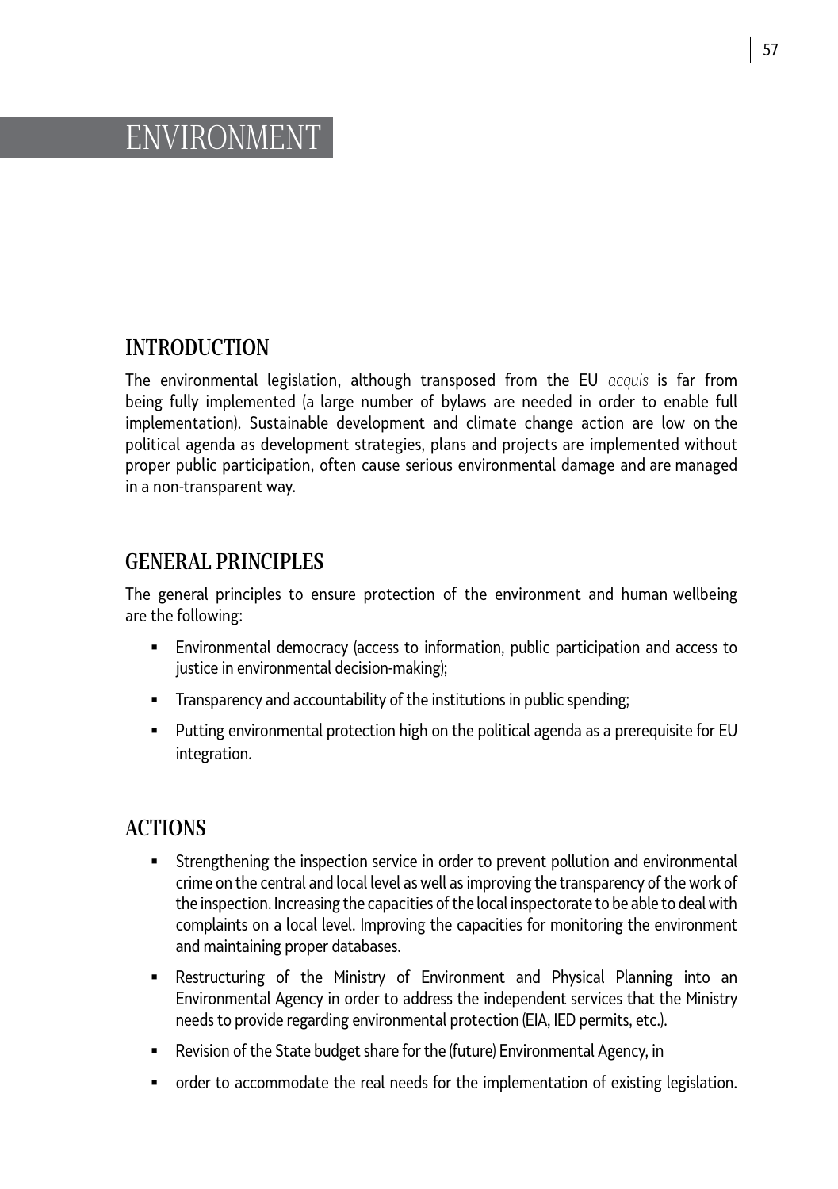# ENVIRONMENT

## INTRODUCTION

The environmental legislation, although transposed from the EU *acquis* is far from being fully implemented (a large number of bylaws are needed in order to enable full implementation). Sustainable development and climate change action are low on the political agenda as development strategies, plans and projects are implemented without proper public participation, often cause serious environmental damage and are managed in a non-transparent way.

## GENERAL PRINCIPLES

The general principles to ensure protection of the environment and human wellbeing are the following:

- Environmental democracy (access to information, public participation and access to justice in environmental decision-making);
- Transparency and accountability of the institutions in public spending;
- Putting environmental protection high on the political agenda as a prerequisite for EU integration.

## ACTIONS

- Strengthening the inspection service in order to prevent pollution and environmental crime on the central and local level as well as improving the transparency of the work of the inspection. Increasing the capacities of the local inspectorate to be able to deal with complaints on a local level. Improving the capacities for monitoring the environment and maintaining proper databases.
- Restructuring of the Ministry of Environment and Physical Planning into an Environmental Agency in order to address the independent services that the Ministry needs to provide regarding environmental protection (EIA, IED permits, etc.).
- Revision of the State budget share for the (future) Environmental Agency, in
- order to accommodate the real needs for the implementation of existing legislation.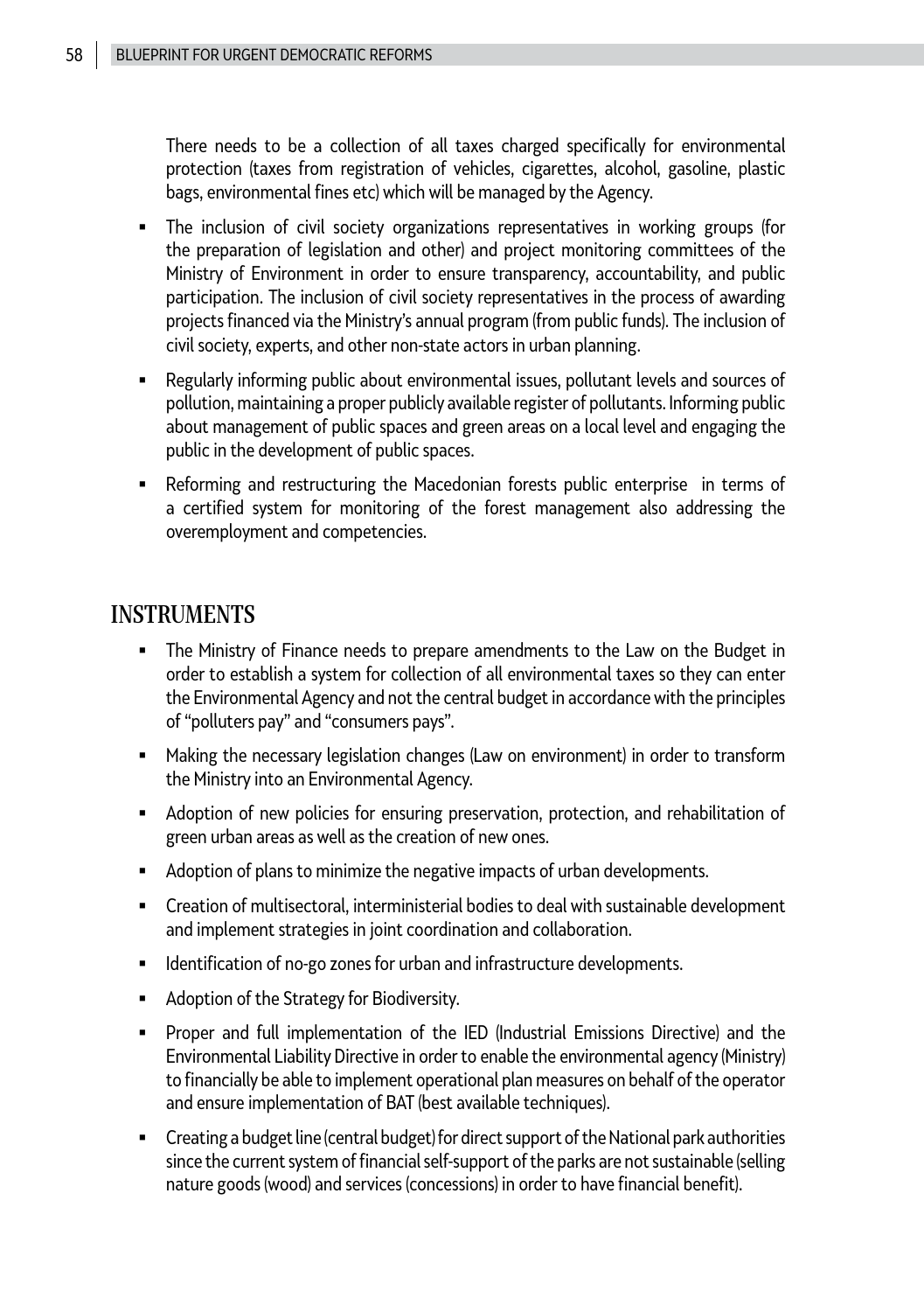There needs to be a collection of all taxes charged specifically for environmental protection (taxes from registration of vehicles, cigarettes, alcohol, gasoline, plastic bags, environmental fines etc) which will be managed by the Agency.

- The inclusion of civil society organizations representatives in working groups (for the preparation of legislation and other) and project monitoring committees of the Ministry of Environment in order to ensure transparency, accountability, and public participation. The inclusion of civil society representatives in the process of awarding projects financed via the Ministry's annual program (from public funds). The inclusion of civil society, experts, and other non-state actors in urban planning.
- Regularly informing public about environmental issues, pollutant levels and sources of pollution, maintaining a proper publicly available register of pollutants. Informing public about management of public spaces and green areas on a local level and engaging the public in the development of public spaces.
- Reforming and restructuring the Macedonian forests public enterprise in terms of a certified system for monitoring of the forest management also addressing the overemployment and competencies.

## INSTRUMENTS

- The Ministry of Finance needs to prepare amendments to the Law on the Budget in order to establish a system for collection of all environmental taxes so they can enter the Environmental Agency and not the central budget in accordance with the principles of "polluters pay" and "consumers pays".
- Making the necessary legislation changes (Law on environment) in order to transform the Ministry into an Environmental Agency.
- Adoption of new policies for ensuring preservation, protection, and rehabilitation of green urban areas as well as the creation of new ones.
- Adoption of plans to minimize the negative impacts of urban developments.
- Creation of multisectoral, interministerial bodies to deal with sustainable development and implement strategies in joint coordination and collaboration.
- Identification of no-go zones for urban and infrastructure developments.
- Adoption of the Strategy for Biodiversity.
- Proper and full implementation of the IED (Industrial Emissions Directive) and the Environmental Liability Directive in order to enable the environmental agency (Ministry) to financially be able to implement operational plan measures on behalf of the operator and ensure implementation of BAT (best available techniques).
- Creating a budget line (central budget) for direct support of the National park authorities since the current system of financial self-support of the parks are not sustainable (selling nature goods (wood) and services (concessions) in order to have financial benefit).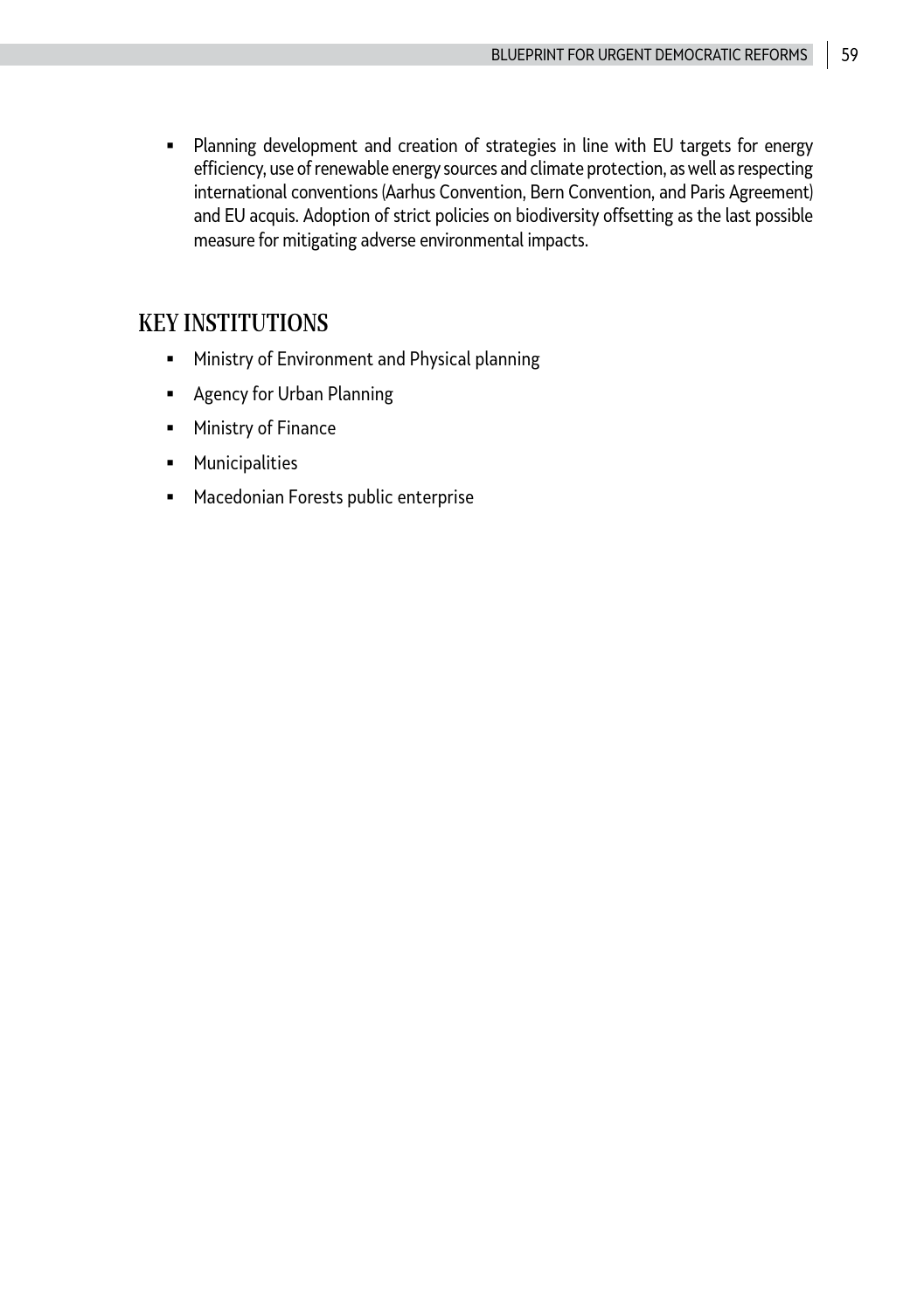- Planning development and creation of strategies in line with EU targets for energy efficiency, use of renewable energy sources and climate protection, as well as respecting international conventions (Aarhus Convention, Bern Convention, and Paris Agreement) and EU acquis. Adoption of strict policies on biodiversity offsetting as the last possible measure for mitigating adverse environmental impacts.

## KEY INSTITUTIONS

- Ministry of Environment and Physical planning
- Agency for Urban Planning
- Ministry of Finance
- Municipalities
- Macedonian Forests public enterprise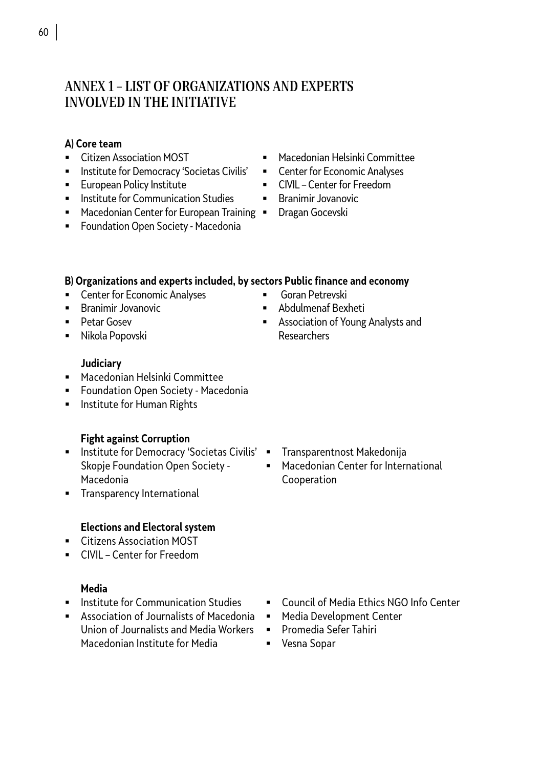# ANNEX 1 – LIST OF ORGANIZATIONS AND EXPERTS INVOLVED IN THE INITIATIVE

**A) Core team**

- Citizen Association MOST
- Institute for Democracy 'Societas Civilis'
- European Policy Institute
- Institute for Communication Studies
- Macedonian Center for European Training
- Foundation Open Society - Macedonia
- Macedonian Helsinki Committee
- Center for Economic Analyses
- CIVIL – Center for Freedom
- Branimir Jovanovic
- Dragan Gocevski

**B) Organizations and experts included, by sectors Public finance and economy**

- Center for Economic Analyses
- Branimir Jovanovic
- Petar Gosev
- Nikola Popovski
- Goran Petrevski
- Abdulmenaf Bexheti
- Association of Young Analysts and Researchers

**Judiciary**

- Macedonian Helsinki Committee
- Foundation Open Society - Macedonia
- Institute for Human Rights

**Fight against Corruption**

- Institute for Democracy 'Societas Civilis' Skopje Foundation Open Society - Macedonia
- Transparency International
- Transparentnost Makedonija
- Macedonian Center for International Cooperation

**Elections and Electoral system**

- Citizens Association MOST
- CIVIL – Center for Freedom

**Media**

- Institute for Communication Studies
- Association of Journalists of Macedonia Union of Journalists and Media Workers Macedonian Institute for Media
- Council of Media Ethics NGO Info Center
- Media Development Center
- Promedia Sefer Tahiri
- Vesna Sopar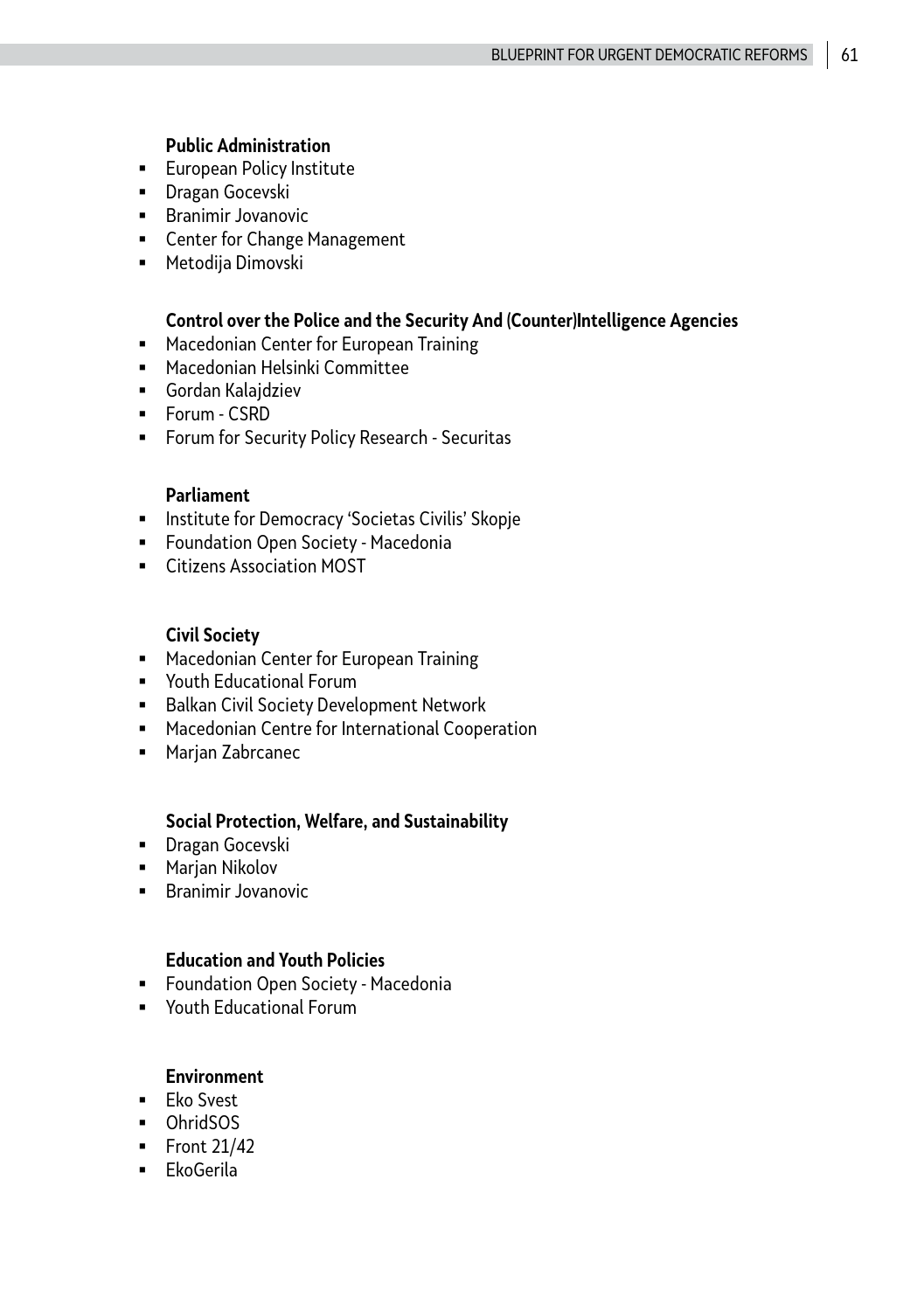**Public Administration**

- European Policy Institute
- Dragan Gocevski
- Branimir Jovanovic
- Center for Change Management
- Metodija Dimovski

**Control over the Police and the Security And (Counter)Intelligence Agencies**

- Macedonian Center for European Training
- Macedonian Helsinki Committee
- Gordan Kalajdziev
- Forum - CSRD
- Forum for Security Policy Research - Securitas

**Parliament**

- Institute for Democracy 'Societas Civilis' Skopje
- Foundation Open Society - Macedonia
- Citizens Association MOST

**Civil Society**

- Macedonian Center for European Training
- Youth Educational Forum
- Balkan Civil Society Development Network
- Macedonian Centre for International Cooperation
- Marjan Zabrcanec

**Social Protection, Welfare, and Sustainability**

- Dragan Gocevski
- Marjan Nikolov
- Branimir Jovanovic

**Education and Youth Policies**

- Foundation Open Society - Macedonia
- Youth Educational Forum

**Environment**

- Eko Svest
- OhridSOS
- Front 21/42
- EkoGerila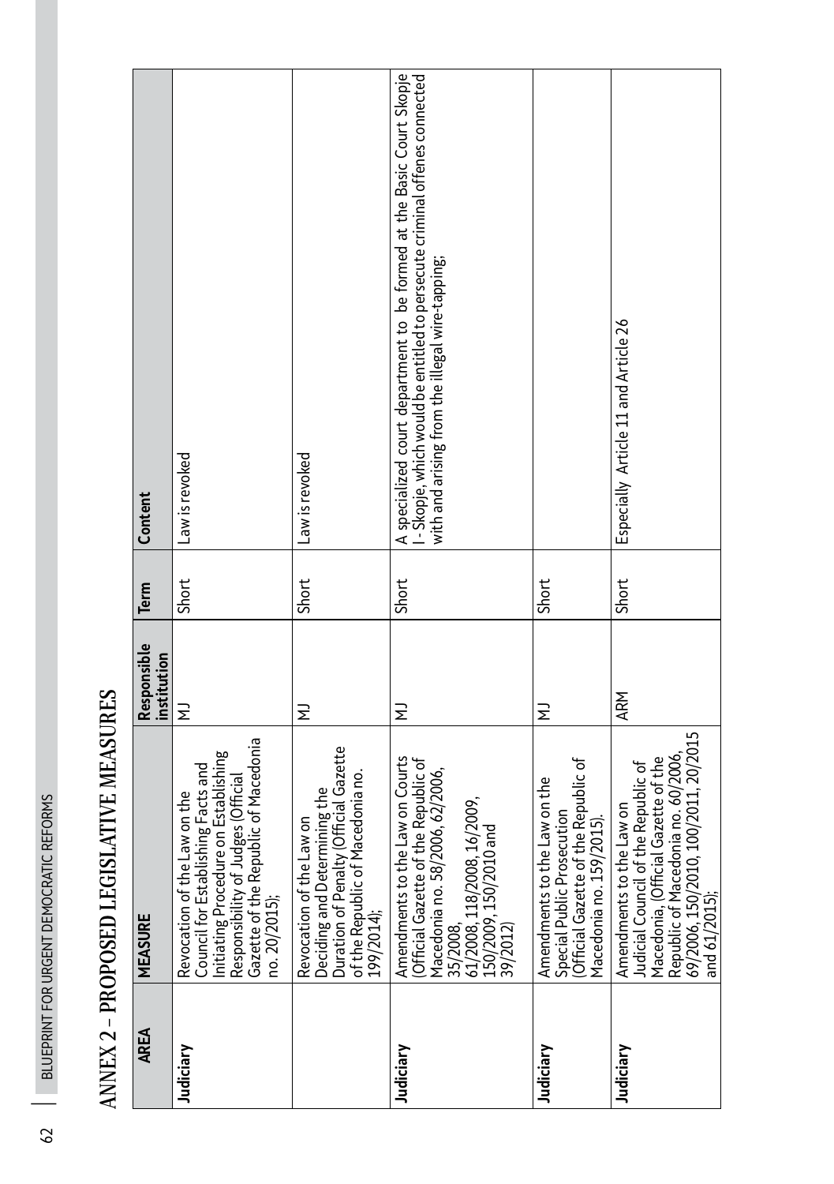# ANNEX 2 – PROPOSED LEGISLATIVE MEASURES

| AREA | MEASURE | Responsible institution | Term | Content |
| --- | --- | --- | --- | --- |
| **Judiciary** | Revocation of the Law on the Council for Establishing Facts and Initiating Procedure on Establishing Responsibility of Judges (Official Gazette of the Republic of Macedonia no. 20/2015); | MJ | Short | Law is revoked |
| | Revocation of the Law on Deciding and Determining the Duration of Penalty (Official Gazette of the Republic of Macedonia no. 199/2014); | MJ | Short | Law is revoked |
| **Judiciary** | Amendments to the Law on Courts (Official Gazette of the Republic of Macedonia no. 58/2006, 62/2006, 35/2008, 61/2008, 118/2008, 16/2009, 150/2009, 150/2010 and 39/2012) | MJ | Short | A specialized court department to be formed at the Basic Court Skopje I - Skopje, which would be entitled to persecute criminal offenes connected with and arising from the illegal wire-tapping; |
| **Judiciary** | Amendments to the Law on the Special Public Prosecution (Official Gazette of the Republic of Macedonia no. 159/2015). | MJ | Short | |
| **Judiciary** | Amendments to the Law on Judicial Council of the Republic of Macedonia, (Official Gazette of the Republic of Macedonia no. 60/2006, 69/2006, 150/2010, 100/2011, 20/2015 and 61/2015); | ARM | Short | Especially Article 11 and Article 26 |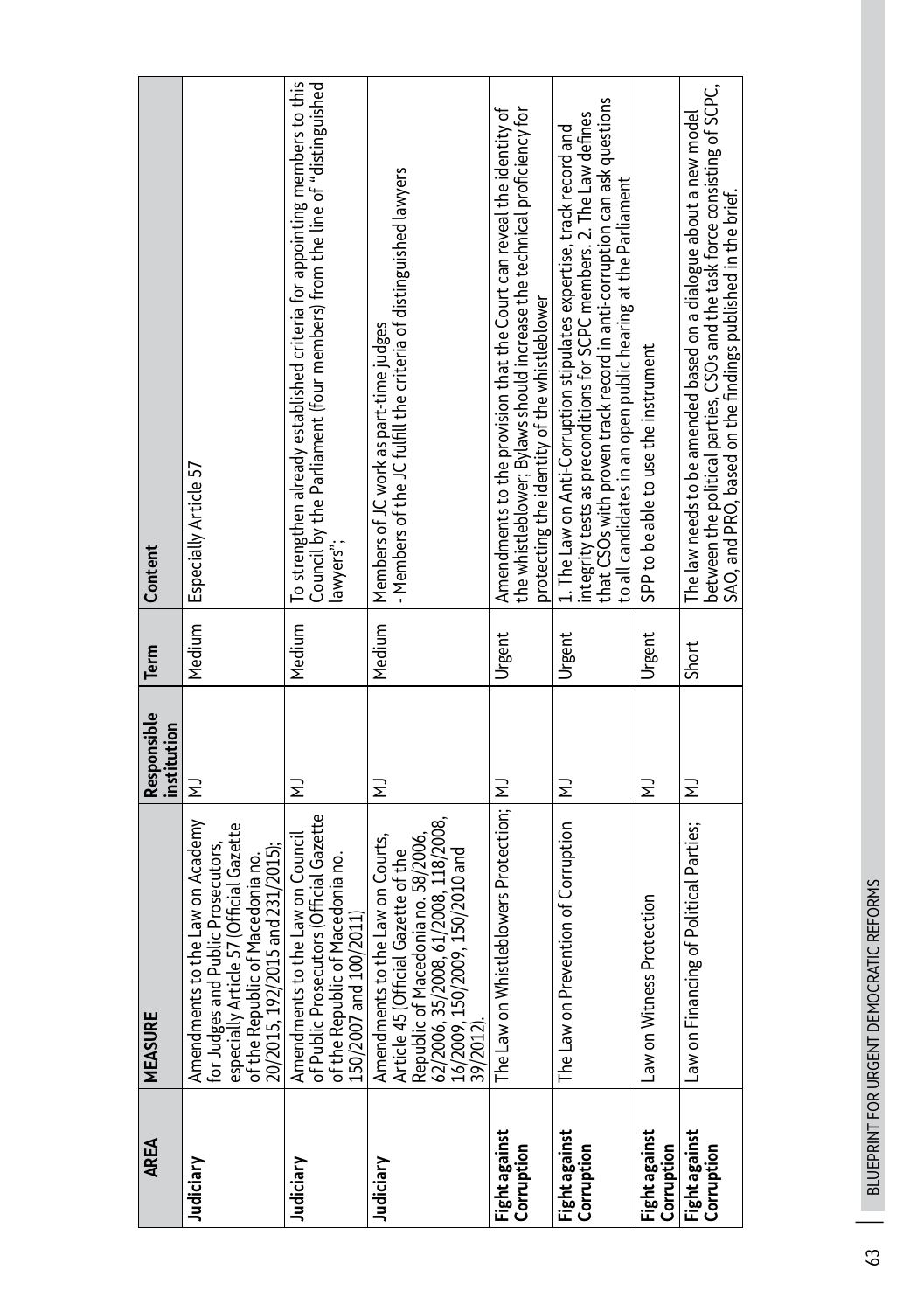| AREA | MEASURE | Responsible institution | Term | Content |
|---|---|---|---|---|
| **Judiciary** | Amendments to the Law on Academy for Judges and Public Prosecutors, especially Article 57 (Official Gazette of the Republic of Macedonia no. 20/2015, 192/2015 and 231/2015); | MJ | Medium | Especially Article 57 |
| **Judiciary** | Amendments to the Law on Council of Public Prosecutors (Official Gazette of the Republic of Macedonia no. 150/2007 and 100/2011) | MJ | Medium | To strengthen already established criteria for appointing members to this Council by the Parliament (four members) from the line of "distinguished lawyers"; |
| **Judiciary** | Amendments to the Law on Courts, Article 45 (Official Gazette of the Republic of Macedonia no. 58/2006, 62/2006, 35/2008, 61/2008, 118/2008, 16/2009, 150/2009, 150/2010 and 39/2012). | MJ | Medium | Members of JC work as part-time judges<br>- Members of the JC fulfill the criteria of distinguished lawyers |
| **Fight against Corruption** | The Law on Whistleblowers Protection; | MJ | Urgent | Amendments to the provision that the Court can reveal the identity of the whistleblower; Bylaws should increase the technical proficiency for protecting the identity of the whistleblower |
| **Fight against Corruption** | The Law on Prevention of Corruption | MJ | Urgent | 1. The Law on Anti-Corruption stipulates expertise, track record and integrity tests as preconditions for SCPC members. 2. The Law defines that CSOs with proven track record in anti-corruption can ask questions to all candidates in an open public hearing at the Parliament |
| **Fight against Corruption** | Law on Witness Protection | MJ | Urgent | SPP to be able to use the instrument |
| **Fight against Corruption** | Law on Financing of Political Parties; | MJ | Short | The law needs to be amended based on a dialogue about a new model between the political parties, CSOs and the task force consisting of SCPC, SAO, and PRO, based on the findings published in the brief. |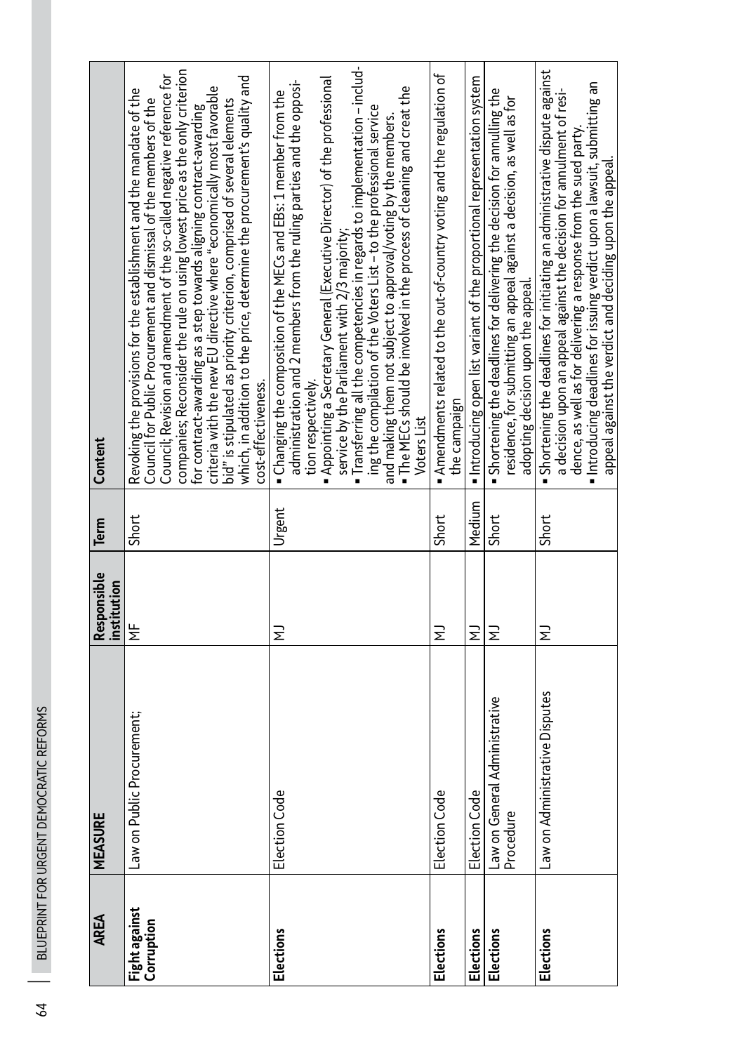| AREA | MEASURE | Responsible institution | Term | Content |
| --- | --- | --- | --- | --- |
| **Fight against Corruption** | Law on Public Procurement; | MF | Short | Revoking the provisions for the establishment and the mandate of the Council for Public Procurement and dismissal of the members of the Council; Revision and amendment of the so-called negative reference for companies; Reconsider the rule on using lowest price as the only criterion for contract-awarding as a step towards aligning contract-awarding criteria with the new EU directive where "economically most favorable bid" is stipulated as priority criterion, comprised of several elements which, in addition to the price, determine the procurement's quality and cost-effectiveness. |
| **Elections** | Election Code | MJ | Urgent | ▪ Changing the composition of the MECs and EBs: 1 member from the administration and 2 members from the ruling parties and the opposition respectively.<br>▪ Appointing a Secretary General (Executive Director) of the professional service by the Parliament with 2/3 majority;<br>▪ Transferring all the competencies in regards to implementation – including the compilation of the Voters List – to the professional service and making them not subject to approval/voting by the members.<br>▪ The MECs should be involved in the process of cleaning and creat the Voters List |
| **Elections** | Election Code | MJ | Short | ▪ Amendments related to the out-of-country voting and the regulation of the campaign |
| **Elections** | Election Code | MJ | Medium | ▪ Introducing open list variant of the proportional representation system |
| **Elections** | Law on General Administrative Procedure | MJ | Short | ▪ Shortening the deadlines for delivering the decision for annulling the residence, for submitting an appeal against a decision, as well as for adopting decision upon the appeal. |
| **Elections** | Law on Administrative Disputes | MJ | Short | ▪ Shortening the deadlines for initiating an administrative dispute against a decision upon an appeal against the decision for annulment of residence, as well as for delivering a response from the sued party.<br>▪ Introducing deadlines for issuing verdict upon a lawsuit, submitting an appeal against the verdict and deciding upon the appeal. |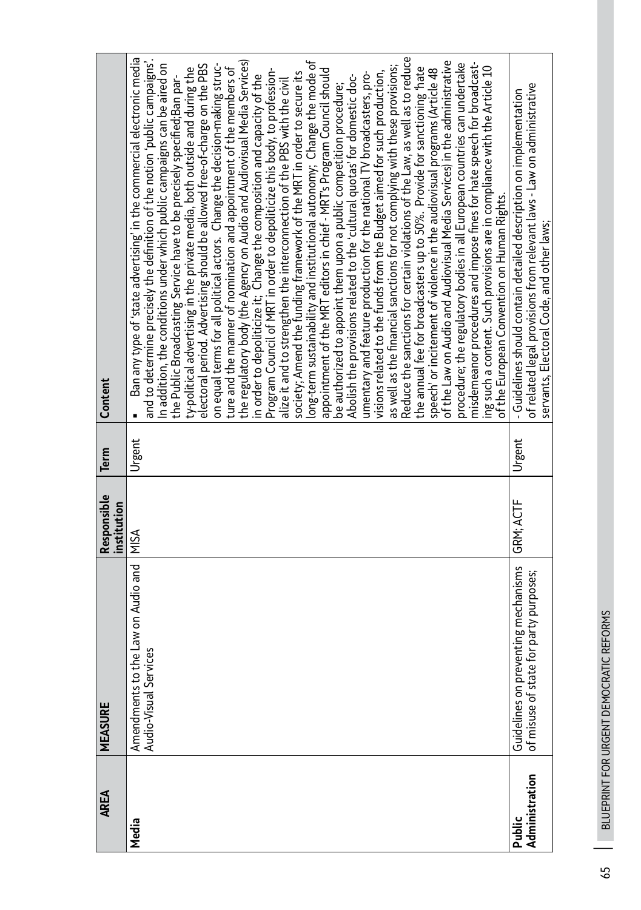| AREA | MEASURE | Responsible institution | Term | Content |
|---|---|---|---|---|
| **Media** | Amendments to the Law on Audio and Audio-Visual Services | MISA | Urgent | ▪ Ban any type of 'state advertising' in the commercial electronic media and to determine precisely the definition of the notion 'public campaigns'. In addition, the conditions under which public campaigns can be aired on the Public Broadcasting Service have to be precisely specified;Ban party-political advertising in the private media, both outside and during the electoral period. Advertising should be allowed free-of-charge on the PBS on equal terms for all political actors. Change the decision-making structure and the manner of nomination and appointment of the members of the regulatory body (the Agency on Audio and Audiovisual Media Services) in order to depoliticize it; Change the composition and capacity of the Program Council of MRT in order to depoliticize this body, to professionalize it and to strengthen the interconnection of the PBS with the civil society; Amend the funding framework of the MRT in order to secure its long-term sustainability and institutional autonomy; Change the mode of appointment of the MRT editors in chief - MRT's Program Council should be authorized to appoint them upon a public competition procedure; Abolish the provisions related to the 'cultural quotas' for domestic documentary and feature production for the national TV broadcasters, provisions related to the funds from the Budget aimed for such production, as well as the financial sanctions for not complying with these provisions; Reduce the sanctions for certain violations of the Law, as well as to reduce the annual fee for broadcasters up to 50%. Provide for sanctioning 'hate speech' or incitement of violence in the audiovisual programs (Article 48 of the Law on Audio and Audiovisual Media Services) in the administrative procedure; the regulatory bodies in all European countries can undertake misdemeanor procedures and impose fines for hate speech for broadcasting such a content. Such provisions are in compliance with the Article 10 of the European Convention on Human Rights. |
| **Public Administration** | Guidelines on preventing mechanisms of misuse of state for party purposes; | GRM; ACTF | Urgent | - Guidelines should contain detailed description on implementation of related legal provisions from relevant laws - Law on administrative servants, Electoral Code, and other laws; |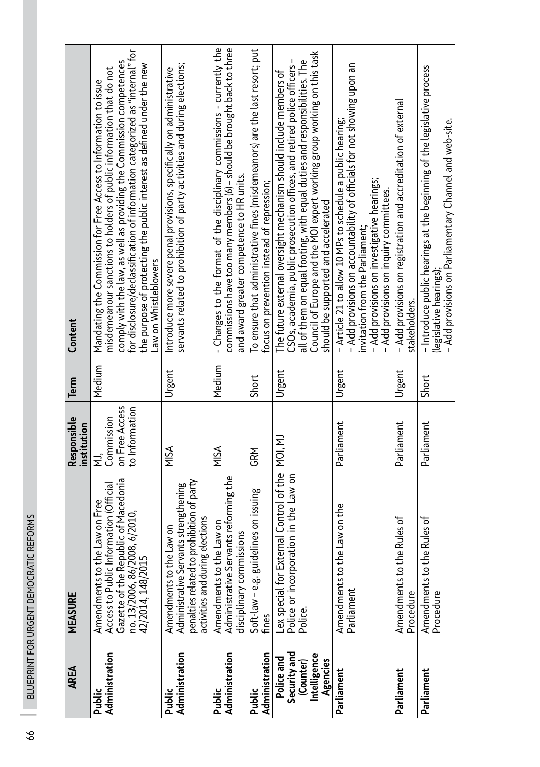| AREA | MEASURE | Responsible institution | Term | Content |
| --- | --- | --- | --- | --- |
| Public Administration | Amendments to the Law on Free Access to Public Information (Official Gazette of the Republic of Macedonia no. 13/2006, 86/2008, 6/2010, 42/2014, 148/2015 | MJ, Commission on Free Access to Information | Medium | Mandating the Commission for Free Access to Information to issue misdemeanour sanctions to holders of public information that do not comply with the law, as well as providing the Commission competences for disclosure/declassification of information categorized as "internal" for the purpose of protecting the public interest as defined under the new Law on Whistleblowers |
| Public Administration | Amendments to the Law on Administrative Servants strengthening penalties related to prohibition of party activities and during elections | MISA | Urgent | Introduce more severe penal provisions, specifically on administrative servants related to prohibition of party activities and during elections; |
| Public Administration | Amendments to the Law on Administrative Servants reforming the disciplinary commissions | MISA | Medium | - Changes to the format of the disciplinary commissions - currently the commissions have too many members (6) – should be brought back to three and award greater competence to HR units. |
| Public Administration | Soft-law – e.g. guidelines on issuing fines | GRM | Short | To ensure that administrative fines (misdemeanors) are the last resort; put focus on prevention instead of repression; |
| Police and Security and (Counter) Intelligence Agencies | Lex special for External Control of the Police or incorporation in the Law on Police. | MOI, MJ | Urgent | The future external oversight mechanism should include members of CSOs, academia, public prosecution offices, and retired police officers – all of them on equal footing, with equal duties and responsibilities. The Council of Europe and the MOI expert working group working on this task should be supported and accelerated |
| Parliament | Amendments to the Law on the Parliament | Parliament | Urgent | – Article 21 to allow 10 MPs to schedule a public hearing;<br>– Add provisions on accountability of officials for not showing upon an invitation from the Parliament;<br>– Add provisions on investigative hearings;<br>– Add provisions on inquiry committees. |
| Parliament | Amendments to the Rules of Procedure | Parliament | Urgent | – Add provisions on registration and accreditation of external stakeholders. |
| Parliament | Amendments to the Rules of Procedure | Parliament | Short | – Introduce public hearings at the beginning of the legislative process (legislative hearings);<br>– Add provisions on Parliamentary Channel and web-site. |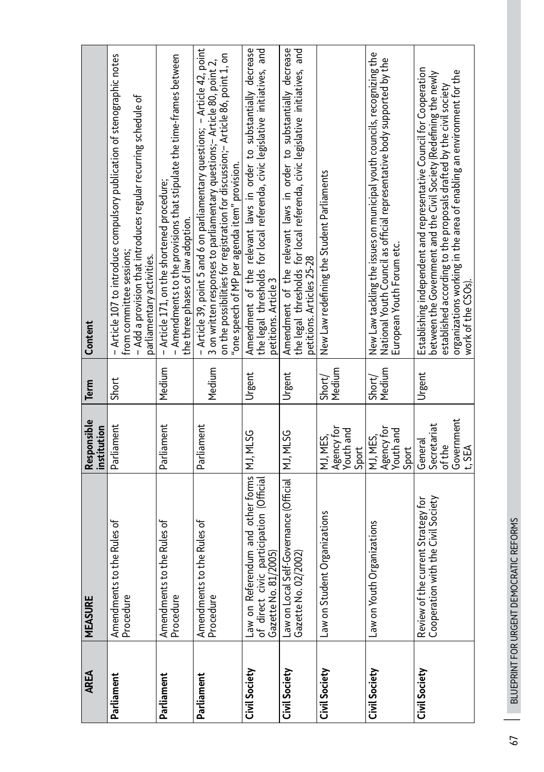| AREA | MEASURE | Responsible institution | Term | Content |
| --- | --- | --- | --- | --- |
| **Parliament** | Amendments to the Rules of Procedure | Parliament | Short | – Article 107 to introduce compulsory publication of stenographic notes from committee sessions;<br>– Add a provision that introduces regular recurring schedule of parliamentary activities. |
| **Parliament** | Amendments to the Rules of Procedure | Parliament | Medium | – Article 171, on the shortened procedure;<br>– Amendments to the provisions that stipulate the time-frames between the three phases of law adoption. |
| **Parliament** | Amendments to the Rules of Procedure | Parliament | Medium | – Article 39, point 5 and 6 on parliamentary questions; – Article 42, point 3 on written responses to parliamentary questions;– Article 80, point 2, on the possibilities for registration for discussion;– Article 86, point 1, on "one speech of MP per agenda item" provision. |
| **Civil Society** | Law on Referendum and other forms of direct civic participation (Official Gazette No. 81/2005) | MJ, MLSG | Urgent | Amendment of the relevant laws in order to substantially decrease the legal thresholds for local referenda, civic legislative initiatives, and petitions. Article 3 |
| **Civil Society** | Law on Local Self-Governance (Official Gazette No. 02/2002) | MJ, MLSG | Urgent | Amendment of the relevant laws in order to substantially decrease the legal thresholds for local referenda, civic legislative initiatives, and petitions. Articles 25-28 |
| **Civil Society** | Law on Student Organizations | MJ, MES, Agency for Youth and Sport | Short/ Medium | New Law redefining the Student Parliaments |
| **Civil Society** | Law on Youth Organizations | MJ, MES, Agency for Youth and Sport | Short/ Medium | New Law tackling the issues on municipal youth councils, recognizing the National Youth Council as official representative body supported by the European Youth Forum etc. |
| **Civil Society** | Review of the current Strategy for Cooperation with the Civil Society | General Secretariat of the Government, SEA | Urgent | Establishing independent and representative Council for Cooperation between the Government and the Civil Society (Redefining the newly established according to the proposals drafted by the civil society organizations working in the area of enabling an environment for the work of the CSOs). |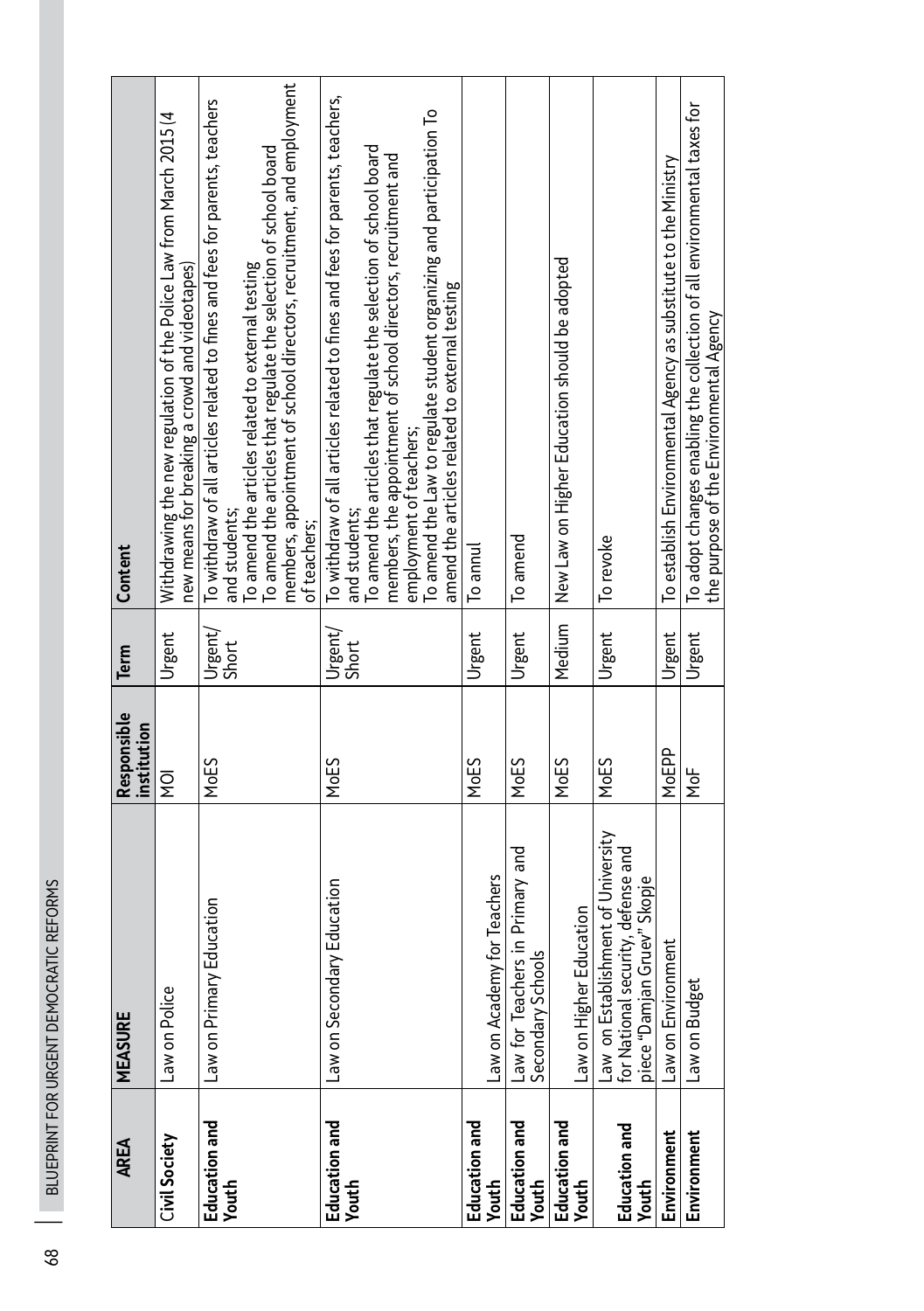| AREA | MEASURE | Responsible institution | Term | Content |
|---|---|---|---|---|
| Civil Society | Law on Police | MOI | Urgent | Withdrawing the new regulation of the Police Law from March 2015 (4 new means for breaking a crowd and videotapes) |
| **Education and Youth** | Law on Primary Education | MoES | Urgent/ Short | To withdraw of all articles related to fines and fees for parents, teachers and students;<br>To amend the articles related to external testing<br>To amend the articles that regulate the selection of school board members, appointment of school directors, recruitment, and employment of teachers; |
| **Education and Youth** | Law on Secondary Education | MoES | Urgent/ Short | To withdraw of all articles related to fines and fees for parents, teachers, and students;<br>To amend the articles that regulate the selection of school board members, the appointment of school directors, recruitment and employment of teachers;<br>To amend the Law to regulate student organizing and participation To amend the articles related to external testing |
| **Education and Youth** | Law on Academy for Teachers | MoES | Urgent | To annul |
| **Education and Youth** | Law for Teachers in Primary and Secondary Schools | MoES | Urgent | To amend |
| **Education and Youth** | Law on Higher Education | MoES | Medium | New Law on Higher Education should be adopted |
| **Education and Youth** | Law on Establishment of University for National security, defense and piece "Damjan Gruev" Skopje | MoES | Urgent | To revoke |
| **Environment** | Law on Environment | MoEPP | Urgent | To establish Environmental Agency as substitute to the Ministry |
| **Environment** | Law on Budget | MoF | Urgent | To adopt changes enabling the collection of all environmental taxes for the purpose of the Environmental Agency |